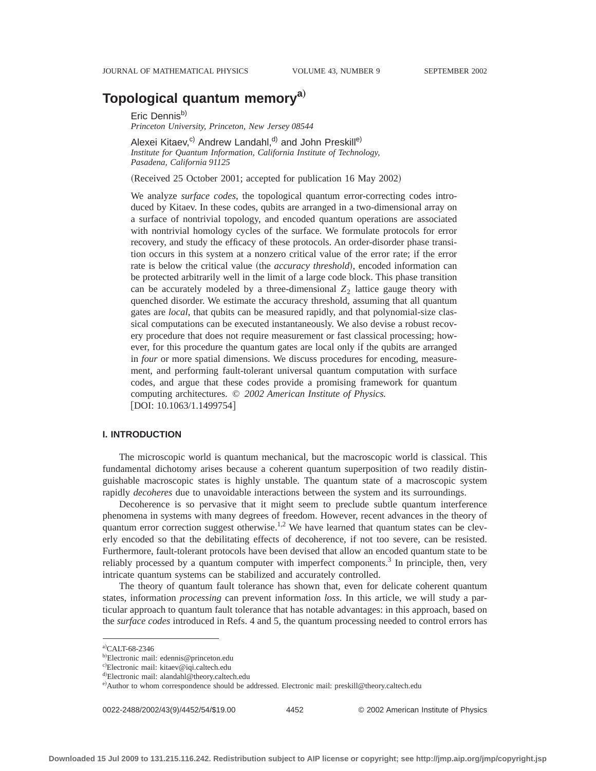# Topological quantum memory[a]

Eric Dennis[b]
*Princeton University, Princeton, New Jersey 08544*

Alexei Kitaev,[c] Andrew Landahl,[d] and John Preskill[e]
*Institute for Quantum Information, California Institute of Technology, Pasadena, California 91125*

(Received 25 October 2001; accepted for publication 16 May 2002)

We analyze *surface codes*, the topological quantum error-correcting codes introduced by Kitaev. In these codes, qubits are arranged in a two-dimensional array on a surface of nontrivial topology, and encoded quantum operations are associated with nontrivial homology cycles of the surface. We formulate protocols for error recovery, and study the efficacy of these protocols. An order-disorder phase transition occurs in this system at a nonzero critical value of the error rate; if the error rate is below the critical value (the *accuracy threshold*), encoded information can be protected arbitrarily well in the limit of a large code block. This phase transition can be accurately modeled by a three-dimensional $Z_2$ lattice gauge theory with quenched disorder. We estimate the accuracy threshold, assuming that all quantum gates are *local*, that qubits can be measured rapidly, and that polynomial-size classical computations can be executed instantaneously. We also devise a robust recovery procedure that does not require measurement or fast classical processing; however, for this procedure the quantum gates are local only if the qubits are arranged in *four* or more spatial dimensions. We discuss procedures for encoding, measurement, and performing fault-tolerant universal quantum computation with surface codes, and argue that these codes provide a promising framework for quantum computing architectures. © *2002 American Institute of Physics.* [DOI: 10.1063/1.1499754]

## I. INTRODUCTION

The microscopic world is quantum mechanical, but the macroscopic world is classical. This fundamental dichotomy arises because a coherent quantum superposition of two readily distinguishable macroscopic states is highly unstable. The quantum state of a macroscopic system rapidly *decoheres* due to unavoidable interactions between the system and its surroundings.

Decoherence is so pervasive that it might seem to preclude subtle quantum interference phenomena in systems with many degrees of freedom. However, recent advances in the theory of quantum error correction suggest otherwise.[1,2] We have learned that quantum states can be cleverly encoded so that the debilitating effects of decoherence, if not too severe, can be resisted. Furthermore, fault-tolerant protocols have been devised that allow an encoded quantum state to be reliably processed by a quantum computer with imperfect components.[3] In principle, then, very intricate quantum systems can be stabilized and accurately controlled.

The theory of quantum fault tolerance has shown that, even for delicate coherent quantum states, information *processing* can prevent information *loss*. In this article, we will study a particular approach to quantum fault tolerance that has notable advantages: in this approach, based on the *surface codes* introduced in Refs. 4 and 5, the quantum processing needed to control errors has

---

[a] CALT-68-2346
[b] Electronic mail: edennis@princeton.edu
[c] Electronic mail: kitaev@iqi.caltech.edu
[d] Electronic mail: alandahl@theory.caltech.edu
[e] Author to whom correspondence should be addressed. Electronic mail: preskill@theory.caltech.edu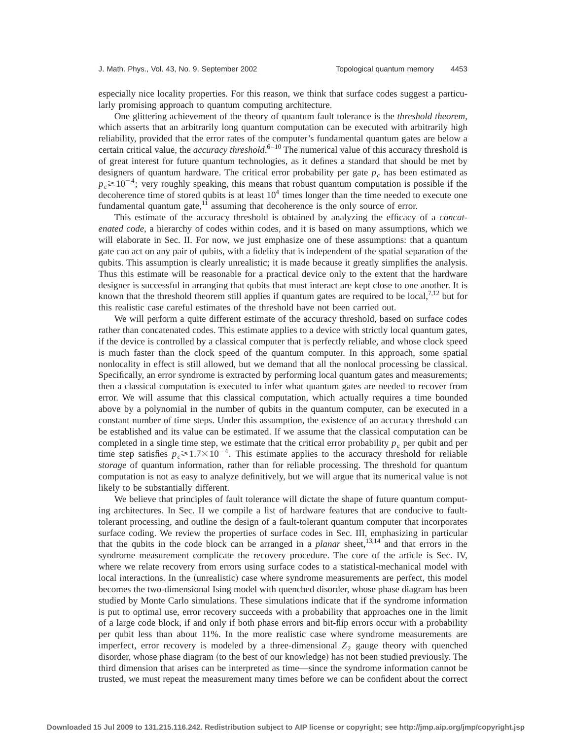especially nice locality properties. For this reason, we think that surface codes suggest a particularly promising approach to quantum computing architecture.

One glittering achievement of the theory of quantum fault tolerance is the *threshold theorem*, which asserts that an arbitrarily long quantum computation can be executed with arbitrarily high reliability, provided that the error rates of the computer's fundamental quantum gates are below a certain critical value, the *accuracy threshold*.[6–10] The numerical value of this accuracy threshold is of great interest for future quantum technologies, as it defines a standard that should be met by designers of quantum hardware. The critical error probability per gate $p_c$ has been estimated as $p_c \gtrsim 10^{-4}$; very roughly speaking, this means that robust quantum computation is possible if the decoherence time of stored qubits is at least $10^4$ times longer than the time needed to execute one fundamental quantum gate,[11] assuming that decoherence is the only source of error.

This estimate of the accuracy threshold is obtained by analyzing the efficacy of a *concatenated code*, a hierarchy of codes within codes, and it is based on many assumptions, which we will elaborate in Sec. II. For now, we just emphasize one of these assumptions: that a quantum gate can act on any pair of qubits, with a fidelity that is independent of the spatial separation of the qubits. This assumption is clearly unrealistic; it is made because it greatly simplifies the analysis. Thus this estimate will be reasonable for a practical device only to the extent that the hardware designer is successful in arranging that qubits that must interact are kept close to one another. It is known that the threshold theorem still applies if quantum gates are required to be local,[7,12] but for this realistic case careful estimates of the threshold have not been carried out.

We will perform a quite different estimate of the accuracy threshold, based on surface codes rather than concatenated codes. This estimate applies to a device with strictly local quantum gates, if the device is controlled by a classical computer that is perfectly reliable, and whose clock speed is much faster than the clock speed of the quantum computer. In this approach, some spatial nonlocality in effect is still allowed, but we demand that all the nonlocal processing be classical. Specifically, an error syndrome is extracted by performing local quantum gates and measurements; then a classical computation is executed to infer what quantum gates are needed to recover from error. We will assume that this classical computation, which actually requires a time bounded above by a polynomial in the number of qubits in the quantum computer, can be executed in a constant number of time steps. Under this assumption, the existence of an accuracy threshold can be established and its value can be estimated. If we assume that the classical computation can be completed in a single time step, we estimate that the critical error probability $p_c$ per qubit and per time step satisfies $p_c \geqslant 1.7\times 10^{-4}$. This estimate applies to the accuracy threshold for reliable *storage* of quantum information, rather than for reliable processing. The threshold for quantum computation is not as easy to analyze definitively, but we will argue that its numerical value is not likely to be substantially different.

We believe that principles of fault tolerance will dictate the shape of future quantum computing architectures. In Sec. II we compile a list of hardware features that are conducive to fault-tolerant processing, and outline the design of a fault-tolerant quantum computer that incorporates surface coding. We review the properties of surface codes in Sec. III, emphasizing in particular that the qubits in the code block can be arranged in a *planar* sheet,[13,14] and that errors in the syndrome measurement complicate the recovery procedure. The core of the article is Sec. IV, where we relate recovery from errors using surface codes to a statistical-mechanical model with local interactions. In the (unrealistic) case where syndrome measurements are perfect, this model becomes the two-dimensional Ising model with quenched disorder, whose phase diagram has been studied by Monte Carlo simulations. These simulations indicate that if the syndrome information is put to optimal use, error recovery succeeds with a probability that approaches one in the limit of a large code block, if and only if both phase errors and bit-flip errors occur with a probability per qubit less than about 11%. In the more realistic case where syndrome measurements are imperfect, error recovery is modeled by a three-dimensional $Z_2$ gauge theory with quenched disorder, whose phase diagram (to the best of our knowledge) has not been studied previously. The third dimension that arises can be interpreted as time—since the syndrome information cannot be trusted, we must repeat the measurement many times before we can be confident about the correct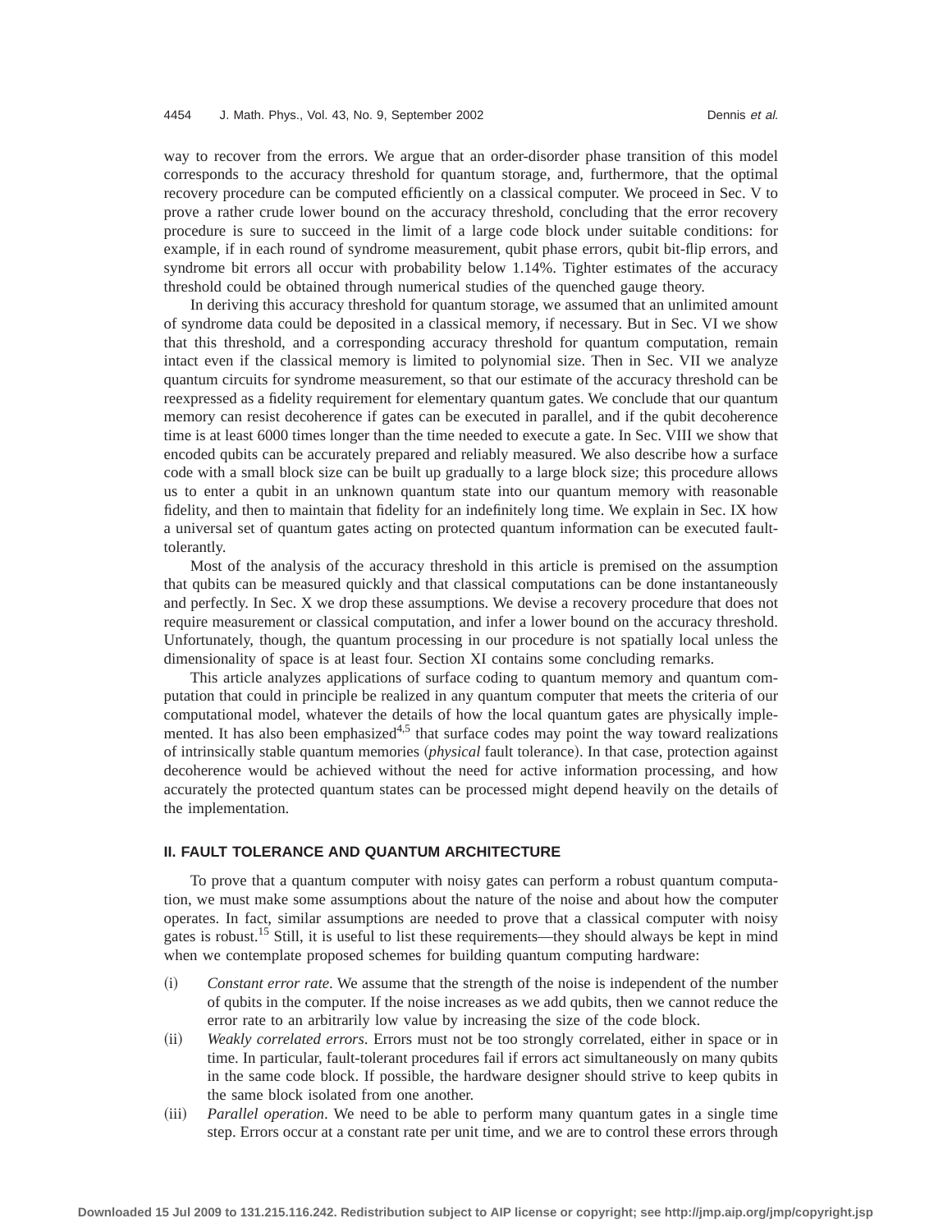way to recover from the errors. We argue that an order-disorder phase transition of this model corresponds to the accuracy threshold for quantum storage, and, furthermore, that the optimal recovery procedure can be computed efficiently on a classical computer. We proceed in Sec. V to prove a rather crude lower bound on the accuracy threshold, concluding that the error recovery procedure is sure to succeed in the limit of a large code block under suitable conditions: for example, if in each round of syndrome measurement, qubit phase errors, qubit bit-flip errors, and syndrome bit errors all occur with probability below 1.14%. Tighter estimates of the accuracy threshold could be obtained through numerical studies of the quenched gauge theory.

In deriving this accuracy threshold for quantum storage, we assumed that an unlimited amount of syndrome data could be deposited in a classical memory, if necessary. But in Sec. VI we show that this threshold, and a corresponding accuracy threshold for quantum computation, remain intact even if the classical memory is limited to polynomial size. Then in Sec. VII we analyze quantum circuits for syndrome measurement, so that our estimate of the accuracy threshold can be reexpressed as a fidelity requirement for elementary quantum gates. We conclude that our quantum memory can resist decoherence if gates can be executed in parallel, and if the qubit decoherence time is at least 6000 times longer than the time needed to execute a gate. In Sec. VIII we show that encoded qubits can be accurately prepared and reliably measured. We also describe how a surface code with a small block size can be built up gradually to a large block size; this procedure allows us to enter a qubit in an unknown quantum state into our quantum memory with reasonable fidelity, and then to maintain that fidelity for an indefinitely long time. We explain in Sec. IX how a universal set of quantum gates acting on protected quantum information can be executed fault-tolerantly.

Most of the analysis of the accuracy threshold in this article is premised on the assumption that qubits can be measured quickly and that classical computations can be done instantaneously and perfectly. In Sec. X we drop these assumptions. We devise a recovery procedure that does not require measurement or classical computation, and infer a lower bound on the accuracy threshold. Unfortunately, though, the quantum processing in our procedure is not spatially local unless the dimensionality of space is at least four. Section XI contains some concluding remarks.

This article analyzes applications of surface coding to quantum memory and quantum computation that could in principle be realized in any quantum computer that meets the criteria of our computational model, whatever the details of how the local quantum gates are physically implemented. It has also been emphasized[4,5] that surface codes may point the way toward realizations of intrinsically stable quantum memories (*physical* fault tolerance). In that case, protection against decoherence would be achieved without the need for active information processing, and how accurately the protected quantum states can be processed might depend heavily on the details of the implementation.

## II. FAULT TOLERANCE AND QUANTUM ARCHITECTURE

To prove that a quantum computer with noisy gates can perform a robust quantum computation, we must make some assumptions about the nature of the noise and about how the computer operates. In fact, similar assumptions are needed to prove that a classical computer with noisy gates is robust.[15] Still, it is useful to list these requirements—they should always be kept in mind when we contemplate proposed schemes for building quantum computing hardware:

(i) *Constant error rate*. We assume that the strength of the noise is independent of the number of qubits in the computer. If the noise increases as we add qubits, then we cannot reduce the error rate to an arbitrarily low value by increasing the size of the code block.

(ii) *Weakly correlated errors*. Errors must not be too strongly correlated, either in space or in time. In particular, fault-tolerant procedures fail if errors act simultaneously on many qubits in the same code block. If possible, the hardware designer should strive to keep qubits in the same block isolated from one another.

(iii) *Parallel operation*. We need to be able to perform many quantum gates in a single time step. Errors occur at a constant rate per unit time, and we are to control these errors through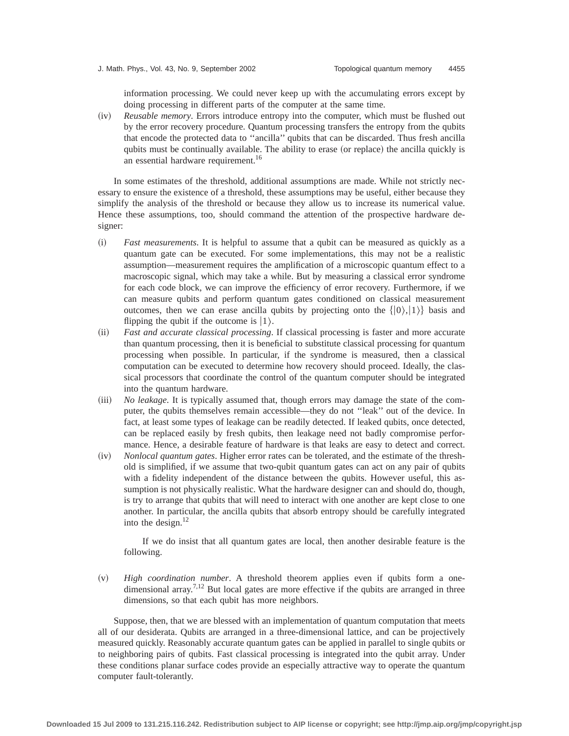information processing. We could never keep up with the accumulating errors except by doing processing in different parts of the computer at the same time.

(iv) *Reusable memory*. Errors introduce entropy into the computer, which must be flushed out by the error recovery procedure. Quantum processing transfers the entropy from the qubits that encode the protected data to "ancilla" qubits that can be discarded. Thus fresh ancilla qubits must be continually available. The ability to erase (or replace) the ancilla quickly is an essential hardware requirement.[16]

In some estimates of the threshold, additional assumptions are made. While not strictly necessary to ensure the existence of a threshold, these assumptions may be useful, either because they simplify the analysis of the threshold or because they allow us to increase its numerical value. Hence these assumptions, too, should command the attention of the prospective hardware designer:

(i) *Fast measurements*. It is helpful to assume that a qubit can be measured as quickly as a quantum gate can be executed. For some implementations, this may not be a realistic assumption—measurement requires the amplification of a microscopic quantum effect to a macroscopic signal, which may take a while. But by measuring a classical error syndrome for each code block, we can improve the efficiency of error recovery. Furthermore, if we can measure qubits and perform quantum gates conditioned on classical measurement outcomes, then we can erase ancilla qubits by projecting onto the $\{|0\rangle,|1\rangle\}$ basis and flipping the qubit if the outcome is $|1\rangle$.

(ii) *Fast and accurate classical processing*. If classical processing is faster and more accurate than quantum processing, then it is beneficial to substitute classical processing for quantum processing when possible. In particular, if the syndrome is measured, then a classical computation can be executed to determine how recovery should proceed. Ideally, the classical processors that coordinate the control of the quantum computer should be integrated into the quantum hardware.

(iii) *No leakage*. It is typically assumed that, though errors may damage the state of the computer, the qubits themselves remain accessible—they do not "leak" out of the device. In fact, at least some types of leakage can be readily detected. If leaked qubits, once detected, can be replaced easily by fresh qubits, then leakage need not badly compromise performance. Hence, a desirable feature of hardware is that leaks are easy to detect and correct.

(iv) *Nonlocal quantum gates*. Higher error rates can be tolerated, and the estimate of the threshold is simplified, if we assume that two-qubit quantum gates can act on any pair of qubits with a fidelity independent of the distance between the qubits. However useful, this assumption is not physically realistic. What the hardware designer can and should do, though, is try to arrange that qubits that will need to interact with one another are kept close to one another. In particular, the ancilla qubits that absorb entropy should be carefully integrated into the design.[12]

If we do insist that all quantum gates are local, then another desirable feature is the following.

(v) *High coordination number*. A threshold theorem applies even if qubits form a one-dimensional array.[7,12] But local gates are more effective if the qubits are arranged in three dimensions, so that each qubit has more neighbors.

Suppose, then, that we are blessed with an implementation of quantum computation that meets all of our desiderata. Qubits are arranged in a three-dimensional lattice, and can be projectively measured quickly. Reasonably accurate quantum gates can be applied in parallel to single qubits or to neighboring pairs of qubits. Fast classical processing is integrated into the qubit array. Under these conditions planar surface codes provide an especially attractive way to operate the quantum computer fault-tolerantly.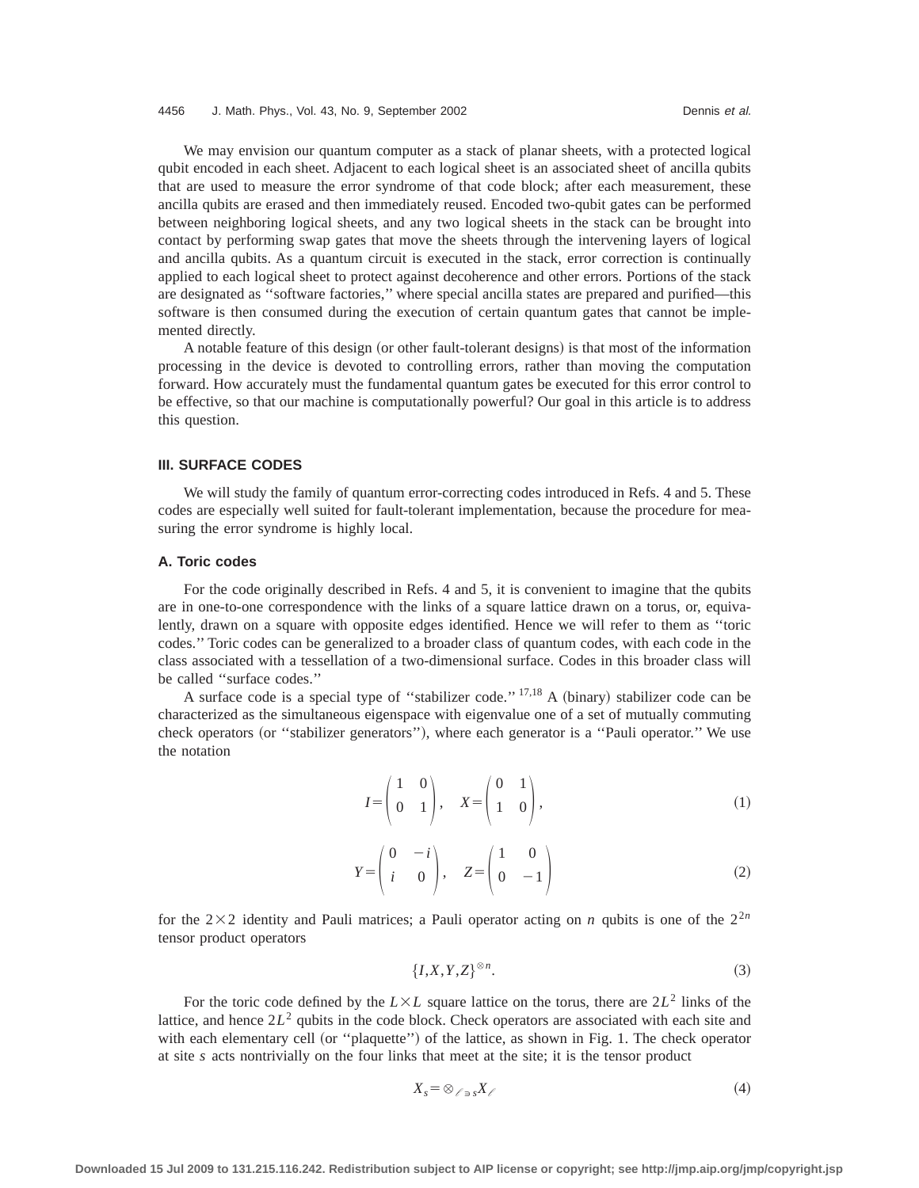We may envision our quantum computer as a stack of planar sheets, with a protected logical qubit encoded in each sheet. Adjacent to each logical sheet is an associated sheet of ancilla qubits that are used to measure the error syndrome of that code block; after each measurement, these ancilla qubits are erased and then immediately reused. Encoded two-qubit gates can be performed between neighboring logical sheets, and any two logical sheets in the stack can be brought into contact by performing swap gates that move the sheets through the intervening layers of logical and ancilla qubits. As a quantum circuit is executed in the stack, error correction is continually applied to each logical sheet to protect against decoherence and other errors. Portions of the stack are designated as ''software factories,'' where special ancilla states are prepared and purified—this software is then consumed during the execution of certain quantum gates that cannot be implemented directly.

A notable feature of this design (or other fault-tolerant designs) is that most of the information processing in the device is devoted to controlling errors, rather than moving the computation forward. How accurately must the fundamental quantum gates be executed for this error control to be effective, so that our machine is computationally powerful? Our goal in this article is to address this question.

## III. SURFACE CODES

We will study the family of quantum error-correcting codes introduced in Refs. 4 and 5. These codes are especially well suited for fault-tolerant implementation, because the procedure for measuring the error syndrome is highly local.

### A. Toric codes

For the code originally described in Refs. 4 and 5, it is convenient to imagine that the qubits are in one-to-one correspondence with the links of a square lattice drawn on a torus, or, equivalently, drawn on a square with opposite edges identified. Hence we will refer to them as ''toric codes.'' Toric codes can be generalized to a broader class of quantum codes, with each code in the class associated with a tessellation of a two-dimensional surface. Codes in this broader class will be called ''surface codes.''

A surface code is a special type of ''stabilizer code.''[17,18] A (binary) stabilizer code can be characterized as the simultaneous eigenspace with eigenvalue one of a set of mutually commuting check operators (or ''stabilizer generators''), where each generator is a ''Pauli operator.'' We use the notation

$$I=\begin{pmatrix} 1 & 0 \\ 0 & 1 \end{pmatrix}, \quad X=\begin{pmatrix} 0 & 1 \\ 1 & 0 \end{pmatrix}, \tag{1}$$

$$Y=\begin{pmatrix} 0 & -i \\ i & 0 \end{pmatrix}, \quad Z=\begin{pmatrix} 1 & 0 \\ 0 & -1 \end{pmatrix} \tag{2}$$

for the $2\times 2$ identity and Pauli matrices; a Pauli operator acting on $n$ qubits is one of the $2^{2n}$ tensor product operators

$$\{I,X,Y,Z\}^{\otimes n}. \tag{3}$$

For the toric code defined by the $L\times L$ square lattice on the torus, there are $2L^2$ links of the lattice, and hence $2L^2$ qubits in the code block. Check operators are associated with each site and with each elementary cell (or ''plaquette'') of the lattice, as shown in Fig. 1. The check operator at site $s$ acts nontrivially on the four links that meet at the site; it is the tensor product

$$X_s = \otimes_{\ell \ni s} X_\ell \tag{4}$$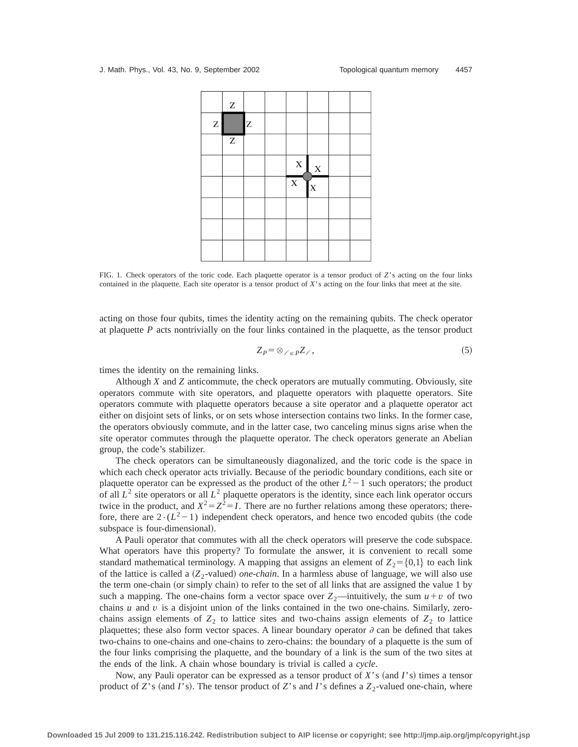FIG. 1. Check operators of the toric code. Each plaquette operator is a tensor product of $Z$'s acting on the four links contained in the plaquette. Each site operator is a tensor product of $X$'s acting on the four links that meet at the site.

acting on those four qubits, times the identity acting on the remaining qubits. The check operator at plaquette $P$ acts nontrivially on the four links contained in the plaquette, as the tensor product

$$Z_P = \otimes_{\ell \in P} Z_\ell, \tag{5}$$

times the identity on the remaining links.

Although $X$ and $Z$ anticommute, the check operators are mutually commuting. Obviously, site operators commute with site operators, and plaquette operators with plaquette operators. Site operators commute with plaquette operators because a site operator and a plaquette operator act either on disjoint sets of links, or on sets whose intersection contains two links. In the former case, the operators obviously commute, and in the latter case, two canceling minus signs arise when the site operator commutes through the plaquette operator. The check operators generate an Abelian group, the code's stabilizer.

The check operators can be simultaneously diagonalized, and the toric code is the space in which each check operator acts trivially. Because of the periodic boundary conditions, each site or plaquette operator can be expressed as the product of the other $L^2-1$ such operators; the product of all $L^2$ site operators or all $L^2$ plaquette operators is the identity, since each link operator occurs twice in the product, and $X^2 = Z^2 = I$. There are no further relations among these operators; therefore, there are $2\cdot(L^2-1)$ independent check operators, and hence two encoded qubits (the code subspace is four-dimensional).

A Pauli operator that commutes with all the check operators will preserve the code subspace. What operators have this property? To formulate the answer, it is convenient to recall some standard mathematical terminology. A mapping that assigns an element of $Z_2 = \{0,1\}$ to each link of the lattice is called a ($Z_2$-valued) *one-chain*. In a harmless abuse of language, we will also use the term one-chain (or simply chain) to refer to the set of all links that are assigned the value 1 by such a mapping. The one-chains form a vector space over $Z_2$—intuitively, the sum $u+v$ of two chains $u$ and $v$ is a disjoint union of the links contained in the two one-chains. Similarly, zero-chains assign elements of $Z_2$ to lattice sites and two-chains assign elements of $Z_2$ to lattice plaquettes; these also form vector spaces. A linear boundary operator $\partial$ can be defined that takes two-chains to one-chains and one-chains to zero-chains: the boundary of a plaquette is the sum of the four links comprising the plaquette, and the boundary of a link is the sum of the two sites at the ends of the link. A chain whose boundary is trivial is called a *cycle*.

Now, any Pauli operator can be expressed as a tensor product of $X$'s (and $I$'s) times a tensor product of $Z$'s (and $I$'s). The tensor product of $Z$'s and $I$'s defines a $Z_2$-valued one-chain, where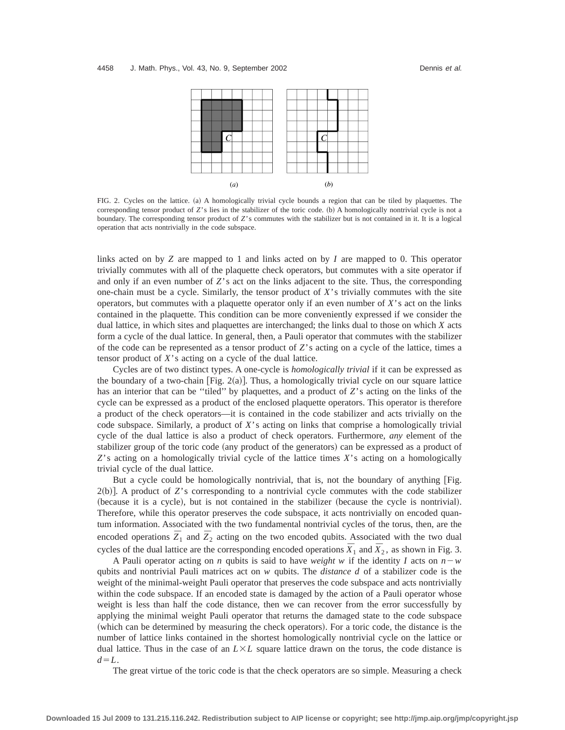FIG. 2. Cycles on the lattice. (a) A homologically trivial cycle bounds a region that can be tiled by plaquettes. The corresponding tensor product of $Z$'s lies in the stabilizer of the toric code. (b) A homologically nontrivial cycle is not a boundary. The corresponding tensor product of $Z$'s commutes with the stabilizer but is not contained in it. It is a logical operation that acts nontrivially in the code subspace.

links acted on by $Z$ are mapped to 1 and links acted on by $I$ are mapped to 0. This operator trivially commutes with all of the plaquette check operators, but commutes with a site operator if and only if an even number of $Z$'s act on the links adjacent to the site. Thus, the corresponding one-chain must be a cycle. Similarly, the tensor product of $X$'s trivially commutes with the site operators, but commutes with a plaquette operator only if an even number of $X$'s act on the links contained in the plaquette. This condition can be more conveniently expressed if we consider the dual lattice, in which sites and plaquettes are interchanged; the links dual to those on which $X$ acts form a cycle of the dual lattice. In general, then, a Pauli operator that commutes with the stabilizer of the code can be represented as a tensor product of $Z$'s acting on a cycle of the lattice, times a tensor product of $X$'s acting on a cycle of the dual lattice.

Cycles are of two distinct types. A one-cycle is *homologically trivial* if it can be expressed as the boundary of a two-chain [Fig. 2(a)]. Thus, a homologically trivial cycle on our square lattice has an interior that can be "tiled" by plaquettes, and a product of $Z$'s acting on the links of the cycle can be expressed as a product of the enclosed plaquette operators. This operator is therefore a product of the check operators—it is contained in the code stabilizer and acts trivially on the code subspace. Similarly, a product of $X$'s acting on links that comprise a homologically trivial cycle of the dual lattice is also a product of check operators. Furthermore, *any* element of the stabilizer group of the toric code (any product of the generators) can be expressed as a product of $Z$'s acting on a homologically trivial cycle of the lattice times $X$'s acting on a homologically trivial cycle of the dual lattice.

But a cycle could be homologically nontrivial, that is, not the boundary of anything [Fig. 2(b)]. A product of $Z$'s corresponding to a nontrivial cycle commutes with the code stabilizer (because it is a cycle), but is not contained in the stabilizer (because the cycle is nontrivial). Therefore, while this operator preserves the code subspace, it acts nontrivially on encoded quantum information. Associated with the two fundamental nontrivial cycles of the torus, then, are the encoded operations $\bar{Z}_1$ and $\bar{Z}_2$ acting on the two encoded qubits. Associated with the two dual cycles of the dual lattice are the corresponding encoded operations $\bar{X}_1$ and $\bar{X}_2$, as shown in Fig. 3.

A Pauli operator acting on $n$ qubits is said to have *weight* $w$ if the identity $I$ acts on $n-w$ qubits and nontrivial Pauli matrices act on $w$ qubits. The *distance* $d$ of a stabilizer code is the weight of the minimal-weight Pauli operator that preserves the code subspace and acts nontrivially within the code subspace. If an encoded state is damaged by the action of a Pauli operator whose weight is less than half the code distance, then we can recover from the error successfully by applying the minimal weight Pauli operator that returns the damaged state to the code subspace (which can be determined by measuring the check operators). For a toric code, the distance is the number of lattice links contained in the shortest homologically nontrivial cycle on the lattice or dual lattice. Thus in the case of an $L\times L$ square lattice drawn on the torus, the code distance is $d=L$.

The great virtue of the toric code is that the check operators are so simple. Measuring a check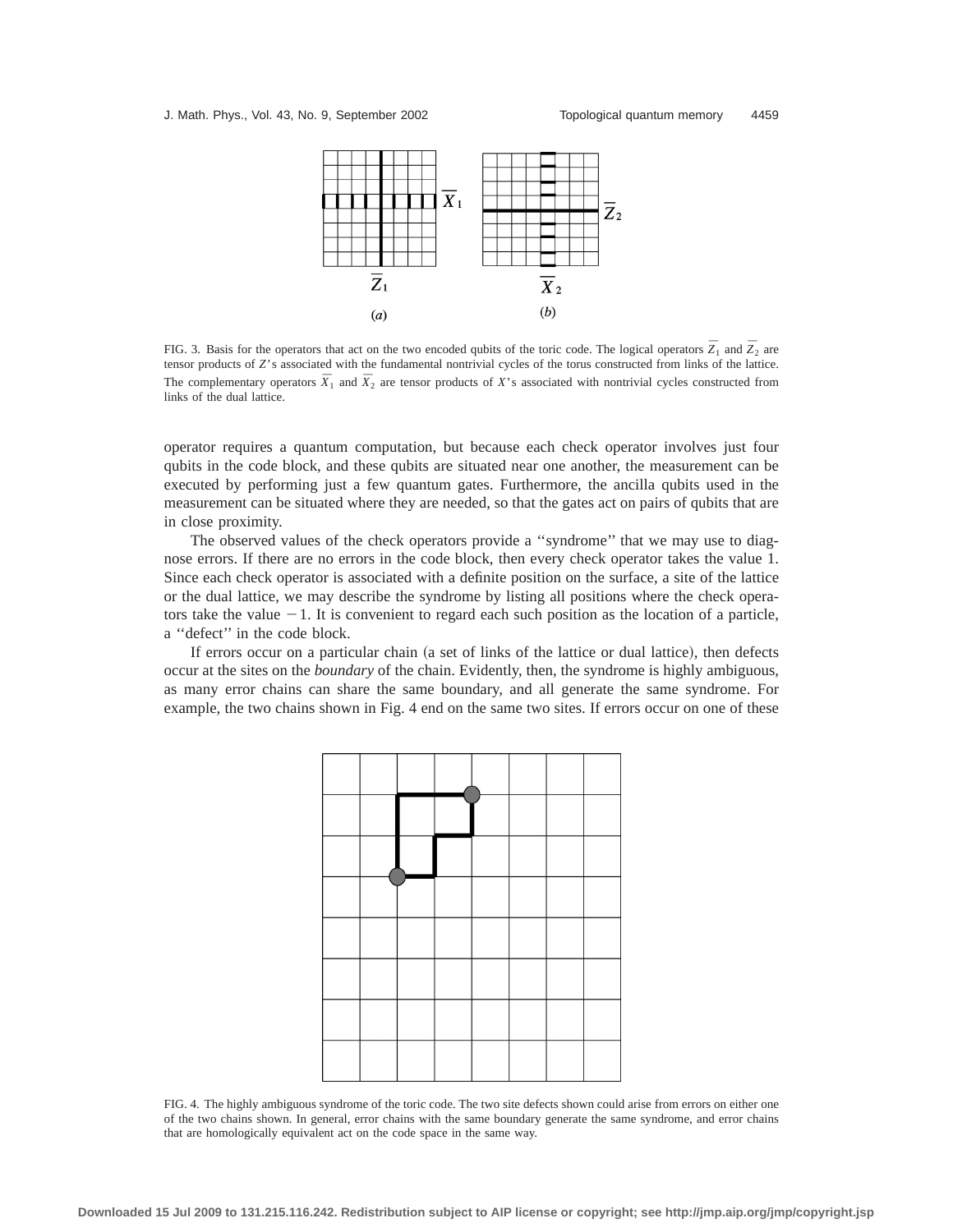FIG. 3. Basis for the operators that act on the two encoded qubits of the toric code. The logical operators $\bar{Z}_1$ and $\bar{Z}_2$ are tensor products of $Z$'s associated with the fundamental nontrivial cycles of the torus constructed from links of the lattice. The complementary operators $\bar{X}_1$ and $\bar{X}_2$ are tensor products of $X$'s associated with nontrivial cycles constructed from links of the dual lattice.

operator requires a quantum computation, but because each check operator involves just four qubits in the code block, and these qubits are situated near one another, the measurement can be executed by performing just a few quantum gates. Furthermore, the ancilla qubits used in the measurement can be situated where they are needed, so that the gates act on pairs of qubits that are in close proximity.

The observed values of the check operators provide a "syndrome" that we may use to diagnose errors. If there are no errors in the code block, then every check operator takes the value 1. Since each check operator is associated with a definite position on the surface, a site of the lattice or the dual lattice, we may describe the syndrome by listing all positions where the check operators take the value $-1$. It is convenient to regard each such position as the location of a particle, a "defect" in the code block.

If errors occur on a particular chain (a set of links of the lattice or dual lattice), then defects occur at the sites on the *boundary* of the chain. Evidently, then, the syndrome is highly ambiguous, as many error chains can share the same boundary, and all generate the same syndrome. For example, the two chains shown in Fig. 4 end on the same two sites. If errors occur on one of these

FIG. 4. The highly ambiguous syndrome of the toric code. The two site defects shown could arise from errors on either one of the two chains shown. In general, error chains with the same boundary generate the same syndrome, and error chains that are homologically equivalent act on the code space in the same way.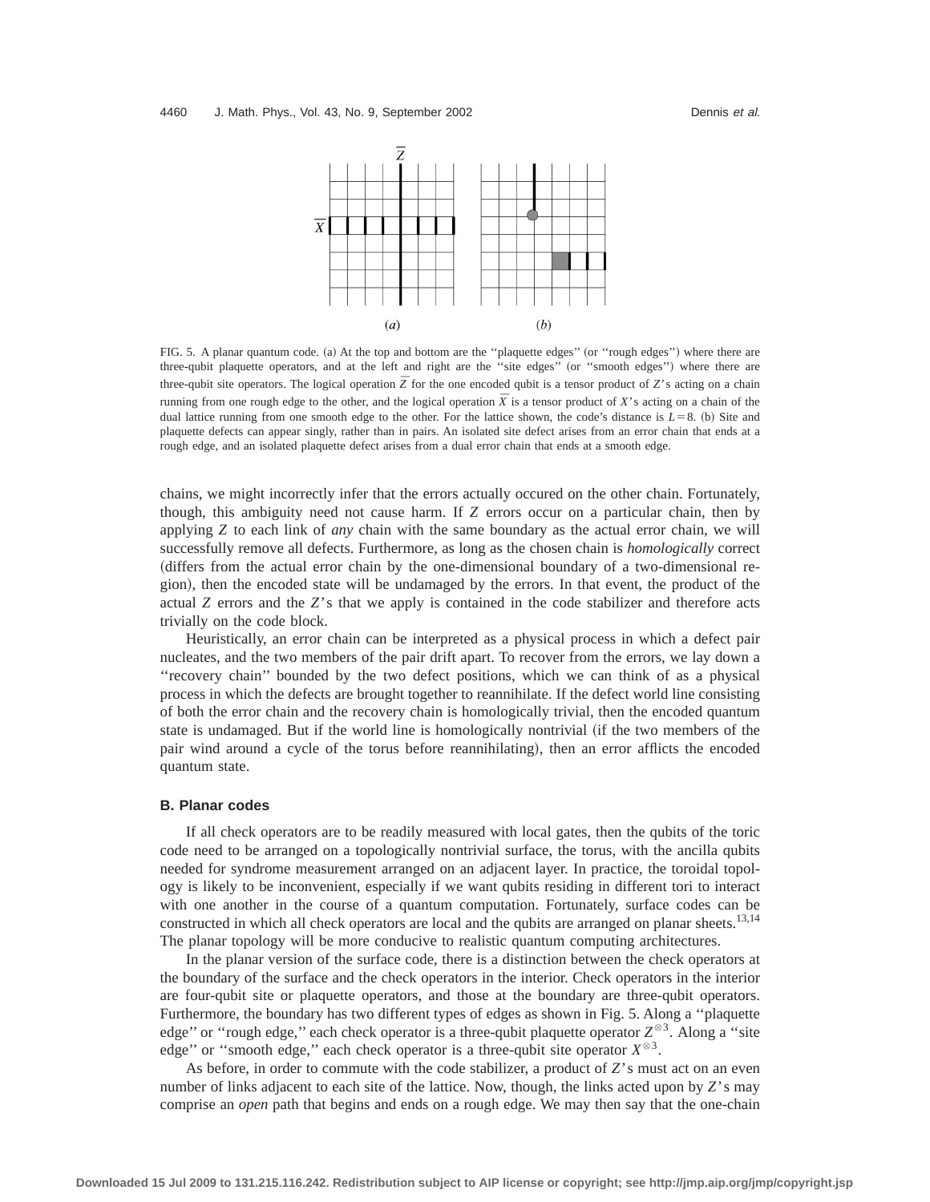FIG. 5. A planar quantum code. (a) At the top and bottom are the "plaquette edges" (or "rough edges") where there are three-qubit plaquette operators, and at the left and right are the "site edges" (or "smooth edges") where there are three-qubit site operators. The logical operation $\bar{Z}$ for the one encoded qubit is a tensor product of $Z$'s acting on a chain running from one rough edge to the other, and the logical operation $\bar{X}$ is a tensor product of $X$'s acting on a chain of the dual lattice running from one smooth edge to the other. For the lattice shown, the code's distance is $L=8$. (b) Site and plaquette defects can appear singly, rather than in pairs. An isolated site defect arises from an error chain that ends at a rough edge, and an isolated plaquette defect arises from a dual error chain that ends at a smooth edge.

chains, we might incorrectly infer that the errors actually occured on the other chain. Fortunately, though, this ambiguity need not cause harm. If $Z$ errors occur on a particular chain, then by applying $Z$ to each link of *any* chain with the same boundary as the actual error chain, we will successfully remove all defects. Furthermore, as long as the chosen chain is *homologically* correct (differs from the actual error chain by the one-dimensional boundary of a two-dimensional region), then the encoded state will be undamaged by the errors. In that event, the product of the actual $Z$ errors and the $Z$'s that we apply is contained in the code stabilizer and therefore acts trivially on the code block.

Heuristically, an error chain can be interpreted as a physical process in which a defect pair nucleates, and the two members of the pair drift apart. To recover from the errors, we lay down a "recovery chain" bounded by the two defect positions, which we can think of as a physical process in which the defects are brought together to reannihilate. If the defect world line consisting of both the error chain and the recovery chain is homologically trivial, then the encoded quantum state is undamaged. But if the world line is homologically nontrivial (if the two members of the pair wind around a cycle of the torus before reannihilating), then an error afflicts the encoded quantum state.

### B. Planar codes

If all check operators are to be readily measured with local gates, then the qubits of the toric code need to be arranged on a topologically nontrivial surface, the torus, with the ancilla qubits needed for syndrome measurement arranged on an adjacent layer. In practice, the toroidal topology is likely to be inconvenient, especially if we want qubits residing in different tori to interact with one another in the course of a quantum computation. Fortunately, surface codes can be constructed in which all check operators are local and the qubits are arranged on planar sheets.[13,14] The planar topology will be more conducive to realistic quantum computing architectures.

In the planar version of the surface code, there is a distinction between the check operators at the boundary of the surface and the check operators in the interior. Check operators in the interior are four-qubit site or plaquette operators, and those at the boundary are three-qubit operators. Furthermore, the boundary has two different types of edges as shown in Fig. 5. Along a "plaquette edge" or "rough edge," each check operator is a three-qubit plaquette operator $Z^{\otimes 3}$. Along a "site edge" or "smooth edge," each check operator is a three-qubit site operator $X^{\otimes 3}$.

As before, in order to commute with the code stabilizer, a product of $Z$'s must act on an even number of links adjacent to each site of the lattice. Now, though, the links acted upon by $Z$'s may comprise an *open* path that begins and ends on a rough edge. We may then say that the one-chain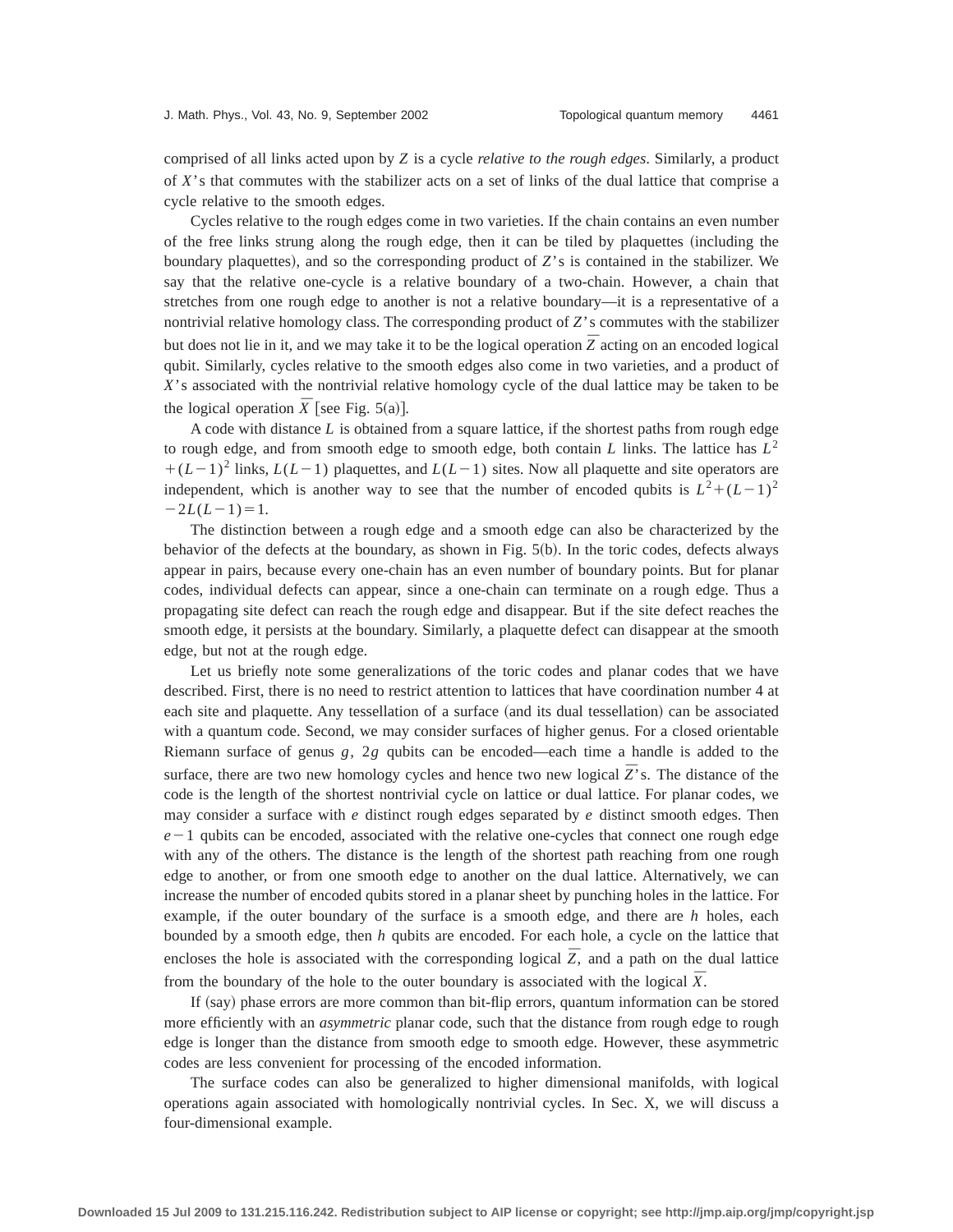comprised of all links acted upon by $Z$ is a cycle *relative to the rough edges*. Similarly, a product of $X$'s that commutes with the stabilizer acts on a set of links of the dual lattice that comprise a cycle relative to the smooth edges.

Cycles relative to the rough edges come in two varieties. If the chain contains an even number of the free links strung along the rough edge, then it can be tiled by plaquettes (including the boundary plaquettes), and so the corresponding product of $Z$'s is contained in the stabilizer. We say that the relative one-cycle is a relative boundary of a two-chain. However, a chain that stretches from one rough edge to another is not a relative boundary—it is a representative of a nontrivial relative homology class. The corresponding product of $Z$'s commutes with the stabilizer but does not lie in it, and we may take it to be the logical operation $\bar{Z}$ acting on an encoded logical qubit. Similarly, cycles relative to the smooth edges also come in two varieties, and a product of $X$'s associated with the nontrivial relative homology cycle of the dual lattice may be taken to be the logical operation $\bar{X}$ [see Fig. 5(a)].

A code with distance $L$ is obtained from a square lattice, if the shortest paths from rough edge to rough edge, and from smooth edge to smooth edge, both contain $L$ links. The lattice has $L^2 + (L-1)^2$ links, $L(L-1)$ plaquettes, and $L(L-1)$ sites. Now all plaquette and site operators are independent, which is another way to see that the number of encoded qubits is $L^2 + (L-1)^2 - 2L(L-1) = 1$.

The distinction between a rough edge and a smooth edge can also be characterized by the behavior of the defects at the boundary, as shown in Fig. 5(b). In the toric codes, defects always appear in pairs, because every one-chain has an even number of boundary points. But for planar codes, individual defects can appear, since a one-chain can terminate on a rough edge. Thus a propagating site defect can reach the rough edge and disappear. But if the site defect reaches the smooth edge, it persists at the boundary. Similarly, a plaquette defect can disappear at the smooth edge, but not at the rough edge.

Let us briefly note some generalizations of the toric codes and planar codes that we have described. First, there is no need to restrict attention to lattices that have coordination number 4 at each site and plaquette. Any tessellation of a surface (and its dual tessellation) can be associated with a quantum code. Second, we may consider surfaces of higher genus. For a closed orientable Riemann surface of genus $g$, $2g$ qubits can be encoded—each time a handle is added to the surface, there are two new homology cycles and hence two new logical $\bar{Z}$'s. The distance of the code is the length of the shortest nontrivial cycle on lattice or dual lattice. For planar codes, we may consider a surface with $e$ distinct rough edges separated by $e$ distinct smooth edges. Then $e-1$ qubits can be encoded, associated with the relative one-cycles that connect one rough edge with any of the others. The distance is the length of the shortest path reaching from one rough edge to another, or from one smooth edge to another on the dual lattice. Alternatively, we can increase the number of encoded qubits stored in a planar sheet by punching holes in the lattice. For example, if the outer boundary of the surface is a smooth edge, and there are $h$ holes, each bounded by a smooth edge, then $h$ qubits are encoded. For each hole, a cycle on the lattice that encloses the hole is associated with the corresponding logical $\bar{Z}$, and a path on the dual lattice from the boundary of the hole to the outer boundary is associated with the logical $\bar{X}$.

If (say) phase errors are more common than bit-flip errors, quantum information can be stored more efficiently with an *asymmetric* planar code, such that the distance from rough edge to rough edge is longer than the distance from smooth edge to smooth edge. However, these asymmetric codes are less convenient for processing of the encoded information.

The surface codes can also be generalized to higher dimensional manifolds, with logical operations again associated with homologically nontrivial cycles. In Sec. X, we will discuss a four-dimensional example.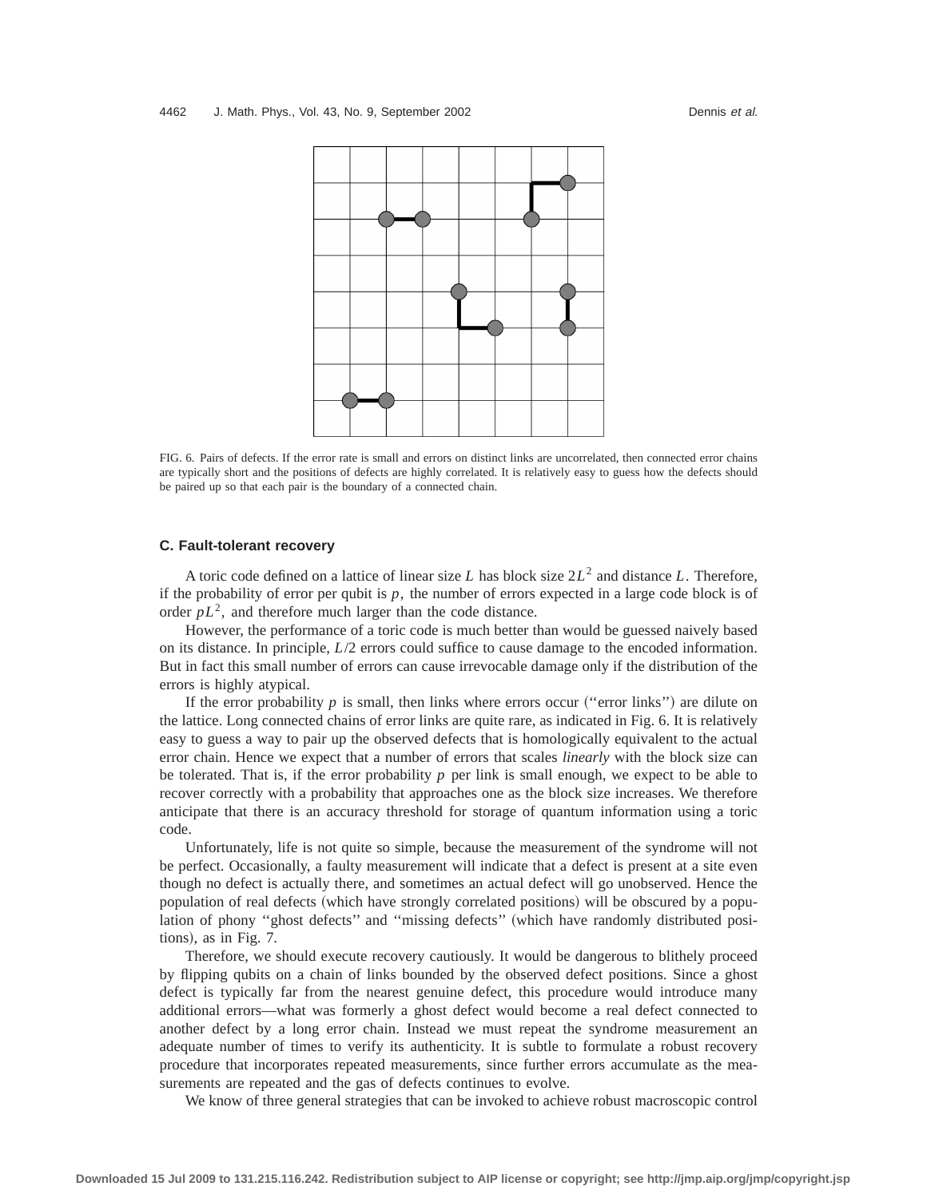FIG. 6. Pairs of defects. If the error rate is small and errors on distinct links are uncorrelated, then connected error chains are typically short and the positions of defects are highly correlated. It is relatively easy to guess how the defects should be paired up so that each pair is the boundary of a connected chain.

### C. Fault-tolerant recovery

A toric code defined on a lattice of linear size $L$ has block size $2L^2$ and distance $L$. Therefore, if the probability of error per qubit is $p$, the number of errors expected in a large code block is of order $pL^2$, and therefore much larger than the code distance.

However, the performance of a toric code is much better than would be guessed naively based on its distance. In principle, $L/2$ errors could suffice to cause damage to the encoded information. But in fact this small number of errors can cause irrevocable damage only if the distribution of the errors is highly atypical.

If the error probability $p$ is small, then links where errors occur (''error links'') are dilute on the lattice. Long connected chains of error links are quite rare, as indicated in Fig. 6. It is relatively easy to guess a way to pair up the observed defects that is homologically equivalent to the actual error chain. Hence we expect that a number of errors that scales *linearly* with the block size can be tolerated. That is, if the error probability $p$ per link is small enough, we expect to be able to recover correctly with a probability that approaches one as the block size increases. We therefore anticipate that there is an accuracy threshold for storage of quantum information using a toric code.

Unfortunately, life is not quite so simple, because the measurement of the syndrome will not be perfect. Occasionally, a faulty measurement will indicate that a defect is present at a site even though no defect is actually there, and sometimes an actual defect will go unobserved. Hence the population of real defects (which have strongly correlated positions) will be obscured by a population of phony ''ghost defects'' and ''missing defects'' (which have randomly distributed positions), as in Fig. 7.

Therefore, we should execute recovery cautiously. It would be dangerous to blithely proceed by flipping qubits on a chain of links bounded by the observed defect positions. Since a ghost defect is typically far from the nearest genuine defect, this procedure would introduce many additional errors—what was formerly a ghost defect would become a real defect connected to another defect by a long error chain. Instead we must repeat the syndrome measurement an adequate number of times to verify its authenticity. It is subtle to formulate a robust recovery procedure that incorporates repeated measurements, since further errors accumulate as the measurements are repeated and the gas of defects continues to evolve.

We know of three general strategies that can be invoked to achieve robust macroscopic control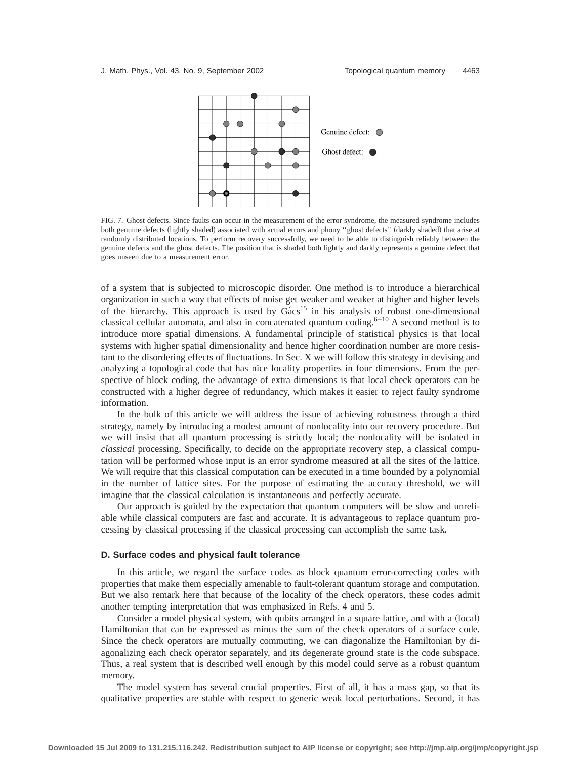Genuine defect: 

Ghost defect: 

FIG. 7. Ghost defects. Since faults can occur in the measurement of the error syndrome, the measured syndrome includes both genuine defects (lightly shaded) associated with actual errors and phony "ghost defects" (darkly shaded) that arise at randomly distributed locations. To perform recovery successfully, we need to be able to distinguish reliably between the genuine defects and the ghost defects. The position that is shaded both lightly and darkly represents a genuine defect that goes unseen due to a measurement error.

of a system that is subjected to microscopic disorder. One method is to introduce a hierarchical organization in such a way that effects of noise get weaker and weaker at higher and higher levels of the hierarchy. This approach is used by Gács[15] in his analysis of robust one-dimensional classical cellular automata, and also in concatenated quantum coding.[6–10] A second method is to introduce more spatial dimensions. A fundamental principle of statistical physics is that local systems with higher spatial dimensionality and hence higher coordination number are more resistant to the disordering effects of fluctuations. In Sec. X we will follow this strategy in devising and analyzing a topological code that has nice locality properties in four dimensions. From the perspective of block coding, the advantage of extra dimensions is that local check operators can be constructed with a higher degree of redundancy, which makes it easier to reject faulty syndrome information.

In the bulk of this article we will address the issue of achieving robustness through a third strategy, namely by introducing a modest amount of nonlocality into our recovery procedure. But we will insist that all quantum processing is strictly local; the nonlocality will be isolated in *classical* processing. Specifically, to decide on the appropriate recovery step, a classical computation will be performed whose input is an error syndrome measured at all the sites of the lattice. We will require that this classical computation can be executed in a time bounded by a polynomial in the number of lattice sites. For the purpose of estimating the accuracy threshold, we will imagine that the classical calculation is instantaneous and perfectly accurate.

Our approach is guided by the expectation that quantum computers will be slow and unreliable while classical computers are fast and accurate. It is advantageous to replace quantum processing by classical processing if the classical processing can accomplish the same task.

### D. Surface codes and physical fault tolerance

In this article, we regard the surface codes as block quantum error-correcting codes with properties that make them especially amenable to fault-tolerant quantum storage and computation. But we also remark here that because of the locality of the check operators, these codes admit another tempting interpretation that was emphasized in Refs. 4 and 5.

Consider a model physical system, with qubits arranged in a square lattice, and with a (local) Hamiltonian that can be expressed as minus the sum of the check operators of a surface code. Since the check operators are mutually commuting, we can diagonalize the Hamiltonian by diagonalizing each check operator separately, and its degenerate ground state is the code subspace. Thus, a real system that is described well enough by this model could serve as a robust quantum memory.

The model system has several crucial properties. First of all, it has a mass gap, so that its qualitative properties are stable with respect to generic weak local perturbations. Second, it has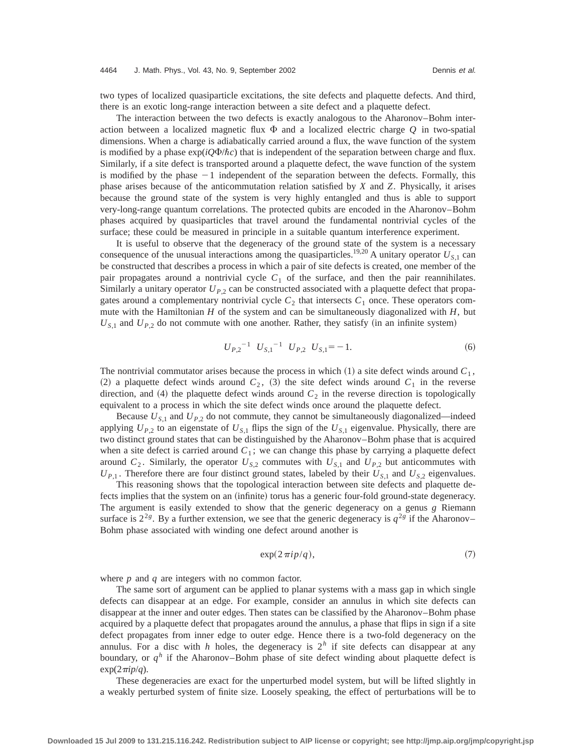two types of localized quasiparticle excitations, the site defects and plaquette defects. And third, there is an exotic long-range interaction between a site defect and a plaquette defect.

The interaction between the two defects is exactly analogous to the Aharonov–Bohm interaction between a localized magnetic flux $\Phi$ and a localized electric charge $Q$ in two-spatial dimensions. When a charge is adiabatically carried around a flux, the wave function of the system is modified by a phase $\exp(iQ\Phi/\hbar c)$ that is independent of the separation between charge and flux. Similarly, if a site defect is transported around a plaquette defect, the wave function of the system is modified by the phase $-1$ independent of the separation between the defects. Formally, this phase arises because of the anticommutation relation satisfied by $X$ and $Z$. Physically, it arises because the ground state of the system is very highly entangled and thus is able to support very-long-range quantum correlations. The protected qubits are encoded in the Aharonov–Bohm phases acquired by quasiparticles that travel around the fundamental nontrivial cycles of the surface; these could be measured in principle in a suitable quantum interference experiment.

It is useful to observe that the degeneracy of the ground state of the system is a necessary consequence of the unusual interactions among the quasiparticles.[19,20] A unitary operator $U_{S,1}$ can be constructed that describes a process in which a pair of site defects is created, one member of the pair propagates around a nontrivial cycle $C_1$ of the surface, and then the pair reannihilates. Similarly a unitary operator $U_{P,2}$ can be constructed associated with a plaquette defect that propagates around a complementary nontrivial cycle $C_2$ that intersects $C_1$ once. These operators commute with the Hamiltonian $H$ of the system and can be simultaneously diagonalized with $H$, but $U_{S,1}$ and $U_{P,2}$ do not commute with one another. Rather, they satisfy (in an infinite system)

$$U_{P,2}{}^{-1}\ U_{S,1}{}^{-1}\ U_{P,2}\ U_{S,1}=-1. \tag{6}$$

The nontrivial commutator arises because the process in which (1) a site defect winds around $C_1$, (2) a plaquette defect winds around $C_2$, (3) the site defect winds around $C_1$ in the reverse direction, and (4) the plaquette defect winds around $C_2$ in the reverse direction is topologically equivalent to a process in which the site defect winds once around the plaquette defect.

Because $U_{S,1}$ and $U_{P,2}$ do not commute, they cannot be simultaneously diagonalized—indeed applying $U_{P,2}$ to an eigenstate of $U_{S,1}$ flips the sign of the $U_{S,1}$ eigenvalue. Physically, there are two distinct ground states that can be distinguished by the Aharonov–Bohm phase that is acquired when a site defect is carried around $C_1$; we can change this phase by carrying a plaquette defect around $C_2$. Similarly, the operator $U_{S,2}$ commutes with $U_{S,1}$ and $U_{P,2}$ but anticommutes with $U_{P,1}$. Therefore there are four distinct ground states, labeled by their $U_{S,1}$ and $U_{S,2}$ eigenvalues.

This reasoning shows that the topological interaction between site defects and plaquette defects implies that the system on an (infinite) torus has a generic four-fold ground-state degeneracy. The argument is easily extended to show that the generic degeneracy on a genus $g$ Riemann surface is $2^{2g}$. By a further extension, we see that the generic degeneracy is $q^{2g}$ if the Aharonov–Bohm phase associated with winding one defect around another is

$$\exp(2\pi ip/q), \tag{7}$$

where $p$ and $q$ are integers with no common factor.

The same sort of argument can be applied to planar systems with a mass gap in which single defects can disappear at an edge. For example, consider an annulus in which site defects can disappear at the inner and outer edges. Then states can be classified by the Aharonov–Bohm phase acquired by a plaquette defect that propagates around the annulus, a phase that flips in sign if a site defect propagates from inner edge to outer edge. Hence there is a two-fold degeneracy on the annulus. For a disc with $h$ holes, the degeneracy is $2^h$ if site defects can disappear at any boundary, or $q^h$ if the Aharonov–Bohm phase of site defect winding about plaquette defect is $\exp(2\pi ip/q)$.

These degeneracies are exact for the unperturbed model system, but will be lifted slightly in a weakly perturbed system of finite size. Loosely speaking, the effect of perturbations will be to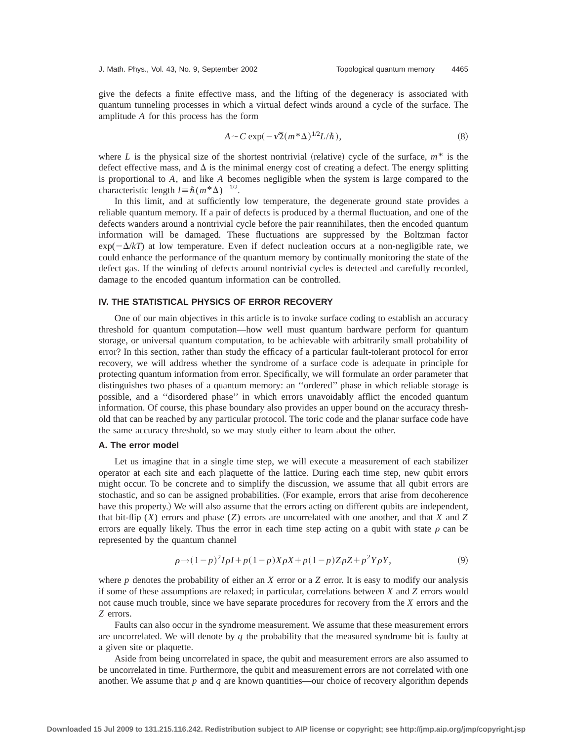give the defects a finite effective mass, and the lifting of the degeneracy is associated with quantum tunneling processes in which a virtual defect winds around a cycle of the surface. The amplitude $A$ for this process has the form

$$A \sim C \exp(-\sqrt{2}(m^*\Delta)^{1/2}L/\hbar), \tag{8}$$

where $L$ is the physical size of the shortest nontrivial (relative) cycle of the surface, $m^*$ is the defect effective mass, and $\Delta$ is the minimal energy cost of creating a defect. The energy splitting is proportional to $A$, and like $A$ becomes negligible when the system is large compared to the characteristic length $l \equiv \hbar(m^*\Delta)^{-1/2}$.

In this limit, and at sufficiently low temperature, the degenerate ground state provides a reliable quantum memory. If a pair of defects is produced by a thermal fluctuation, and one of the defects wanders around a nontrivial cycle before the pair reannihilates, then the encoded quantum information will be damaged. These fluctuations are suppressed by the Boltzman factor $\exp(-\Delta/kT)$ at low temperature. Even if defect nucleation occurs at a non-negligible rate, we could enhance the performance of the quantum memory by continually monitoring the state of the defect gas. If the winding of defects around nontrivial cycles is detected and carefully recorded, damage to the encoded quantum information can be controlled.

## IV. THE STATISTICAL PHYSICS OF ERROR RECOVERY

One of our main objectives in this article is to invoke surface coding to establish an accuracy threshold for quantum computation—how well must quantum hardware perform for quantum storage, or universal quantum computation, to be achievable with arbitrarily small probability of error? In this section, rather than study the efficacy of a particular fault-tolerant protocol for error recovery, we will address whether the syndrome of a surface code is adequate in principle for protecting quantum information from error. Specifically, we will formulate an order parameter that distinguishes two phases of a quantum memory: an ''ordered'' phase in which reliable storage is possible, and a ''disordered phase'' in which errors unavoidably afflict the encoded quantum information. Of course, this phase boundary also provides an upper bound on the accuracy threshold that can be reached by any particular protocol. The toric code and the planar surface code have the same accuracy threshold, so we may study either to learn about the other.

### A. The error model

Let us imagine that in a single time step, we will execute a measurement of each stabilizer operator at each site and each plaquette of the lattice. During each time step, new qubit errors might occur. To be concrete and to simplify the discussion, we assume that all qubit errors are stochastic, and so can be assigned probabilities. (For example, errors that arise from decoherence have this property.) We will also assume that the errors acting on different qubits are independent, that bit-flip ($X$) errors and phase ($Z$) errors are uncorrelated with one another, and that $X$ and $Z$ errors are equally likely. Thus the error in each time step acting on a qubit with state $\rho$ can be represented by the quantum channel

$$\rho \to (1-p)^2 I\rho I + p(1-p)X\rho X + p(1-p)Z\rho Z + p^2 Y\rho Y, \tag{9}$$

where $p$ denotes the probability of either an $X$ error or a $Z$ error. It is easy to modify our analysis if some of these assumptions are relaxed; in particular, correlations between $X$ and $Z$ errors would not cause much trouble, since we have separate procedures for recovery from the $X$ errors and the $Z$ errors.

Faults can also occur in the syndrome measurement. We assume that these measurement errors are uncorrelated. We will denote by $q$ the probability that the measured syndrome bit is faulty at a given site or plaquette.

Aside from being uncorrelated in space, the qubit and measurement errors are also assumed to be uncorrelated in time. Furthermore, the qubit and measurement errors are not correlated with one another. We assume that $p$ and $q$ are known quantities—our choice of recovery algorithm depends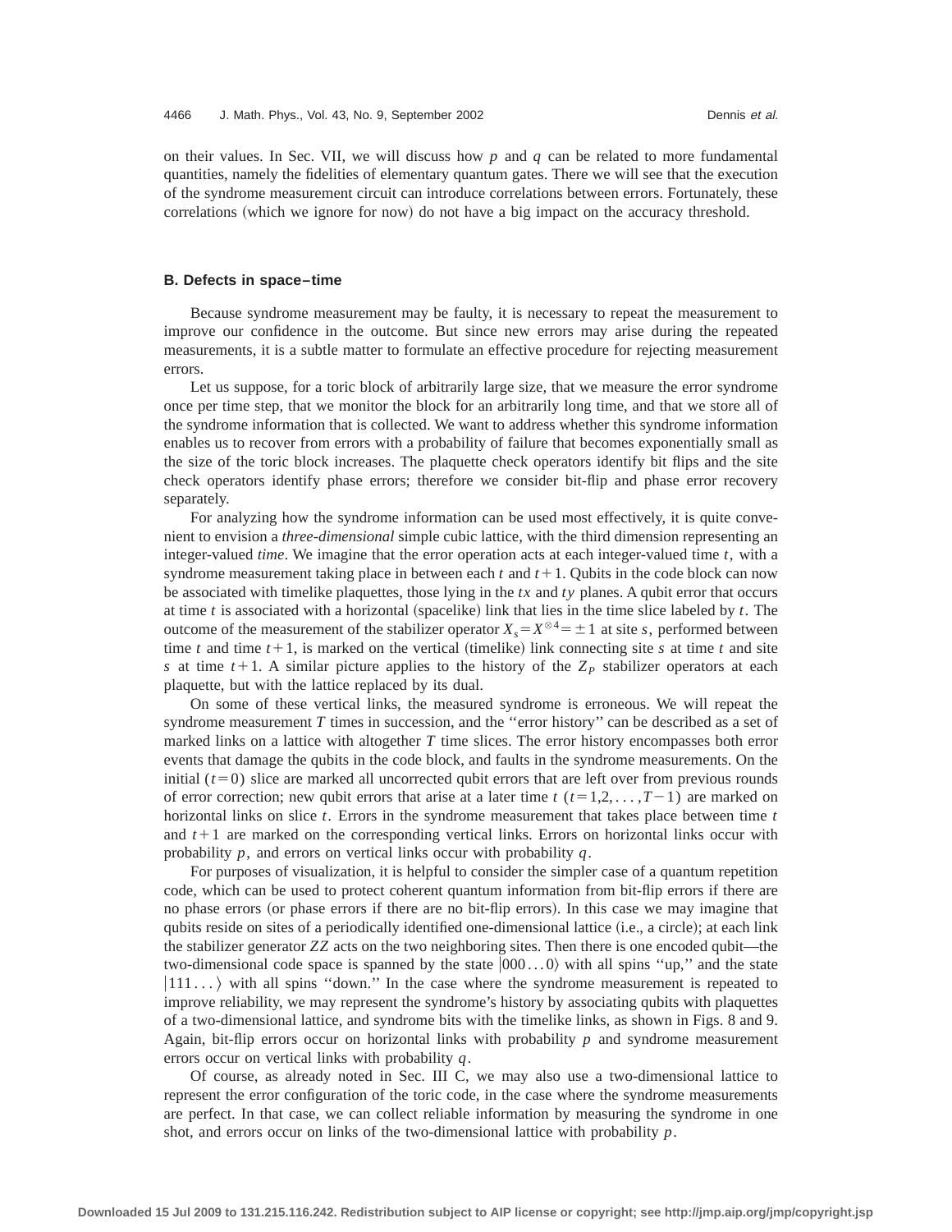on their values. In Sec. VII, we will discuss how $p$ and $q$ can be related to more fundamental quantities, namely the fidelities of elementary quantum gates. There we will see that the execution of the syndrome measurement circuit can introduce correlations between errors. Fortunately, these correlations (which we ignore for now) do not have a big impact on the accuracy threshold.

### B. Defects in space–time

Because syndrome measurement may be faulty, it is necessary to repeat the measurement to improve our confidence in the outcome. But since new errors may arise during the repeated measurements, it is a subtle matter to formulate an effective procedure for rejecting measurement errors.

Let us suppose, for a toric block of arbitrarily large size, that we measure the error syndrome once per time step, that we monitor the block for an arbitrarily long time, and that we store all of the syndrome information that is collected. We want to address whether this syndrome information enables us to recover from errors with a probability of failure that becomes exponentially small as the size of the toric block increases. The plaquette check operators identify bit flips and the site check operators identify phase errors; therefore we consider bit-flip and phase error recovery separately.

For analyzing how the syndrome information can be used most effectively, it is quite convenient to envision a *three-dimensional* simple cubic lattice, with the third dimension representing an integer-valued *time*. We imagine that the error operation acts at each integer-valued time $t$, with a syndrome measurement taking place in between each $t$ and $t+1$. Qubits in the code block can now be associated with timelike plaquettes, those lying in the $tx$ and $ty$ planes. A qubit error that occurs at time $t$ is associated with a horizontal (spacelike) link that lies in the time slice labeled by $t$. The outcome of the measurement of the stabilizer operator $X_s = X^{\otimes 4} = \pm 1$ at site $s$, performed between time $t$ and time $t+1$, is marked on the vertical (timelike) link connecting site $s$ at time $t$ and site $s$ at time $t+1$. A similar picture applies to the history of the $Z_P$ stabilizer operators at each plaquette, but with the lattice replaced by its dual.

On some of these vertical links, the measured syndrome is erroneous. We will repeat the syndrome measurement $T$ times in succession, and the "error history" can be described as a set of marked links on a lattice with altogether $T$ time slices. The error history encompasses both error events that damage the qubits in the code block, and faults in the syndrome measurements. On the initial ($t=0$) slice are marked all uncorrected qubit errors that are left over from previous rounds of error correction; new qubit errors that arise at a later time $t$ ($t=1,2,\ldots,T-1$) are marked on horizontal links on slice $t$. Errors in the syndrome measurement that takes place between time $t$ and $t+1$ are marked on the corresponding vertical links. Errors on horizontal links occur with probability $p$, and errors on vertical links occur with probability $q$.

For purposes of visualization, it is helpful to consider the simpler case of a quantum repetition code, which can be used to protect coherent quantum information from bit-flip errors if there are no phase errors (or phase errors if there are no bit-flip errors). In this case we may imagine that qubits reside on sites of a periodically identified one-dimensional lattice (i.e., a circle); at each link the stabilizer generator $ZZ$ acts on the two neighboring sites. Then there is one encoded qubit—the two-dimensional code space is spanned by the state $|000\ldots0\rangle$ with all spins "up," and the state $|111\ldots\rangle$ with all spins "down." In the case where the syndrome measurement is repeated to improve reliability, we may represent the syndrome's history by associating qubits with plaquettes of a two-dimensional lattice, and syndrome bits with the timelike links, as shown in Figs. 8 and 9. Again, bit-flip errors occur on horizontal links with probability $p$ and syndrome measurement errors occur on vertical links with probability $q$.

Of course, as already noted in Sec. III C, we may also use a two-dimensional lattice to represent the error configuration of the toric code, in the case where the syndrome measurements are perfect. In that case, we can collect reliable information by measuring the syndrome in one shot, and errors occur on links of the two-dimensional lattice with probability $p$.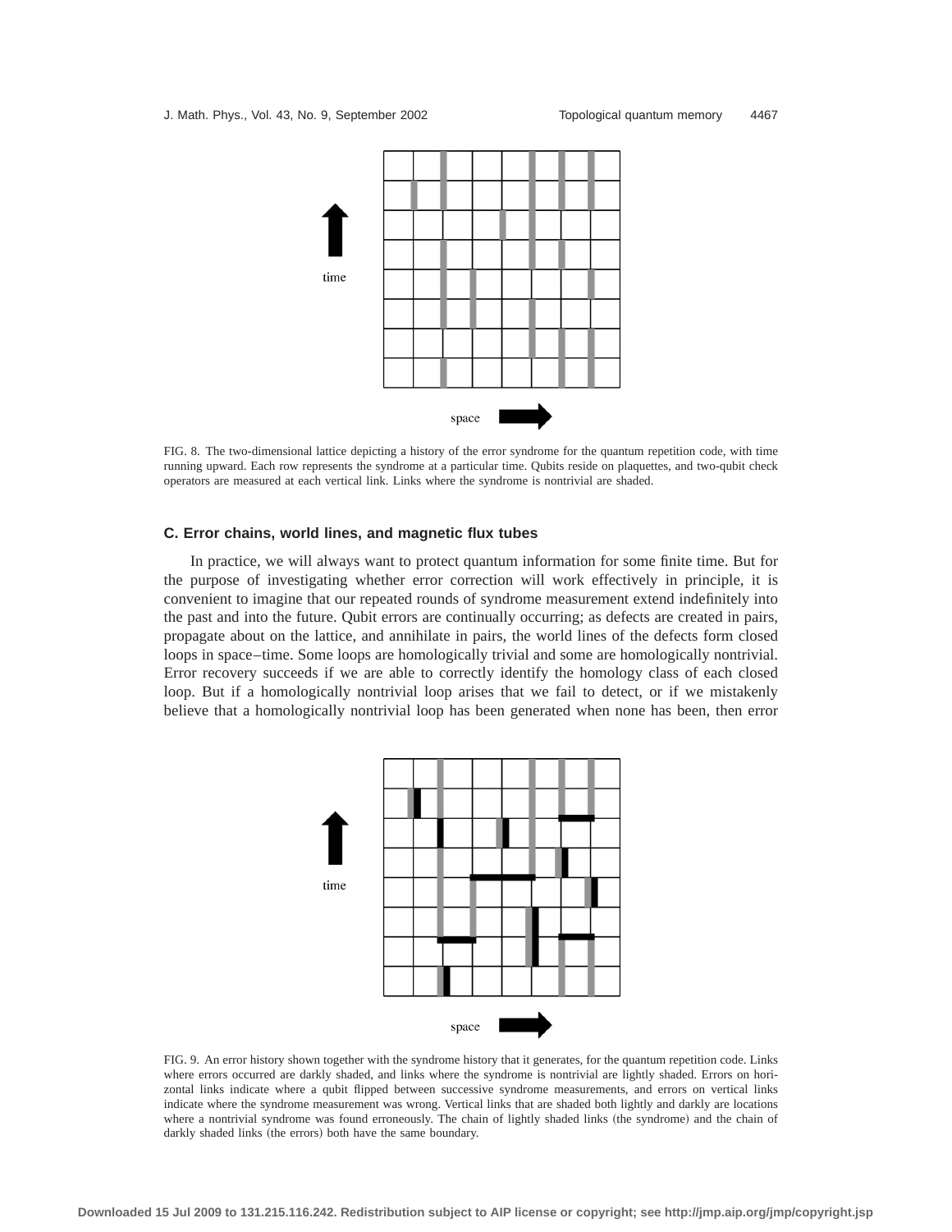FIG. 8. The two-dimensional lattice depicting a history of the error syndrome for the quantum repetition code, with time running upward. Each row represents the syndrome at a particular time. Qubits reside on plaquettes, and two-qubit check operators are measured at each vertical link. Links where the syndrome is nontrivial are shaded.

### C. Error chains, world lines, and magnetic flux tubes

In practice, we will always want to protect quantum information for some finite time. But for the purpose of investigating whether error correction will work effectively in principle, it is convenient to imagine that our repeated rounds of syndrome measurement extend indefinitely into the past and into the future. Qubit errors are continually occurring; as defects are created in pairs, propagate about on the lattice, and annihilate in pairs, the world lines of the defects form closed loops in space–time. Some loops are homologically trivial and some are homologically nontrivial. Error recovery succeeds if we are able to correctly identify the homology class of each closed loop. But if a homologically nontrivial loop arises that we fail to detect, or if we mistakenly believe that a homologically nontrivial loop has been generated when none has been, then error

FIG. 9. An error history shown together with the syndrome history that it generates, for the quantum repetition code. Links where errors occurred are darkly shaded, and links where the syndrome is nontrivial are lightly shaded. Errors on horizontal links indicate where a qubit flipped between successive syndrome measurements, and errors on vertical links indicate where the syndrome measurement was wrong. Vertical links that are shaded both lightly and darkly are locations where a nontrivial syndrome was found erroneously. The chain of lightly shaded links (the syndrome) and the chain of darkly shaded links (the errors) both have the same boundary.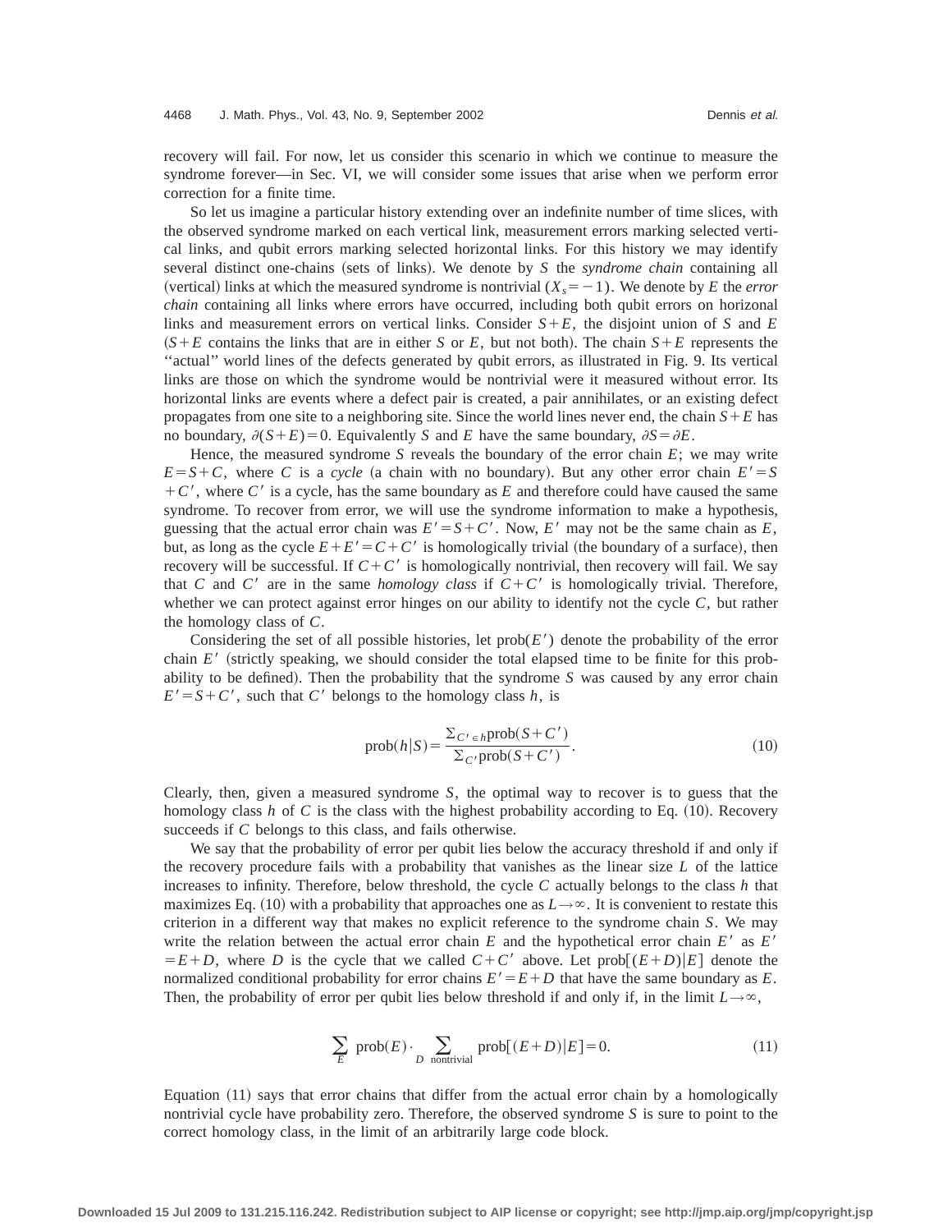recovery will fail. For now, let us consider this scenario in which we continue to measure the syndrome forever—in Sec. VI, we will consider some issues that arise when we perform error correction for a finite time.

So let us imagine a particular history extending over an indefinite number of time slices, with the observed syndrome marked on each vertical link, measurement errors marking selected vertical links, and qubit errors marking selected horizontal links. For this history we may identify several distinct one-chains (sets of links). We denote by $S$ the *syndrome chain* containing all (vertical) links at which the measured syndrome is nontrivial ($X_s = -1$). We denote by $E$ the *error chain* containing all links where errors have occurred, including both qubit errors on horizonal links and measurement errors on vertical links. Consider $S+E$, the disjoint union of $S$ and $E$ ($S+E$ contains the links that are in either $S$ or $E$, but not both). The chain $S+E$ represents the "actual" world lines of the defects generated by qubit errors, as illustrated in Fig. 9. Its vertical links are those on which the syndrome would be nontrivial were it measured without error. Its horizontal links are events where a defect pair is created, a pair annihilates, or an existing defect propagates from one site to a neighboring site. Since the world lines never end, the chain $S+E$ has no boundary, $\partial(S+E)=0$. Equivalently $S$ and $E$ have the same boundary, $\partial S = \partial E$.

Hence, the measured syndrome $S$ reveals the boundary of the error chain $E$; we may write $E = S + C$, where $C$ is a *cycle* (a chain with no boundary). But any other error chain $E' = S + C'$, where $C'$ is a cycle, has the same boundary as $E$ and therefore could have caused the same syndrome. To recover from error, we will use the syndrome information to make a hypothesis, guessing that the actual error chain was $E' = S + C'$. Now, $E'$ may not be the same chain as $E$, but, as long as the cycle $E + E' = C + C'$ is homologically trivial (the boundary of a surface), then recovery will be successful. If $C + C'$ is homologically nontrivial, then recovery will fail. We say that $C$ and $C'$ are in the same *homology class* if $C + C'$ is homologically trivial. Therefore, whether we can protect against error hinges on our ability to identify not the cycle $C$, but rather the homology class of $C$.

Considering the set of all possible histories, let $\mathrm{prob}(E')$ denote the probability of the error chain $E'$ (strictly speaking, we should consider the total elapsed time to be finite for this probability to be defined). Then the probability that the syndrome $S$ was caused by any error chain $E' = S + C'$, such that $C'$ belongs to the homology class $h$, is

$$\mathrm{prob}(h|S) = \frac{\Sigma_{C' \in h} \mathrm{prob}(S + C')}{\Sigma_{C'} \mathrm{prob}(S + C')}. \tag{10}$$

Clearly, then, given a measured syndrome $S$, the optimal way to recover is to guess that the homology class $h$ of $C$ is the class with the highest probability according to Eq. (10). Recovery succeeds if $C$ belongs to this class, and fails otherwise.

We say that the probability of error per qubit lies below the accuracy threshold if and only if the recovery procedure fails with a probability that vanishes as the linear size $L$ of the lattice increases to infinity. Therefore, below threshold, the cycle $C$ actually belongs to the class $h$ that maximizes Eq. (10) with a probability that approaches one as $L \to \infty$. It is convenient to restate this criterion in a different way that makes no explicit reference to the syndrome chain $S$. We may write the relation between the actual error chain $E$ and the hypothetical error chain $E'$ as $E' = E + D$, where $D$ is the cycle that we called $C + C'$ above. Let $\mathrm{prob}[(E+D)|E]$ denote the normalized conditional probability for error chains $E' = E + D$ that have the same boundary as $E$. Then, the probability of error per qubit lies below threshold if and only if, in the limit $L \to \infty$,

$$\sum_{E} \mathrm{prob}(E) \cdot \sum_{D \ \mathrm{nontrivial}} \mathrm{prob}[(E+D)|E] = 0. \tag{11}$$

Equation (11) says that error chains that differ from the actual error chain by a homologically nontrivial cycle have probability zero. Therefore, the observed syndrome $S$ is sure to point to the correct homology class, in the limit of an arbitrarily large code block.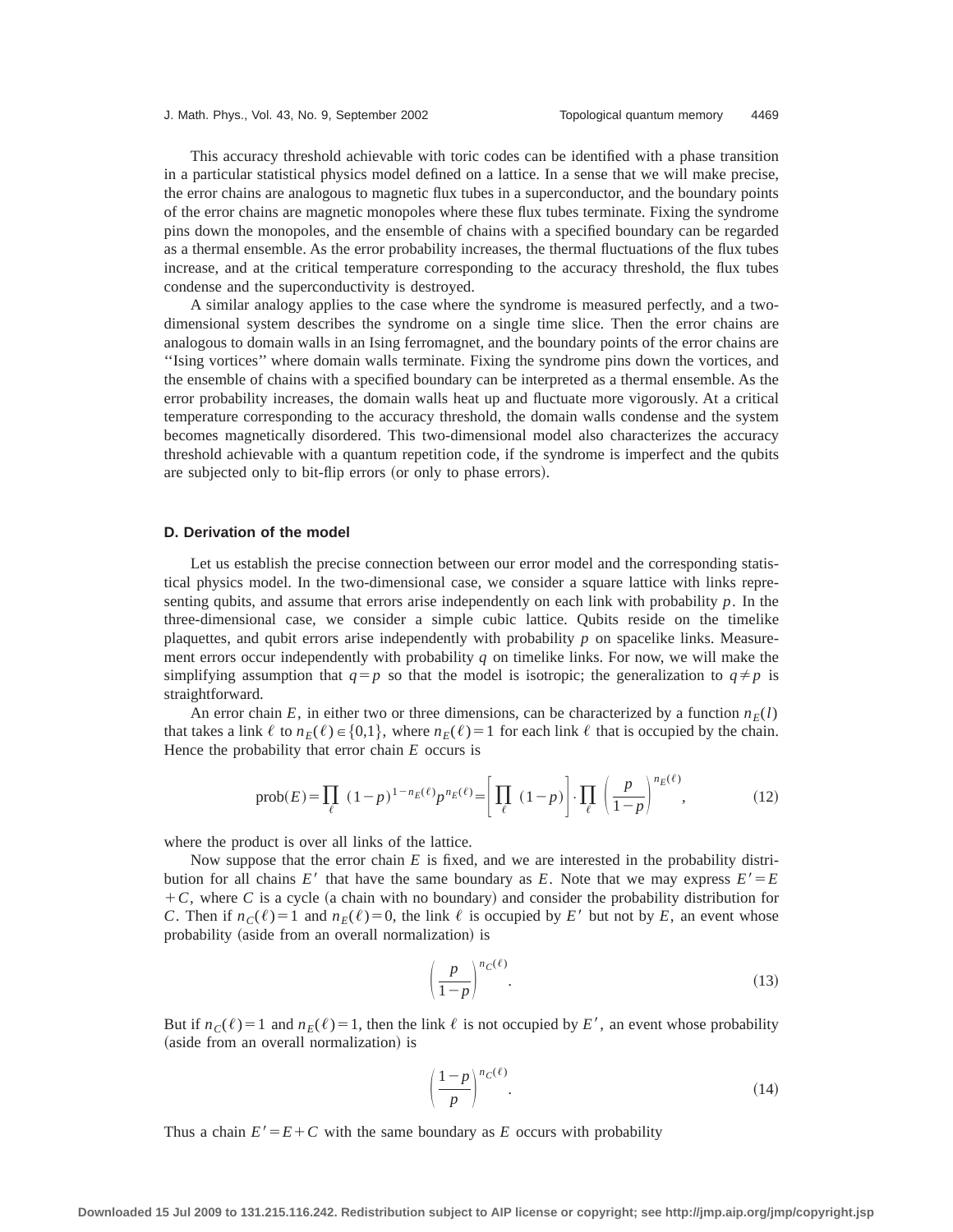This accuracy threshold achievable with toric codes can be identified with a phase transition in a particular statistical physics model defined on a lattice. In a sense that we will make precise, the error chains are analogous to magnetic flux tubes in a superconductor, and the boundary points of the error chains are magnetic monopoles where these flux tubes terminate. Fixing the syndrome pins down the monopoles, and the ensemble of chains with a specified boundary can be regarded as a thermal ensemble. As the error probability increases, the thermal fluctuations of the flux tubes increase, and at the critical temperature corresponding to the accuracy threshold, the flux tubes condense and the superconductivity is destroyed.

A similar analogy applies to the case where the syndrome is measured perfectly, and a two-dimensional system describes the syndrome on a single time slice. Then the error chains are analogous to domain walls in an Ising ferromagnet, and the boundary points of the error chains are ''Ising vortices'' where domain walls terminate. Fixing the syndrome pins down the vortices, and the ensemble of chains with a specified boundary can be interpreted as a thermal ensemble. As the error probability increases, the domain walls heat up and fluctuate more vigorously. At a critical temperature corresponding to the accuracy threshold, the domain walls condense and the system becomes magnetically disordered. This two-dimensional model also characterizes the accuracy threshold achievable with a quantum repetition code, if the syndrome is imperfect and the qubits are subjected only to bit-flip errors (or only to phase errors).

### D. Derivation of the model

Let us establish the precise connection between our error model and the corresponding statistical physics model. In the two-dimensional case, we consider a square lattice with links representing qubits, and assume that errors arise independently on each link with probability $p$. In the three-dimensional case, we consider a simple cubic lattice. Qubits reside on the timelike plaquettes, and qubit errors arise independently with probability $p$ on spacelike links. Measurement errors occur independently with probability $q$ on timelike links. For now, we will make the simplifying assumption that $q=p$ so that the model is isotropic; the generalization to $q\neq p$ is straightforward.

An error chain $E$, in either two or three dimensions, can be characterized by a function $n_E(l)$ that takes a link $\ell$ to $n_E(\ell)\in\{0,1\}$, where $n_E(\ell)=1$ for each link $\ell$ that is occupied by the chain. Hence the probability that error chain $E$ occurs is

$$\text{prob}(E)=\prod_{\ell}(1-p)^{1-n_E(\ell)}p^{n_E(\ell)}=\left[\prod_{\ell}(1-p)\right]\cdot\prod_{\ell}\left(\frac{p}{1-p}\right)^{n_E(\ell)}, \tag{12}$$

where the product is over all links of the lattice.

Now suppose that the error chain $E$ is fixed, and we are interested in the probability distribution for all chains $E'$ that have the same boundary as $E$. Note that we may express $E'=E+C$, where $C$ is a cycle (a chain with no boundary) and consider the probability distribution for $C$. Then if $n_C(\ell)=1$ and $n_E(\ell)=0$, the link $\ell$ is occupied by $E'$ but not by $E$, an event whose probability (aside from an overall normalization) is

$$\left(\frac{p}{1-p}\right)^{n_C(\ell)}. \tag{13}$$

But if $n_C(\ell)=1$ and $n_E(\ell)=1$, then the link $\ell$ is not occupied by $E'$, an event whose probability (aside from an overall normalization) is

$$\left(\frac{1-p}{p}\right)^{n_C(\ell)}. \tag{14}$$

Thus a chain $E'=E+C$ with the same boundary as $E$ occurs with probability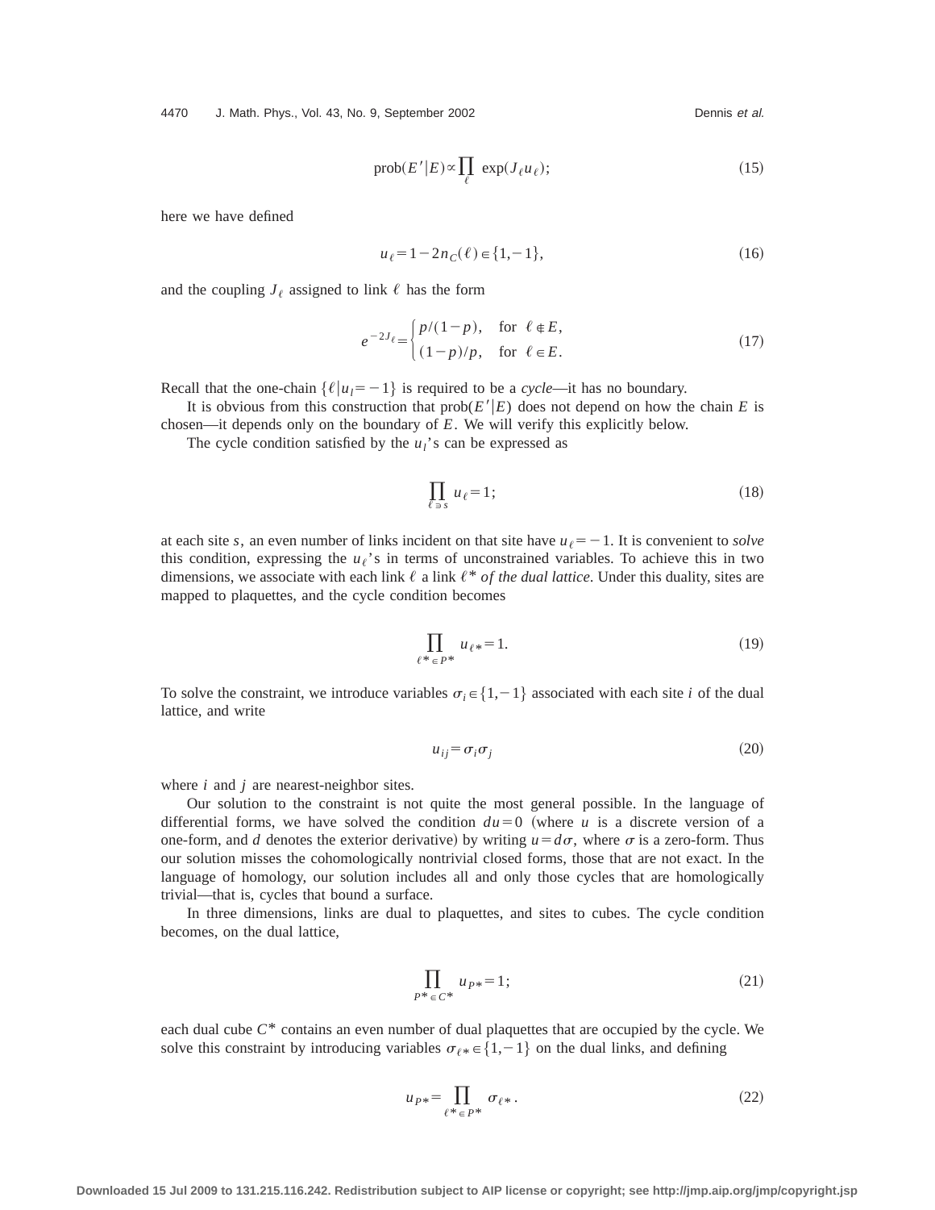$$\text{prob}(E'|E) \propto \prod_{\ell} \exp(J_\ell u_\ell); \tag{15}$$

here we have defined

$$u_\ell = 1 - 2n_C(\ell) \in \{1,-1\}, \tag{16}$$

and the coupling $J_\ell$ assigned to link $\ell$ has the form

$$e^{-2J_\ell} = \begin{cases} p/(1-p), & \text{for } \ell \notin E, \\ (1-p)/p, & \text{for } \ell \in E. \end{cases} \tag{17}$$

Recall that the one-chain $\{\ell | u_l = -1\}$ is required to be a *cycle*—it has no boundary.

It is obvious from this construction that $\text{prob}(E'|E)$ does not depend on how the chain $E$ is chosen—it depends only on the boundary of $E$. We will verify this explicitly below.

The cycle condition satisfied by the $u_l$'s can be expressed as

$$\prod_{\ell \ni s} u_\ell = 1; \tag{18}$$

at each site $s$, an even number of links incident on that site have $u_\ell = -1$. It is convenient to *solve* this condition, expressing the $u_\ell$'s in terms of unconstrained variables. To achieve this in two dimensions, we associate with each link $\ell$ a link $\ell^*$ *of the dual lattice*. Under this duality, sites are mapped to plaquettes, and the cycle condition becomes

$$\prod_{\ell^* \in P^*} u_{\ell^*} = 1. \tag{19}$$

To solve the constraint, we introduce variables $\sigma_i \in \{1,-1\}$ associated with each site $i$ of the dual lattice, and write

$$u_{ij} = \sigma_i \sigma_j \tag{20}$$

where $i$ and $j$ are nearest-neighbor sites.

Our solution to the constraint is not quite the most general possible. In the language of differential forms, we have solved the condition $du = 0$ (where $u$ is a discrete version of a one-form, and $d$ denotes the exterior derivative) by writing $u = d\sigma$, where $\sigma$ is a zero-form. Thus our solution misses the cohomologically nontrivial closed forms, those that are not exact. In the language of homology, our solution includes all and only those cycles that are homologically trivial—that is, cycles that bound a surface.

In three dimensions, links are dual to plaquettes, and sites to cubes. The cycle condition becomes, on the dual lattice,

$$\prod_{P^* \in C^*} u_{P^*} = 1; \tag{21}$$

each dual cube $C^*$ contains an even number of dual plaquettes that are occupied by the cycle. We solve this constraint by introducing variables $\sigma_{\ell^*} \in \{1,-1\}$ on the dual links, and defining

$$u_{P^*} = \prod_{\ell^* \in P^*} \sigma_{\ell^*}. \tag{22}$$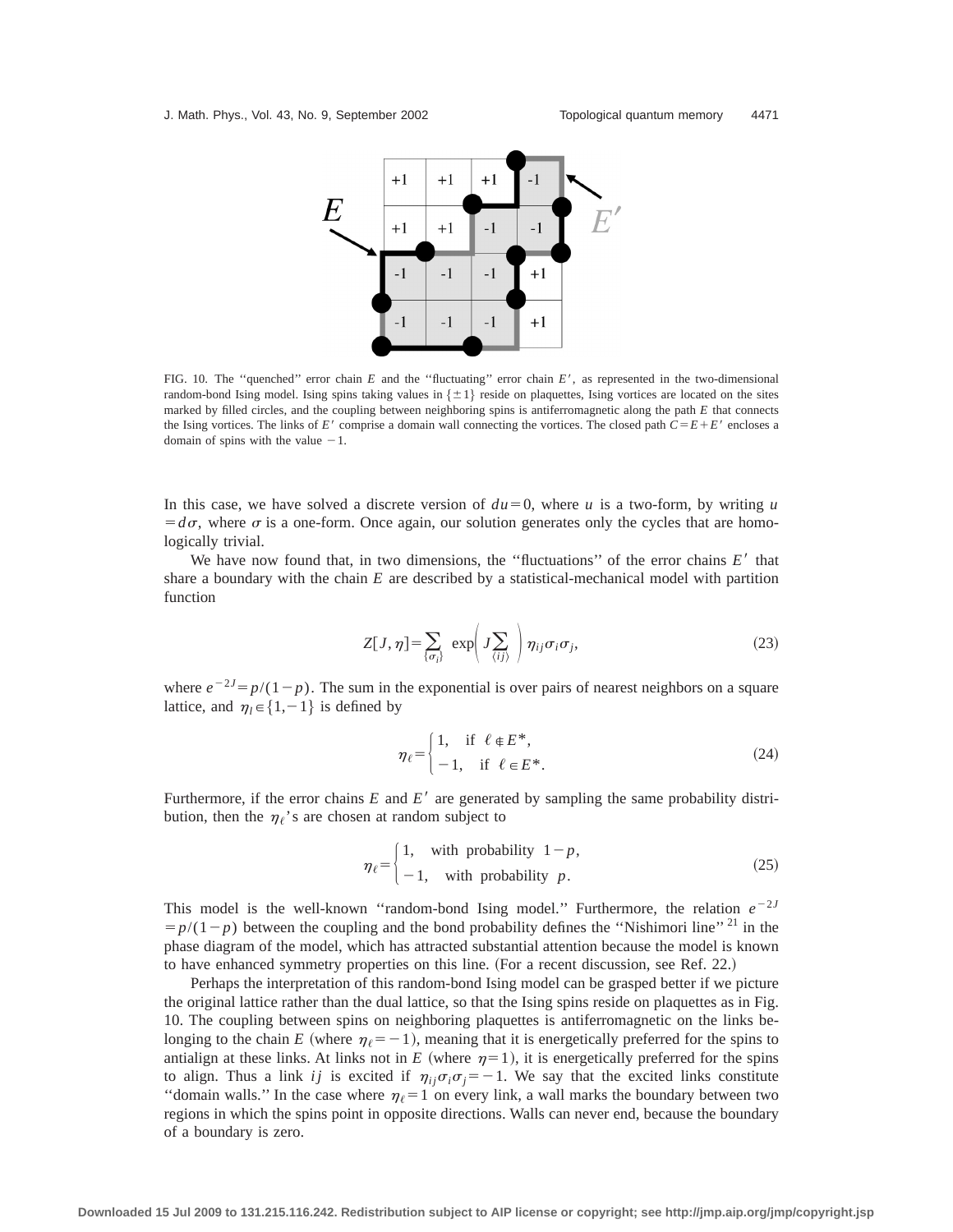FIG. 10. The "quenched" error chain $E$ and the "fluctuating" error chain $E'$, as represented in the two-dimensional random-bond Ising model. Ising spins taking values in $\{\pm 1\}$ reside on plaquettes, Ising vortices are located on the sites marked by filled circles, and the coupling between neighboring spins is antiferromagnetic along the path $E$ that connects the Ising vortices. The links of $E'$ comprise a domain wall connecting the vortices. The closed path $C = E + E'$ encloses a domain of spins with the value $-1$.

In this case, we have solved a discrete version of $du = 0$, where $u$ is a two-form, by writing $u = d\sigma$, where $\sigma$ is a one-form. Once again, our solution generates only the cycles that are homologically trivial.

We have now found that, in two dimensions, the "fluctuations" of the error chains $E'$ that share a boundary with the chain $E$ are described by a statistical-mechanical model with partition function

$$Z[J,\eta] = \sum_{\{\sigma_i\}} \exp\left( J \sum_{\langle ij \rangle} \right) \eta_{ij} \sigma_i \sigma_j, \tag{23}$$

where $e^{-2J} = p/(1-p)$. The sum in the exponential is over pairs of nearest neighbors on a square lattice, and $\eta_l \in \{1, -1\}$ is defined by

$$\eta_\ell = \begin{cases} 1, & \text{if } \ell \notin E^*, \\ -1, & \text{if } \ell \in E^*. \end{cases} \tag{24}$$

Furthermore, if the error chains $E$ and $E'$ are generated by sampling the same probability distribution, then the $\eta_\ell$'s are chosen at random subject to

$$\eta_\ell = \begin{cases} 1, & \text{with probability } 1-p, \\ -1, & \text{with probability } p. \end{cases} \tag{25}$$

This model is the well-known "random-bond Ising model." Furthermore, the relation $e^{-2J} = p/(1-p)$ between the coupling and the bond probability defines the "Nishimori line" [21] in the phase diagram of the model, which has attracted substantial attention because the model is known to have enhanced symmetry properties on this line. (For a recent discussion, see Ref. 22.)

Perhaps the interpretation of this random-bond Ising model can be grasped better if we picture the original lattice rather than the dual lattice, so that the Ising spins reside on plaquettes as in Fig. 10. The coupling between spins on neighboring plaquettes is antiferromagnetic on the links belonging to the chain $E$ (where $\eta_\ell = -1$), meaning that it is energetically preferred for the spins to antialign at these links. At links not in $E$ (where $\eta = 1$), it is energetically preferred for the spins to align. Thus a link $ij$ is excited if $\eta_{ij}\sigma_i\sigma_j = -1$. We say that the excited links constitute "domain walls." In the case where $\eta_\ell = 1$ on every link, a wall marks the boundary between two regions in which the spins point in opposite directions. Walls can never end, because the boundary of a boundary is zero.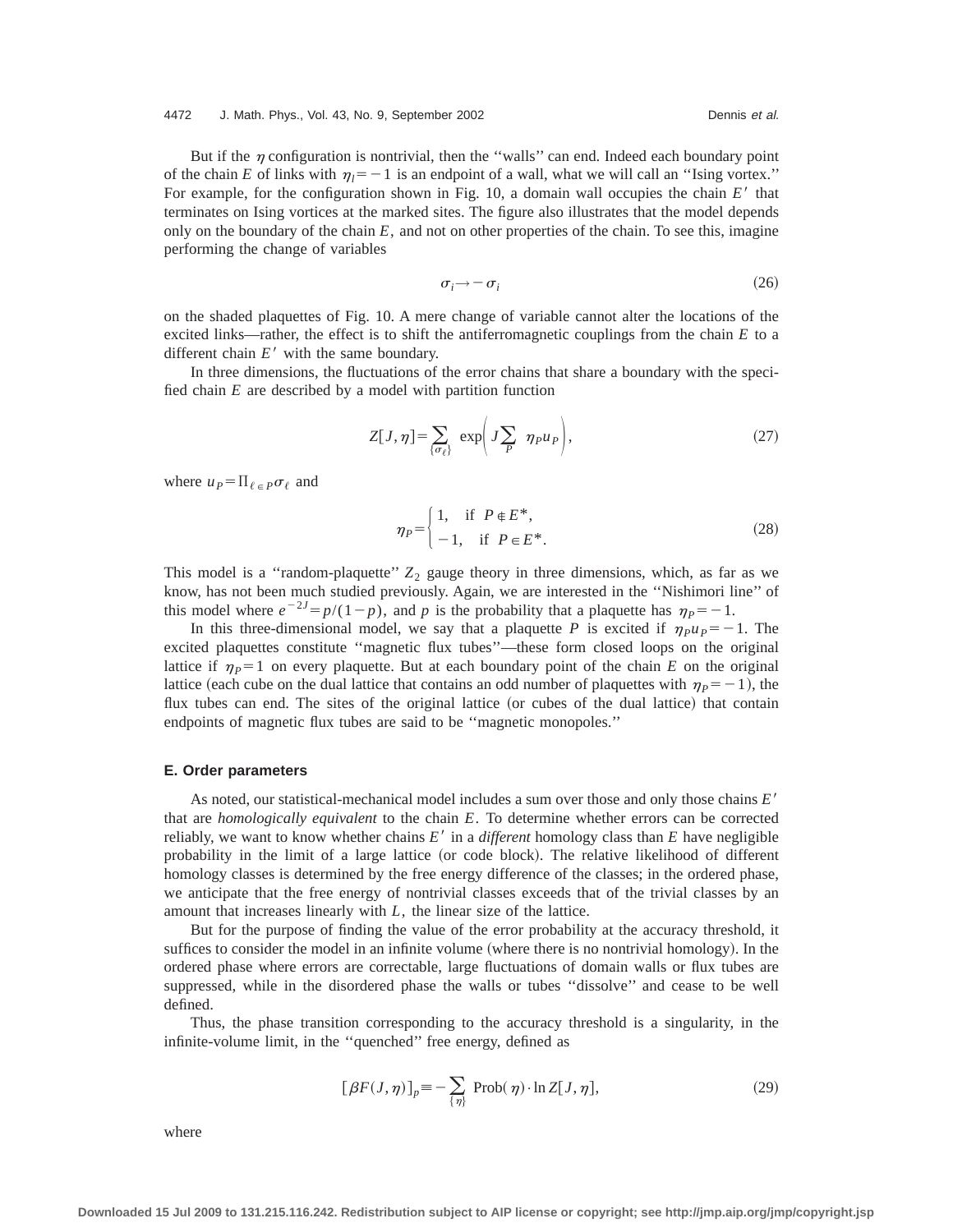But if the $\eta$ configuration is nontrivial, then the ''walls'' can end. Indeed each boundary point of the chain $E$ of links with $\eta_l = -1$ is an endpoint of a wall, what we will call an ''Ising vortex.'' For example, for the configuration shown in Fig. 10, a domain wall occupies the chain $E'$ that terminates on Ising vortices at the marked sites. The figure also illustrates that the model depends only on the boundary of the chain $E$, and not on other properties of the chain. To see this, imagine performing the change of variables

$$\sigma_i \rightarrow -\sigma_i \tag{26}$$

on the shaded plaquettes of Fig. 10. A mere change of variable cannot alter the locations of the excited links—rather, the effect is to shift the antiferromagnetic couplings from the chain $E$ to a different chain $E'$ with the same boundary.

In three dimensions, the fluctuations of the error chains that share a boundary with the specified chain $E$ are described by a model with partition function

$$Z[J,\eta] = \sum_{\{\sigma_\ell\}} \exp\left( J \sum_P \eta_P u_P \right), \tag{27}$$

where $u_P = \Pi_{\ell \in P} \sigma_\ell$ and

$$\eta_P = \begin{cases} 1, & \text{if } P \notin E^*, \\ -1, & \text{if } P \in E^*. \end{cases} \tag{28}$$

This model is a ''random-plaquette'' $Z_2$ gauge theory in three dimensions, which, as far as we know, has not been much studied previously. Again, we are interested in the ''Nishimori line'' of this model where $e^{-2J} = p/(1-p)$, and $p$ is the probability that a plaquette has $\eta_P = -1$.

In this three-dimensional model, we say that a plaquette $P$ is excited if $\eta_P u_P = -1$. The excited plaquettes constitute ''magnetic flux tubes''—these form closed loops on the original lattice if $\eta_P = 1$ on every plaquette. But at each boundary point of the chain $E$ on the original lattice (each cube on the dual lattice that contains an odd number of plaquettes with $\eta_P = -1$), the flux tubes can end. The sites of the original lattice (or cubes of the dual lattice) that contain endpoints of magnetic flux tubes are said to be ''magnetic monopoles.''

### E. Order parameters

As noted, our statistical-mechanical model includes a sum over those and only those chains $E'$ that are *homologically equivalent* to the chain $E$. To determine whether errors can be corrected reliably, we want to know whether chains $E'$ in a *different* homology class than $E$ have negligible probability in the limit of a large lattice (or code block). The relative likelihood of different homology classes is determined by the free energy difference of the classes; in the ordered phase, we anticipate that the free energy of nontrivial classes exceeds that of the trivial classes by an amount that increases linearly with $L$, the linear size of the lattice.

But for the purpose of finding the value of the error probability at the accuracy threshold, it suffices to consider the model in an infinite volume (where there is no nontrivial homology). In the ordered phase where errors are correctable, large fluctuations of domain walls or flux tubes are suppressed, while in the disordered phase the walls or tubes ''dissolve'' and cease to be well defined.

Thus, the phase transition corresponding to the accuracy threshold is a singularity, in the infinite-volume limit, in the ''quenched'' free energy, defined as

$$[\beta F(J,\eta)]_p \equiv -\sum_{\{\eta\}} \text{Prob}(\eta) \cdot \ln Z[J,\eta], \tag{29}$$

where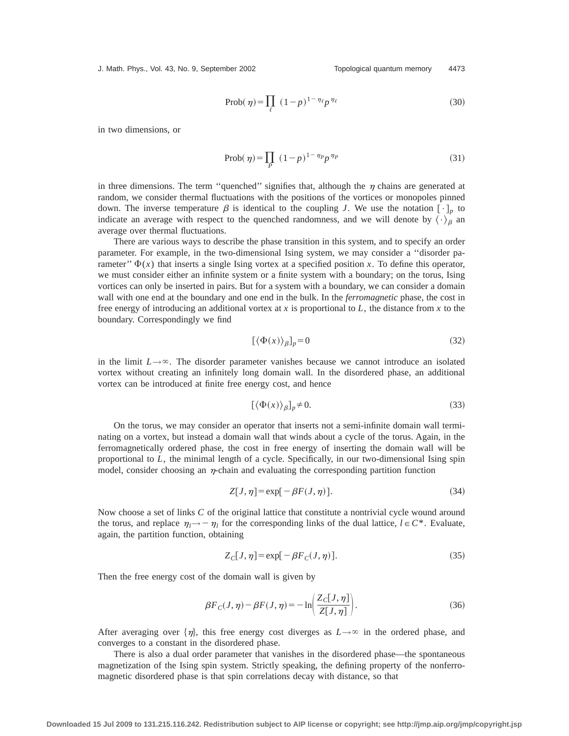$$\text{Prob}(\eta) = \prod_{\ell} (1-p)^{1-\eta_\ell} p^{\eta_\ell} \tag{30}$$

in two dimensions, or

$$\text{Prob}(\eta) = \prod_{P} (1-p)^{1-\eta_P} p^{\eta_P} \tag{31}$$

in three dimensions. The term ''quenched'' signifies that, although the $\eta$ chains are generated at random, we consider thermal fluctuations with the positions of the vortices or monopoles pinned down. The inverse temperature $\beta$ is identical to the coupling $J$. We use the notation $[\cdot]_p$ to indicate an average with respect to the quenched randomness, and we will denote by $\langle \cdot \rangle_\beta$ an average over thermal fluctuations.

There are various ways to describe the phase transition in this system, and to specify an order parameter. For example, in the two-dimensional Ising system, we may consider a ''disorder parameter'' $\Phi(x)$ that inserts a single Ising vortex at a specified position $x$. To define this operator, we must consider either an infinite system or a finite system with a boundary; on the torus, Ising vortices can only be inserted in pairs. But for a system with a boundary, we can consider a domain wall with one end at the boundary and one end in the bulk. In the *ferromagnetic* phase, the cost in free energy of introducing an additional vortex at $x$ is proportional to $L$, the distance from $x$ to the boundary. Correspondingly we find

$$[\langle \Phi(x) \rangle_\beta]_p = 0 \tag{32}$$

in the limit $L \to \infty$. The disorder parameter vanishes because we cannot introduce an isolated vortex without creating an infinitely long domain wall. In the disordered phase, an additional vortex can be introduced at finite free energy cost, and hence

$$[\langle \Phi(x) \rangle_\beta]_p \neq 0. \tag{33}$$

On the torus, we may consider an operator that inserts not a semi-infinite domain wall terminating on a vortex, but instead a domain wall that winds about a cycle of the torus. Again, in the ferromagnetically ordered phase, the cost in free energy of inserting the domain wall will be proportional to $L$, the minimal length of a cycle. Specifically, in our two-dimensional Ising spin model, consider choosing an $\eta$-chain and evaluating the corresponding partition function

$$Z[J,\eta] = \exp[-\beta F(J,\eta)]. \tag{34}$$

Now choose a set of links $C$ of the original lattice that constitute a nontrivial cycle wound around the torus, and replace $\eta_l \to -\eta_l$ for the corresponding links of the dual lattice, $l \in C^*$. Evaluate, again, the partition function, obtaining

$$Z_C[J,\eta] = \exp[-\beta F_C(J,\eta)]. \tag{35}$$

Then the free energy cost of the domain wall is given by

$$\beta F_C(J,\eta) - \beta F(J,\eta) = -\ln\left(\frac{Z_C[J,\eta]}{Z[J,\eta]}\right). \tag{36}$$

After averaging over $\{\eta\}$, this free energy cost diverges as $L \to \infty$ in the ordered phase, and converges to a constant in the disordered phase.

There is also a dual order parameter that vanishes in the disordered phase—the spontaneous magnetization of the Ising spin system. Strictly speaking, the defining property of the nonferromagnetic disordered phase is that spin correlations decay with distance, so that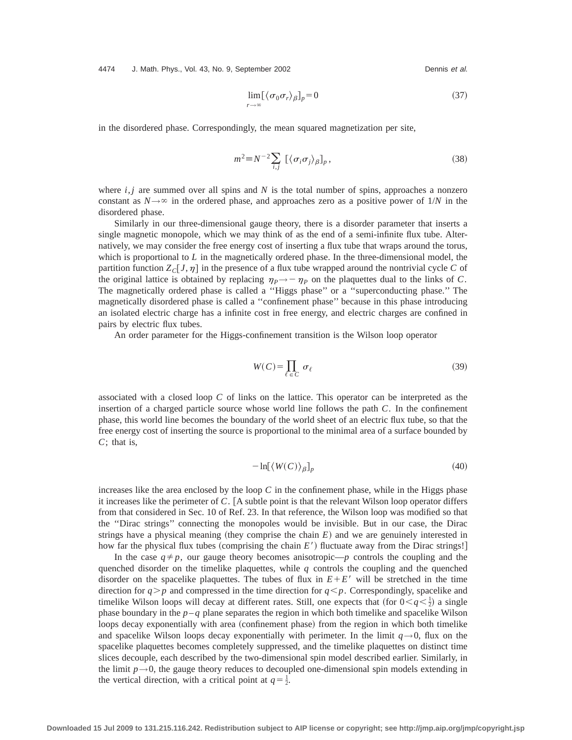$$\lim_{r \to \infty} [\langle \sigma_0 \sigma_r \rangle_\beta]_p = 0 \tag{37}$$

in the disordered phase. Correspondingly, the mean squared magnetization per site,

$$m^2 \equiv N^{-2} \sum_{i,j} [\langle \sigma_i \sigma_j \rangle_\beta]_p, \tag{38}$$

where $i,j$ are summed over all spins and $N$ is the total number of spins, approaches a nonzero constant as $N \to \infty$ in the ordered phase, and approaches zero as a positive power of $1/N$ in the disordered phase.

Similarly in our three-dimensional gauge theory, there is a disorder parameter that inserts a single magnetic monopole, which we may think of as the end of a semi-infinite flux tube. Alternatively, we may consider the free energy cost of inserting a flux tube that wraps around the torus, which is proportional to $L$ in the magnetically ordered phase. In the three-dimensional model, the partition function $Z_C[J,\eta]$ in the presence of a flux tube wrapped around the nontrivial cycle $C$ of the original lattice is obtained by replacing $\eta_P \to -\eta_P$ on the plaquettes dual to the links of $C$. The magnetically ordered phase is called a "Higgs phase" or a "superconducting phase." The magnetically disordered phase is called a "confinement phase" because in this phase introducing an isolated electric charge has a infinite cost in free energy, and electric charges are confined in pairs by electric flux tubes.

An order parameter for the Higgs-confinement transition is the Wilson loop operator

$$W(C) = \prod_{\ell \in C} \sigma_\ell \tag{39}$$

associated with a closed loop $C$ of links on the lattice. This operator can be interpreted as the insertion of a charged particle source whose world line follows the path $C$. In the confinement phase, this world line becomes the boundary of the world sheet of an electric flux tube, so that the free energy cost of inserting the source is proportional to the minimal area of a surface bounded by $C$; that is,

$$-\ln[\langle W(C) \rangle_\beta]_p \tag{40}$$

increases like the area enclosed by the loop $C$ in the confinement phase, while in the Higgs phase it increases like the perimeter of $C$. [A subtle point is that the relevant Wilson loop operator differs from that considered in Sec. 10 of Ref. 23. In that reference, the Wilson loop was modified so that the "Dirac strings" connecting the monopoles would be invisible. But in our case, the Dirac strings have a physical meaning (they comprise the chain $E$) and we are genuinely interested in how far the physical flux tubes (comprising the chain $E'$) fluctuate away from the Dirac strings!]

In the case $q \neq p$, our gauge theory becomes anisotropic—$p$ controls the coupling and the quenched disorder on the timelike plaquettes, while $q$ controls the coupling and the quenched disorder on the spacelike plaquettes. The tubes of flux in $E+E'$ will be stretched in the time direction for $q>p$ and compressed in the time direction for $q<p$. Correspondingly, spacelike and timelike Wilson loops will decay at different rates. Still, one expects that (for $0<q<\frac{1}{2}$) a single phase boundary in the $p$–$q$ plane separates the region in which both timelike and spacelike Wilson loops decay exponentially with area (confinement phase) from the region in which both timelike and spacelike Wilson loops decay exponentially with perimeter. In the limit $q \to 0$, flux on the spacelike plaquettes becomes completely suppressed, and the timelike plaquettes on distinct time slices decouple, each described by the two-dimensional spin model described earlier. Similarly, in the limit $p \to 0$, the gauge theory reduces to decoupled one-dimensional spin models extending in the vertical direction, with a critical point at $q=\frac{1}{2}$.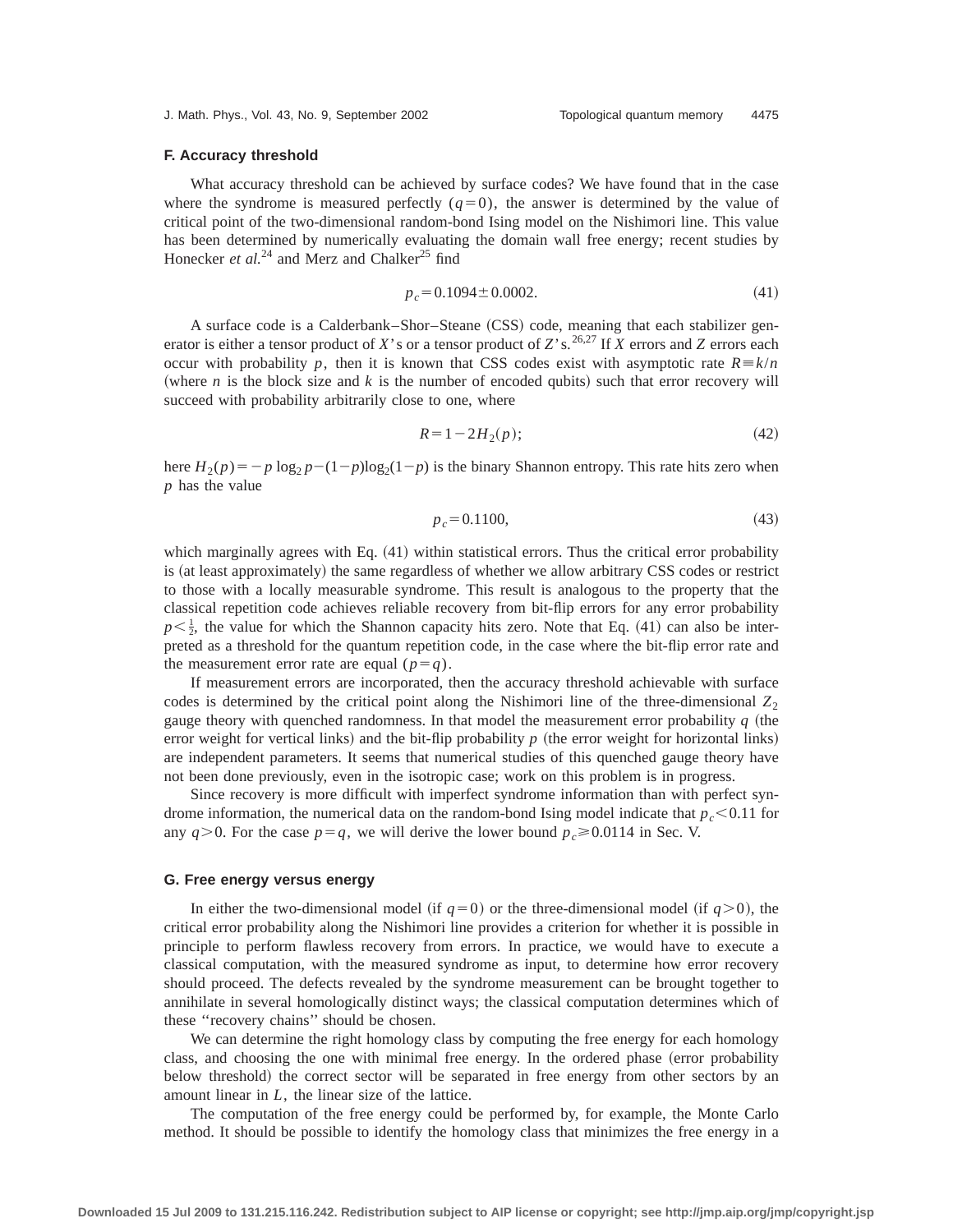### F. Accuracy threshold

What accuracy threshold can be achieved by surface codes? We have found that in the case where the syndrome is measured perfectly $(q=0)$, the answer is determined by the value of critical point of the two-dimensional random-bond Ising model on the Nishimori line. This value has been determined by numerically evaluating the domain wall free energy; recent studies by Honecker *et al.*[24] and Merz and Chalker[25] find

$$p_c = 0.1094 \pm 0.0002. \tag{41}$$

A surface code is a Calderbank–Shor–Steane (CSS) code, meaning that each stabilizer generator is either a tensor product of $X$'s or a tensor product of $Z$'s.[26,27] If $X$ errors and $Z$ errors each occur with probability $p$, then it is known that CSS codes exist with asymptotic rate $R \equiv k/n$ (where $n$ is the block size and $k$ is the number of encoded qubits) such that error recovery will succeed with probability arbitrarily close to one, where

$$R = 1 - 2H_2(p); \tag{42}$$

here $H_2(p) = -p \log_2 p - (1-p)\log_2(1-p)$ is the binary Shannon entropy. This rate hits zero when $p$ has the value

$$p_c = 0.1100, \tag{43}$$

which marginally agrees with Eq. (41) within statistical errors. Thus the critical error probability is (at least approximately) the same regardless of whether we allow arbitrary CSS codes or restrict to those with a locally measurable syndrome. This result is analogous to the property that the classical repetition code achieves reliable recovery from bit-flip errors for any error probability $p < \frac{1}{2}$, the value for which the Shannon capacity hits zero. Note that Eq. (41) can also be interpreted as a threshold for the quantum repetition code, in the case where the bit-flip error rate and the measurement error rate are equal $(p=q)$.

If measurement errors are incorporated, then the accuracy threshold achievable with surface codes is determined by the critical point along the Nishimori line of the three-dimensional $Z_2$ gauge theory with quenched randomness. In that model the measurement error probability $q$ (the error weight for vertical links) and the bit-flip probability $p$ (the error weight for horizontal links) are independent parameters. It seems that numerical studies of this quenched gauge theory have not been done previously, even in the isotropic case; work on this problem is in progress.

Since recovery is more difficult with imperfect syndrome information than with perfect syndrome information, the numerical data on the random-bond Ising model indicate that $p_c < 0.11$ for any $q > 0$. For the case $p = q$, we will derive the lower bound $p_c \geqslant 0.0114$ in Sec. V.

### G. Free energy versus energy

In either the two-dimensional model (if $q=0$) or the three-dimensional model (if $q>0$), the critical error probability along the Nishimori line provides a criterion for whether it is possible in principle to perform flawless recovery from errors. In practice, we would have to execute a classical computation, with the measured syndrome as input, to determine how error recovery should proceed. The defects revealed by the syndrome measurement can be brought together to annihilate in several homologically distinct ways; the classical computation determines which of these "recovery chains" should be chosen.

We can determine the right homology class by computing the free energy for each homology class, and choosing the one with minimal free energy. In the ordered phase (error probability below threshold) the correct sector will be separated in free energy from other sectors by an amount linear in $L$, the linear size of the lattice.

The computation of the free energy could be performed by, for example, the Monte Carlo method. It should be possible to identify the homology class that minimizes the free energy in a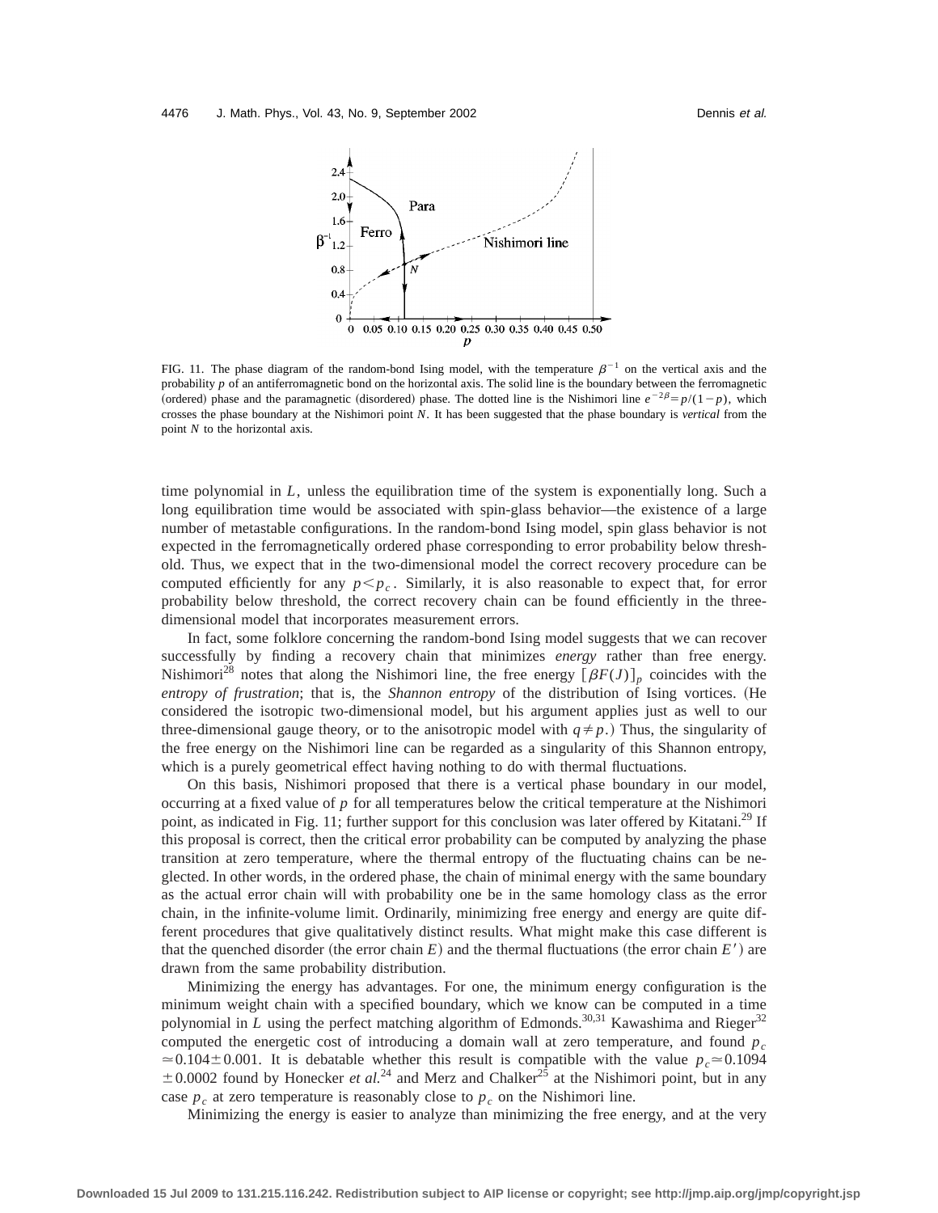FIG. 11. The phase diagram of the random-bond Ising model, with the temperature $\beta^{-1}$ on the vertical axis and the probability $p$ of an antiferromagnetic bond on the horizontal axis. The solid line is the boundary between the ferromagnetic (ordered) phase and the paramagnetic (disordered) phase. The dotted line is the Nishimori line $e^{-2\beta}=p/(1-p)$, which crosses the phase boundary at the Nishimori point $N$. It has been suggested that the phase boundary is *vertical* from the point $N$ to the horizontal axis.

time polynomial in $L$, unless the equilibration time of the system is exponentially long. Such a long equilibration time would be associated with spin-glass behavior—the existence of a large number of metastable configurations. In the random-bond Ising model, spin glass behavior is not expected in the ferromagnetically ordered phase corresponding to error probability below threshold. Thus, we expect that in the two-dimensional model the correct recovery procedure can be computed efficiently for any $p<p_c$. Similarly, it is also reasonable to expect that, for error probability below threshold, the correct recovery chain can be found efficiently in the three-dimensional model that incorporates measurement errors.

In fact, some folklore concerning the random-bond Ising model suggests that we can recover successfully by finding a recovery chain that minimizes *energy* rather than free energy. Nishimori[28] notes that along the Nishimori line, the free energy $[\beta F(J)]_p$ coincides with the *entropy of frustration*; that is, the *Shannon entropy* of the distribution of Ising vortices. (He considered the isotropic two-dimensional model, but his argument applies just as well to our three-dimensional gauge theory, or to the anisotropic model with $q\neq p$.) Thus, the singularity of the free energy on the Nishimori line can be regarded as a singularity of this Shannon entropy, which is a purely geometrical effect having nothing to do with thermal fluctuations.

On this basis, Nishimori proposed that there is a vertical phase boundary in our model, occurring at a fixed value of $p$ for all temperatures below the critical temperature at the Nishimori point, as indicated in Fig. 11; further support for this conclusion was later offered by Kitatani.[29] If this proposal is correct, then the critical error probability can be computed by analyzing the phase transition at zero temperature, where the thermal entropy of the fluctuating chains can be neglected. In other words, in the ordered phase, the chain of minimal energy with the same boundary as the actual error chain will with probability one be in the same homology class as the error chain, in the infinite-volume limit. Ordinarily, minimizing free energy and energy are quite different procedures that give qualitatively distinct results. What might make this case different is that the quenched disorder (the error chain $E$) and the thermal fluctuations (the error chain $E'$) are drawn from the same probability distribution.

Minimizing the energy has advantages. For one, the minimum energy configuration is the minimum weight chain with a specified boundary, which we know can be computed in a time polynomial in $L$ using the perfect matching algorithm of Edmonds.[30,31] Kawashima and Rieger[32] computed the energetic cost of introducing a domain wall at zero temperature, and found $p_c \simeq 0.104\pm 0.001$. It is debatable whether this result is compatible with the value $p_c \simeq 0.1094 \pm 0.0002$ found by Honecker *et al.*[24] and Merz and Chalker[25] at the Nishimori point, but in any case $p_c$ at zero temperature is reasonably close to $p_c$ on the Nishimori line.

Minimizing the energy is easier to analyze than minimizing the free energy, and at the very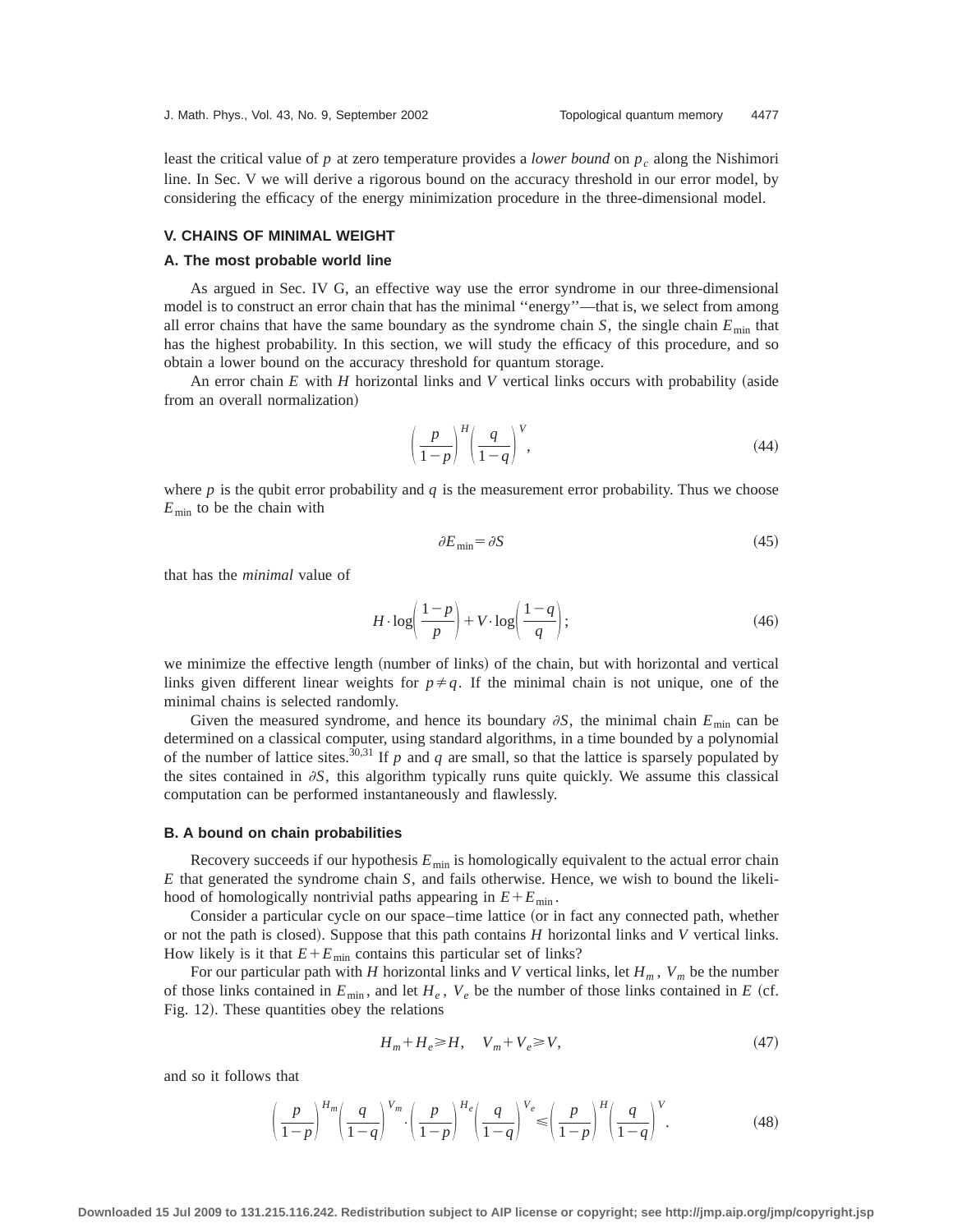least the critical value of $p$ at zero temperature provides a *lower bound* on $p_c$ along the Nishimori line. In Sec. V we will derive a rigorous bound on the accuracy threshold in our error model, by considering the efficacy of the energy minimization procedure in the three-dimensional model.

## V. CHAINS OF MINIMAL WEIGHT

### A. The most probable world line

As argued in Sec. IV G, an effective way use the error syndrome in our three-dimensional model is to construct an error chain that has the minimal ''energy''—that is, we select from among all error chains that have the same boundary as the syndrome chain $S$, the single chain $E_{\min}$ that has the highest probability. In this section, we will study the efficacy of this procedure, and so obtain a lower bound on the accuracy threshold for quantum storage.

An error chain $E$ with $H$ horizontal links and $V$ vertical links occurs with probability (aside from an overall normalization)

$$\left(\frac{p}{1-p}\right)^{H}\left(\frac{q}{1-q}\right)^{V}, \tag{44}$$

where $p$ is the qubit error probability and $q$ is the measurement error probability. Thus we choose $E_{\min}$ to be the chain with

$$\partial E_{\min}=\partial S \tag{45}$$

that has the *minimal* value of

$$H\cdot\log\left(\frac{1-p}{p}\right)+V\cdot\log\left(\frac{1-q}{q}\right); \tag{46}$$

we minimize the effective length (number of links) of the chain, but with horizontal and vertical links given different linear weights for $p\neq q$. If the minimal chain is not unique, one of the minimal chains is selected randomly.

Given the measured syndrome, and hence its boundary $\partial S$, the minimal chain $E_{\min}$ can be determined on a classical computer, using standard algorithms, in a time bounded by a polynomial of the number of lattice sites.[30,31] If $p$ and $q$ are small, so that the lattice is sparsely populated by the sites contained in $\partial S$, this algorithm typically runs quite quickly. We assume this classical computation can be performed instantaneously and flawlessly.

### B. A bound on chain probabilities

Recovery succeeds if our hypothesis $E_{\min}$ is homologically equivalent to the actual error chain $E$ that generated the syndrome chain $S$, and fails otherwise. Hence, we wish to bound the likelihood of homologically nontrivial paths appearing in $E+E_{\min}$.

Consider a particular cycle on our space–time lattice (or in fact any connected path, whether or not the path is closed). Suppose that this path contains $H$ horizontal links and $V$ vertical links. How likely is it that $E+E_{\min}$ contains this particular set of links?

For our particular path with $H$ horizontal links and $V$ vertical links, let $H_m$, $V_m$ be the number of those links contained in $E_{\min}$, and let $H_e$, $V_e$ be the number of those links contained in $E$ (cf. Fig. 12). These quantities obey the relations

$$H_m+H_e\geqslant H,\quad V_m+V_e\geqslant V, \tag{47}$$

and so it follows that

$$\left(\frac{p}{1-p}\right)^{H_m}\left(\frac{q}{1-q}\right)^{V_m}\cdot\left(\frac{p}{1-p}\right)^{H_e}\left(\frac{q}{1-q}\right)^{V_e}\leqslant\left(\frac{p}{1-p}\right)^{H}\left(\frac{q}{1-q}\right)^{V}. \tag{48}$$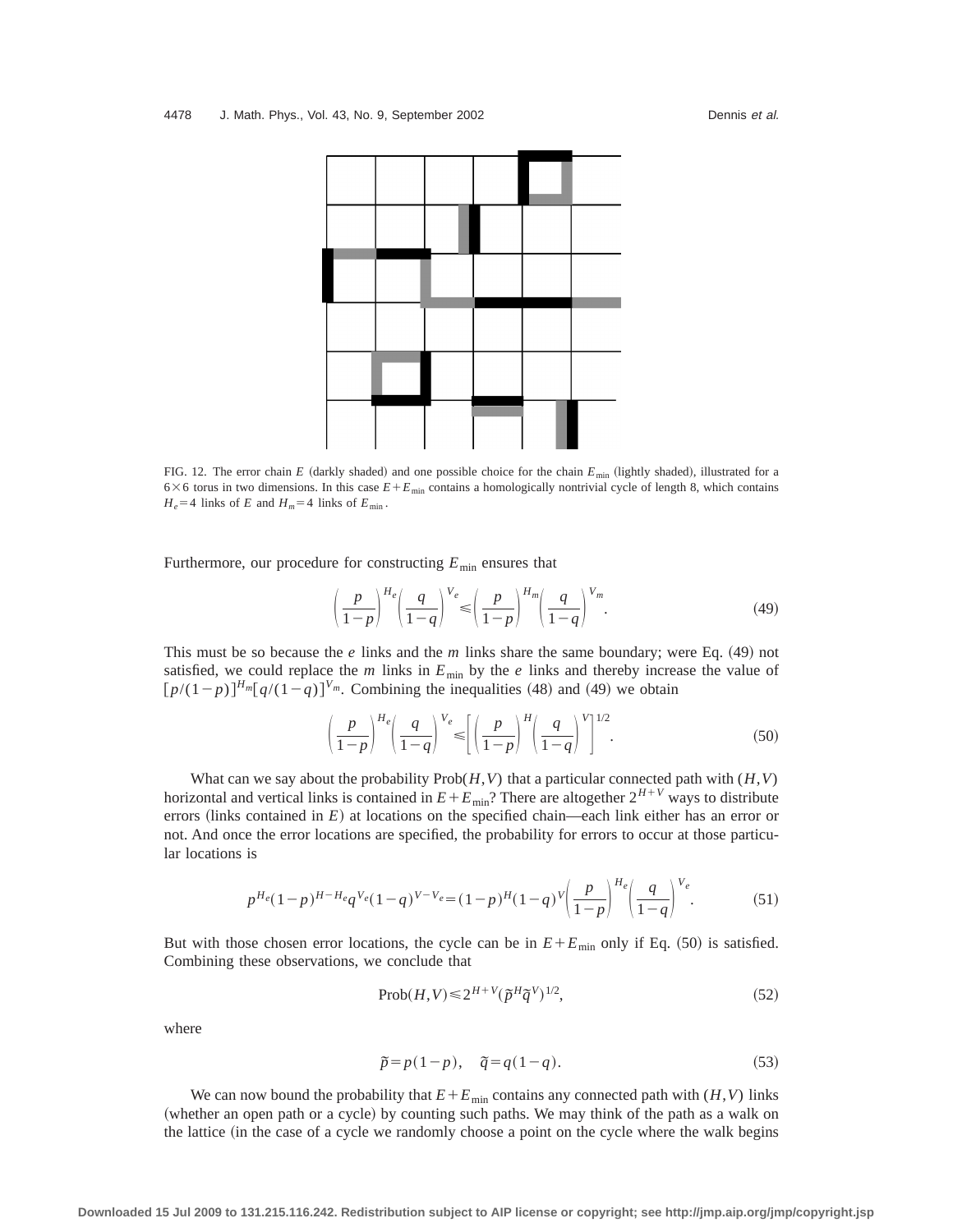FIG. 12. The error chain $E$ (darkly shaded) and one possible choice for the chain $E_{\min}$ (lightly shaded), illustrated for a $6\times 6$ torus in two dimensions. In this case $E+E_{\min}$ contains a homologically nontrivial cycle of length 8, which contains $H_e=4$ links of $E$ and $H_m=4$ links of $E_{\min}$.

Furthermore, our procedure for constructing $E_{\min}$ ensures that

$$\left(\frac{p}{1-p}\right)^{H_e}\left(\frac{q}{1-q}\right)^{V_e}\leqslant\left(\frac{p}{1-p}\right)^{H_m}\left(\frac{q}{1-q}\right)^{V_m}. \tag{49}$$

This must be so because the $e$ links and the $m$ links share the same boundary; were Eq. (49) not satisfied, we could replace the $m$ links in $E_{\min}$ by the $e$ links and thereby increase the value of $[p/(1-p)]^{H_m}[q/(1-q)]^{V_m}$. Combining the inequalities (48) and (49) we obtain

$$\left(\frac{p}{1-p}\right)^{H_e}\left(\frac{q}{1-q}\right)^{V_e}\leqslant\left[\left(\frac{p}{1-p}\right)^{H}\left(\frac{q}{1-q}\right)^{V}\right]^{1/2}. \tag{50}$$

What can we say about the probability $\mathrm{Prob}(H,V)$ that a particular connected path with $(H,V)$ horizontal and vertical links is contained in $E+E_{\min}$? There are altogether $2^{H+V}$ ways to distribute errors (links contained in $E$) at locations on the specified chain—each link either has an error or not. And once the error locations are specified, the probability for errors to occur at those particular locations is

$$p^{H_e}(1-p)^{H-H_e}q^{V_e}(1-q)^{V-V_e}=(1-p)^{H}(1-q)^{V}\left(\frac{p}{1-p}\right)^{H_e}\left(\frac{q}{1-q}\right)^{V_e}. \tag{51}$$

But with those chosen error locations, the cycle can be in $E+E_{\min}$ only if Eq. (50) is satisfied. Combining these observations, we conclude that

$$\mathrm{Prob}(H,V)\leqslant 2^{H+V}(\tilde{p}^{H}\tilde{q}^{V})^{1/2}, \tag{52}$$

where

$$\tilde{p}=p(1-p),\quad \tilde{q}=q(1-q). \tag{53}$$

We can now bound the probability that $E+E_{\min}$ contains any connected path with $(H,V)$ links (whether an open path or a cycle) by counting such paths. We may think of the path as a walk on the lattice (in the case of a cycle we randomly choose a point on the cycle where the walk begins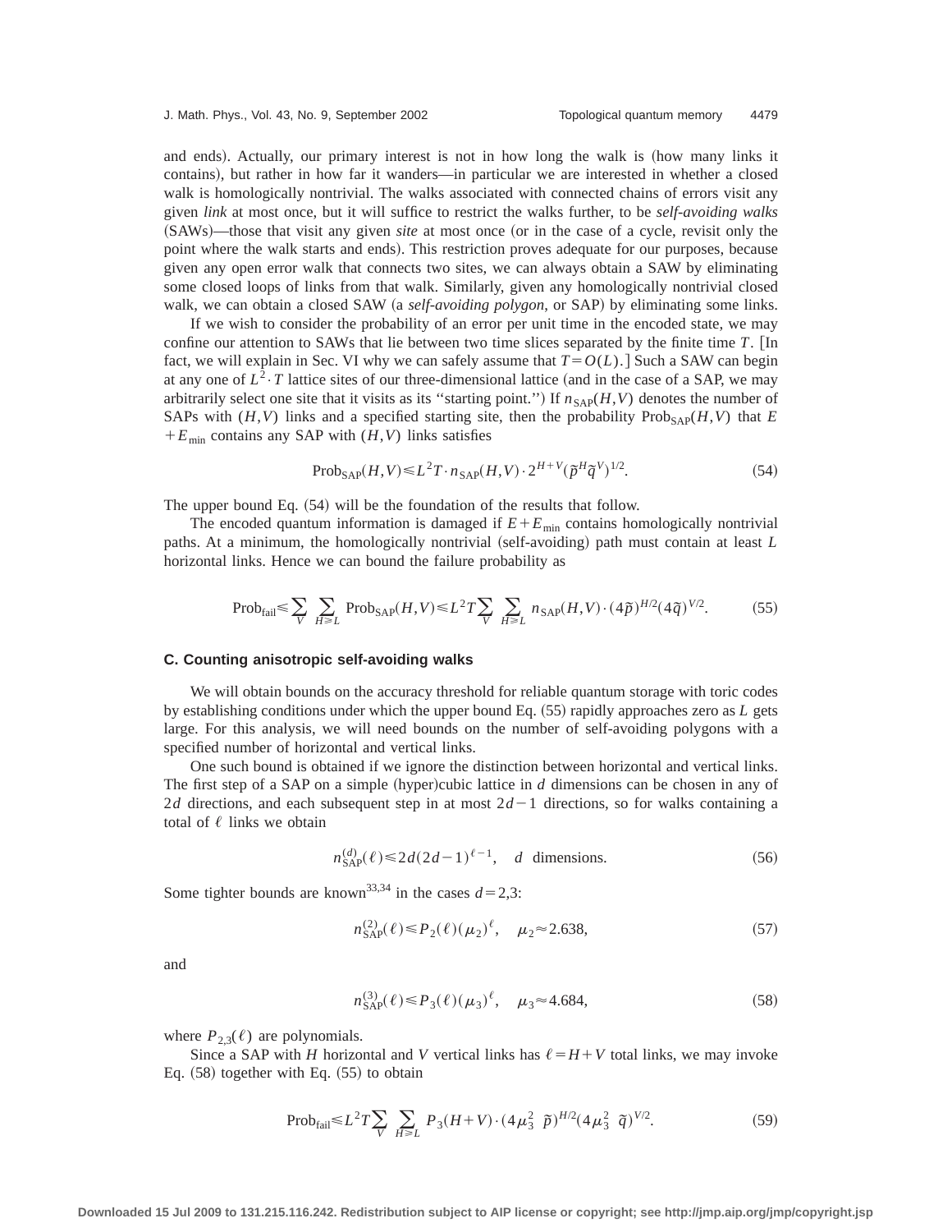and ends). Actually, our primary interest is not in how long the walk is (how many links it contains), but rather in how far it wanders—in particular we are interested in whether a closed walk is homologically nontrivial. The walks associated with connected chains of errors visit any given *link* at most once, but it will suffice to restrict the walks further, to be *self-avoiding walks* (SAWs)—those that visit any given *site* at most once (or in the case of a cycle, revisit only the point where the walk starts and ends). This restriction proves adequate for our purposes, because given any open error walk that connects two sites, we can always obtain a SAW by eliminating some closed loops of links from that walk. Similarly, given any homologically nontrivial closed walk, we can obtain a closed SAW (a *self-avoiding polygon*, or SAP) by eliminating some links.

If we wish to consider the probability of an error per unit time in the encoded state, we may confine our attention to SAWs that lie between two time slices separated by the finite time $T$. [In fact, we will explain in Sec. VI why we can safely assume that $T=O(L)$.] Such a SAW can begin at any one of $L^2 \cdot T$ lattice sites of our three-dimensional lattice (and in the case of a SAP, we may arbitrarily select one site that it visits as its "starting point.") If $n_{\rm SAP}(H,V)$ denotes the number of SAPs with $(H,V)$ links and a specified starting site, then the probability $\mathrm{Prob}_{\rm SAP}(H,V)$ that $E+E_{\min}$ contains any SAP with $(H,V)$ links satisfies

$$\mathrm{Prob}_{\rm SAP}(H,V) \leq L^2 T \cdot n_{\rm SAP}(H,V) \cdot 2^{H+V} (\tilde{p}^H \tilde{q}^V)^{1/2}. \tag{54}$$

The upper bound Eq. (54) will be the foundation of the results that follow.

The encoded quantum information is damaged if $E+E_{\min}$ contains homologically nontrivial paths. At a minimum, the homologically nontrivial (self-avoiding) path must contain at least $L$ horizontal links. Hence we can bound the failure probability as

$$\mathrm{Prob}_{\rm fail} \leq \sum_V \sum_{H \geq L} \mathrm{Prob}_{\rm SAP}(H,V) \leq L^2 T \sum_V \sum_{H \geq L} n_{\rm SAP}(H,V) \cdot (4\tilde{p})^{H/2} (4\tilde{q})^{V/2}. \tag{55}$$

### C. Counting anisotropic self-avoiding walks

We will obtain bounds on the accuracy threshold for reliable quantum storage with toric codes by establishing conditions under which the upper bound Eq. (55) rapidly approaches zero as $L$ gets large. For this analysis, we will need bounds on the number of self-avoiding polygons with a specified number of horizontal and vertical links.

One such bound is obtained if we ignore the distinction between horizontal and vertical links. The first step of a SAP on a simple (hyper)cubic lattice in $d$ dimensions can be chosen in any of $2d$ directions, and each subsequent step in at most $2d-1$ directions, so for walks containing a total of $\ell$ links we obtain

$$n_{\rm SAP}^{(d)}(\ell) \leq 2d(2d-1)^{\ell-1}, \quad d \text{ dimensions}. \tag{56}$$

Some tighter bounds are known[33,34] in the cases $d=2,3$:

$$n_{\rm SAP}^{(2)}(\ell) \leq P_2(\ell)(\mu_2)^{\ell}, \quad \mu_2 \approx 2.638, \tag{57}$$

and

$$n_{\rm SAP}^{(3)}(\ell) \leq P_3(\ell)(\mu_3)^{\ell}, \quad \mu_3 \approx 4.684, \tag{58}$$

where $P_{2,3}(\ell)$ are polynomials.

Since a SAP with $H$ horizontal and $V$ vertical links has $\ell = H+V$ total links, we may invoke Eq. (58) together with Eq. (55) to obtain

$$\mathrm{Prob}_{\rm fail} \leq L^2 T \sum_V \sum_{H \geq L} P_3(H+V) \cdot (4\mu_3^2 \ \tilde{p})^{H/2} (4\mu_3^2 \ \tilde{q})^{V/2}. \tag{59}$$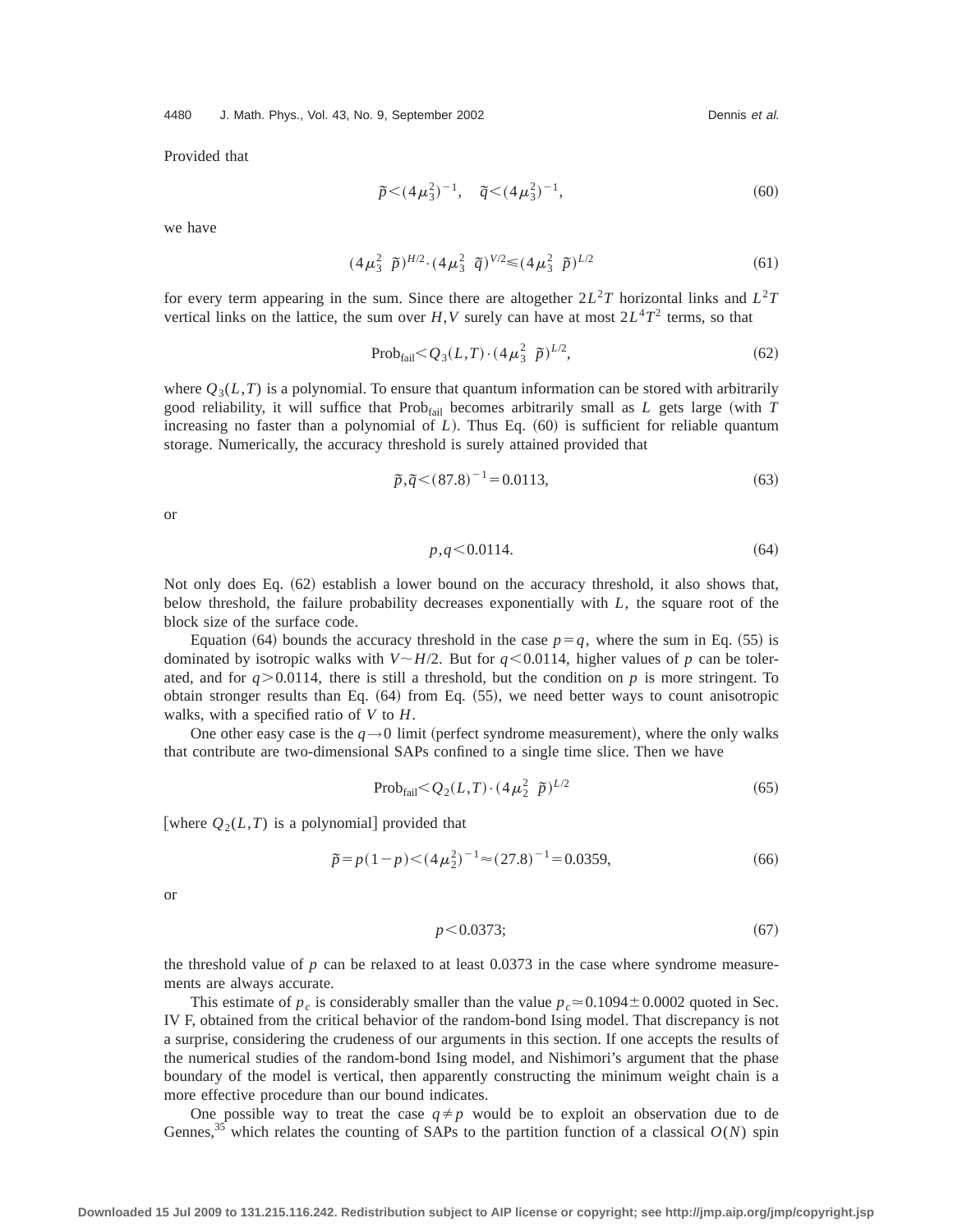Provided that

$$\tilde{p} < (4\mu_3^2)^{-1}, \quad \tilde{q} < (4\mu_3^2)^{-1}, \tag{60}$$

we have

$$(4\mu_3^2 \ \tilde{p})^{H/2} \cdot (4\mu_3^2 \ \tilde{q})^{V/2} \leqslant (4\mu_3^2 \ \tilde{p})^{L/2} \tag{61}$$

for every term appearing in the sum. Since there are altogether $2L^2T$ horizontal links and $L^2T$ vertical links on the lattice, the sum over $H,V$ surely can have at most $2L^4T^2$ terms, so that

$$\text{Prob}_{\text{fail}} < Q_3(L,T) \cdot (4\mu_3^2 \ \tilde{p})^{L/2}, \tag{62}$$

where $Q_3(L,T)$ is a polynomial. To ensure that quantum information can be stored with arbitrarily good reliability, it will suffice that $\text{Prob}_{\text{fail}}$ becomes arbitrarily small as $L$ gets large (with $T$ increasing no faster than a polynomial of $L$). Thus Eq. (60) is sufficient for reliable quantum storage. Numerically, the accuracy threshold is surely attained provided that

$$\tilde{p}, \tilde{q} < (87.8)^{-1} = 0.0113, \tag{63}$$

or

$$p, q < 0.0114. \tag{64}$$

Not only does Eq. (62) establish a lower bound on the accuracy threshold, it also shows that, below threshold, the failure probability decreases exponentially with $L$, the square root of the block size of the surface code.

Equation (64) bounds the accuracy threshold in the case $p = q$, where the sum in Eq. (55) is dominated by isotropic walks with $V \sim H/2$. But for $q < 0.0114$, higher values of $p$ can be tolerated, and for $q > 0.0114$, there is still a threshold, but the condition on $p$ is more stringent. To obtain stronger results than Eq. (64) from Eq. (55), we need better ways to count anisotropic walks, with a specified ratio of $V$ to $H$.

One other easy case is the $q \to 0$ limit (perfect syndrome measurement), where the only walks that contribute are two-dimensional SAPs confined to a single time slice. Then we have

$$\text{Prob}_{\text{fail}} < Q_2(L,T) \cdot (4\mu_2^2 \ \tilde{p})^{L/2} \tag{65}$$

[where $Q_2(L,T)$ is a polynomial] provided that

$$\tilde{p} = p(1-p) < (4\mu_2^2)^{-1} \approx (27.8)^{-1} = 0.0359, \tag{66}$$

or

$$p < 0.0373; \tag{67}$$

the threshold value of $p$ can be relaxed to at least 0.0373 in the case where syndrome measurements are always accurate.

This estimate of $p_c$ is considerably smaller than the value $p_c \simeq 0.1094 \pm 0.0002$ quoted in Sec. IV F, obtained from the critical behavior of the random-bond Ising model. That discrepancy is not a surprise, considering the crudeness of our arguments in this section. If one accepts the results of the numerical studies of the random-bond Ising model, and Nishimori's argument that the phase boundary of the model is vertical, then apparently constructing the minimum weight chain is a more effective procedure than our bound indicates.

One possible way to treat the case $q \neq p$ would be to exploit an observation due to de Gennes,[35] which relates the counting of SAPs to the partition function of a classical $O(N)$ spin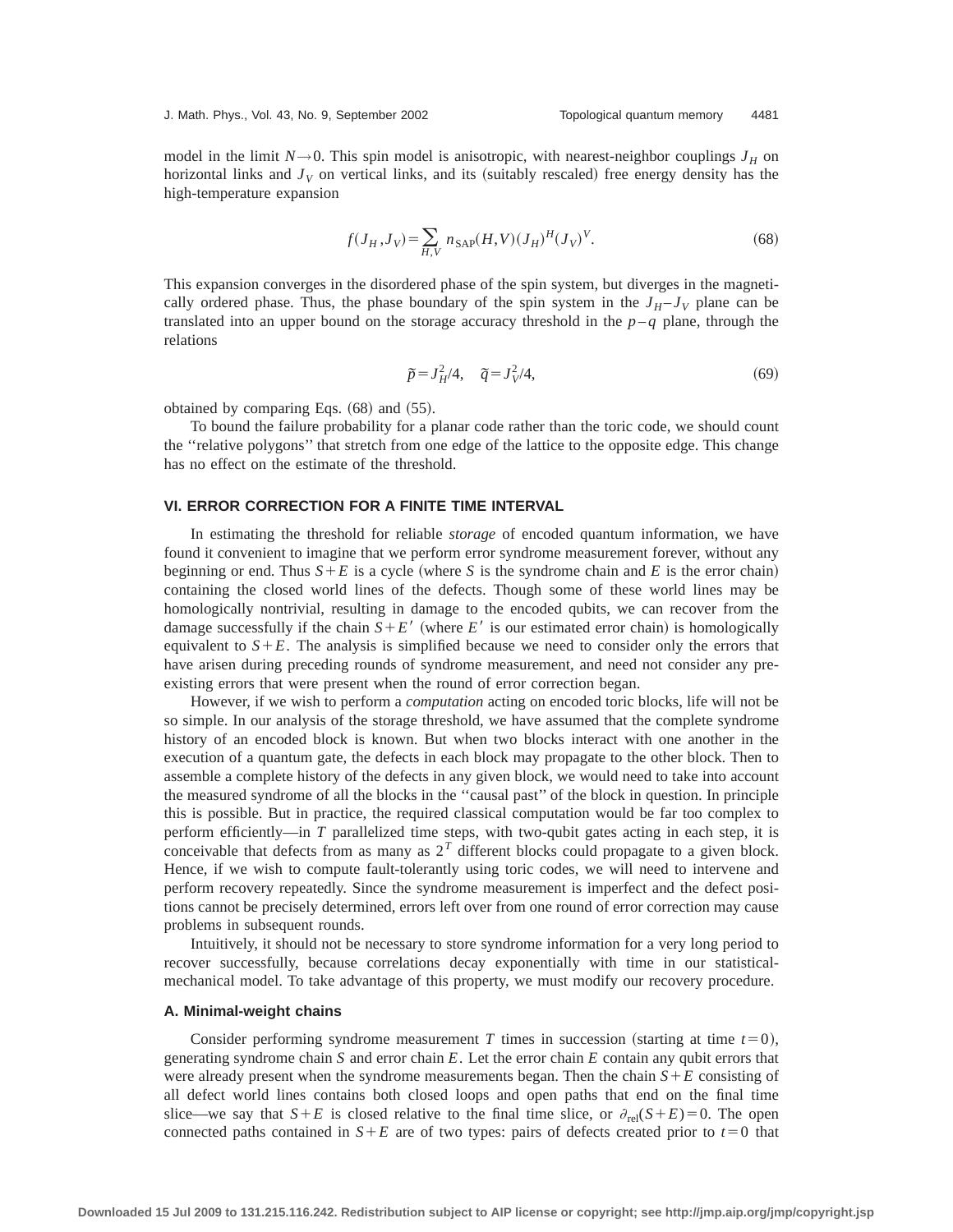model in the limit $N \to 0$. This spin model is anisotropic, with nearest-neighbor couplings $J_H$ on horizontal links and $J_V$ on vertical links, and its (suitably rescaled) free energy density has the high-temperature expansion

$$f(J_H, J_V) = \sum_{H,V} n_{\mathrm{SAP}}(H,V)(J_H)^H (J_V)^V. \tag{68}$$

This expansion converges in the disordered phase of the spin system, but diverges in the magnetically ordered phase. Thus, the phase boundary of the spin system in the $J_H$–$J_V$ plane can be translated into an upper bound on the storage accuracy threshold in the $p$–$q$ plane, through the relations

$$\tilde{p} = J_H^2/4, \quad \tilde{q} = J_V^2/4, \tag{69}$$

obtained by comparing Eqs. (68) and (55).

To bound the failure probability for a planar code rather than the toric code, we should count the "relative polygons" that stretch from one edge of the lattice to the opposite edge. This change has no effect on the estimate of the threshold.

## VI. ERROR CORRECTION FOR A FINITE TIME INTERVAL

In estimating the threshold for reliable *storage* of encoded quantum information, we have found it convenient to imagine that we perform error syndrome measurement forever, without any beginning or end. Thus $S+E$ is a cycle (where $S$ is the syndrome chain and $E$ is the error chain) containing the closed world lines of the defects. Though some of these world lines may be homologically nontrivial, resulting in damage to the encoded qubits, we can recover from the damage successfully if the chain $S+E'$ (where $E'$ is our estimated error chain) is homologically equivalent to $S+E$. The analysis is simplified because we need to consider only the errors that have arisen during preceding rounds of syndrome measurement, and need not consider any pre-existing errors that were present when the round of error correction began.

However, if we wish to perform a *computation* acting on encoded toric blocks, life will not be so simple. In our analysis of the storage threshold, we have assumed that the complete syndrome history of an encoded block is known. But when two blocks interact with one another in the execution of a quantum gate, the defects in each block may propagate to the other block. Then to assemble a complete history of the defects in any given block, we would need to take into account the measured syndrome of all the blocks in the "causal past" of the block in question. In principle this is possible. But in practice, the required classical computation would be far too complex to perform efficiently—in $T$ parallelized time steps, with two-qubit gates acting in each step, it is conceivable that defects from as many as $2^T$ different blocks could propagate to a given block. Hence, if we wish to compute fault-tolerantly using toric codes, we will need to intervene and perform recovery repeatedly. Since the syndrome measurement is imperfect and the defect positions cannot be precisely determined, errors left over from one round of error correction may cause problems in subsequent rounds.

Intuitively, it should not be necessary to store syndrome information for a very long period to recover successfully, because correlations decay exponentially with time in our statistical-mechanical model. To take advantage of this property, we must modify our recovery procedure.

### A. Minimal-weight chains

Consider performing syndrome measurement $T$ times in succession (starting at time $t=0$), generating syndrome chain $S$ and error chain $E$. Let the error chain $E$ contain any qubit errors that were already present when the syndrome measurements began. Then the chain $S+E$ consisting of all defect world lines contains both closed loops and open paths that end on the final time slice—we say that $S+E$ is closed relative to the final time slice, or $\partial_{\mathrm{rel}}(S+E)=0$. The open connected paths contained in $S+E$ are of two types: pairs of defects created prior to $t=0$ that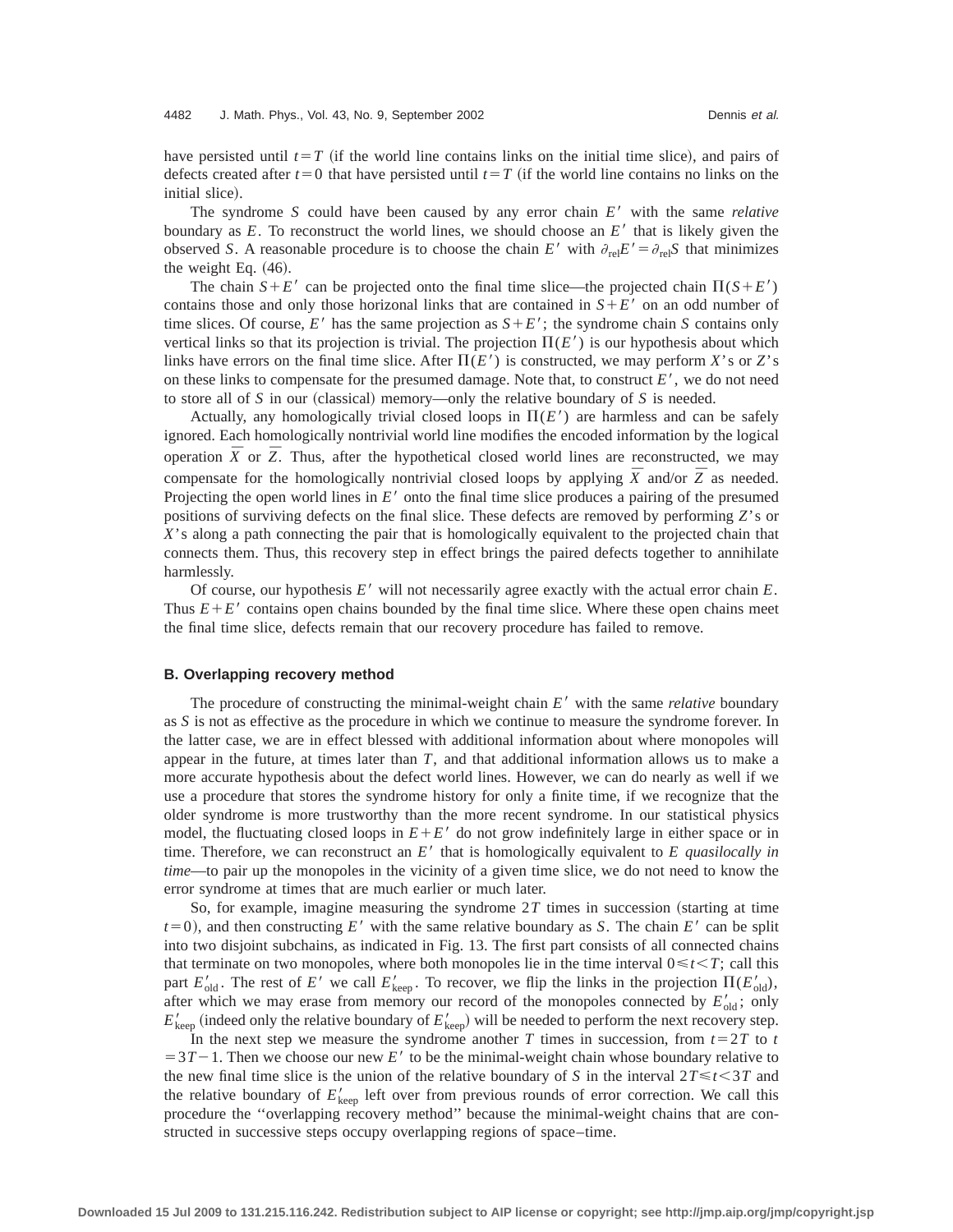have persisted until $t=T$ (if the world line contains links on the initial time slice), and pairs of defects created after $t=0$ that have persisted until $t=T$ (if the world line contains no links on the initial slice).

The syndrome $S$ could have been caused by any error chain $E'$ with the same *relative* boundary as $E$. To reconstruct the world lines, we should choose an $E'$ that is likely given the observed $S$. A reasonable procedure is to choose the chain $E'$ with $\partial_{\rm rel}E' = \partial_{\rm rel}S$ that minimizes the weight Eq. (46).

The chain $S+E'$ can be projected onto the final time slice—the projected chain $\Pi(S+E')$ contains those and only those horizonal links that are contained in $S+E'$ on an odd number of time slices. Of course, $E'$ has the same projection as $S+E'$; the syndrome chain $S$ contains only vertical links so that its projection is trivial. The projection $\Pi(E')$ is our hypothesis about which links have errors on the final time slice. After $\Pi(E')$ is constructed, we may perform $X$'s or $Z$'s on these links to compensate for the presumed damage. Note that, to construct $E'$, we do not need to store all of $S$ in our (classical) memory—only the relative boundary of $S$ is needed.

Actually, any homologically trivial closed loops in $\Pi(E')$ are harmless and can be safely ignored. Each homologically nontrivial world line modifies the encoded information by the logical operation $\bar{X}$ or $\bar{Z}$. Thus, after the hypothetical closed world lines are reconstructed, we may compensate for the homologically nontrivial closed loops by applying $\bar{X}$ and/or $\bar{Z}$ as needed. Projecting the open world lines in $E'$ onto the final time slice produces a pairing of the presumed positions of surviving defects on the final slice. These defects are removed by performing $Z$'s or $X$'s along a path connecting the pair that is homologically equivalent to the projected chain that connects them. Thus, this recovery step in effect brings the paired defects together to annihilate harmlessly.

Of course, our hypothesis $E'$ will not necessarily agree exactly with the actual error chain $E$. Thus $E+E'$ contains open chains bounded by the final time slice. Where these open chains meet the final time slice, defects remain that our recovery procedure has failed to remove.

### B. Overlapping recovery method

The procedure of constructing the minimal-weight chain $E'$ with the same *relative* boundary as $S$ is not as effective as the procedure in which we continue to measure the syndrome forever. In the latter case, we are in effect blessed with additional information about where monopoles will appear in the future, at times later than $T$, and that additional information allows us to make a more accurate hypothesis about the defect world lines. However, we can do nearly as well if we use a procedure that stores the syndrome history for only a finite time, if we recognize that the older syndrome is more trustworthy than the more recent syndrome. In our statistical physics model, the fluctuating closed loops in $E+E'$ do not grow indefinitely large in either space or in time. Therefore, we can reconstruct an $E'$ that is homologically equivalent to $E$ *quasilocally in time*—to pair up the monopoles in the vicinity of a given time slice, we do not need to know the error syndrome at times that are much earlier or much later.

So, for example, imagine measuring the syndrome $2T$ times in succession (starting at time $t=0$), and then constructing $E'$ with the same relative boundary as $S$. The chain $E'$ can be split into two disjoint subchains, as indicated in Fig. 13. The first part consists of all connected chains that terminate on two monopoles, where both monopoles lie in the time interval $0 \le t < T$; call this part $E'_{\rm old}$. The rest of $E'$ we call $E'_{\rm keep}$. To recover, we flip the links in the projection $\Pi(E'_{\rm old})$, after which we may erase from memory our record of the monopoles connected by $E'_{\rm old}$; only $E'_{\rm keep}$ (indeed only the relative boundary of $E'_{\rm keep}$) will be needed to perform the next recovery step.

In the next step we measure the syndrome another $T$ times in succession, from $t=2T$ to $t=3T-1$. Then we choose our new $E'$ to be the minimal-weight chain whose boundary relative to the new final time slice is the union of the relative boundary of $S$ in the interval $2T \le t < 3T$ and the relative boundary of $E'_{\rm keep}$ left over from previous rounds of error correction. We call this procedure the "overlapping recovery method" because the minimal-weight chains that are constructed in successive steps occupy overlapping regions of space–time.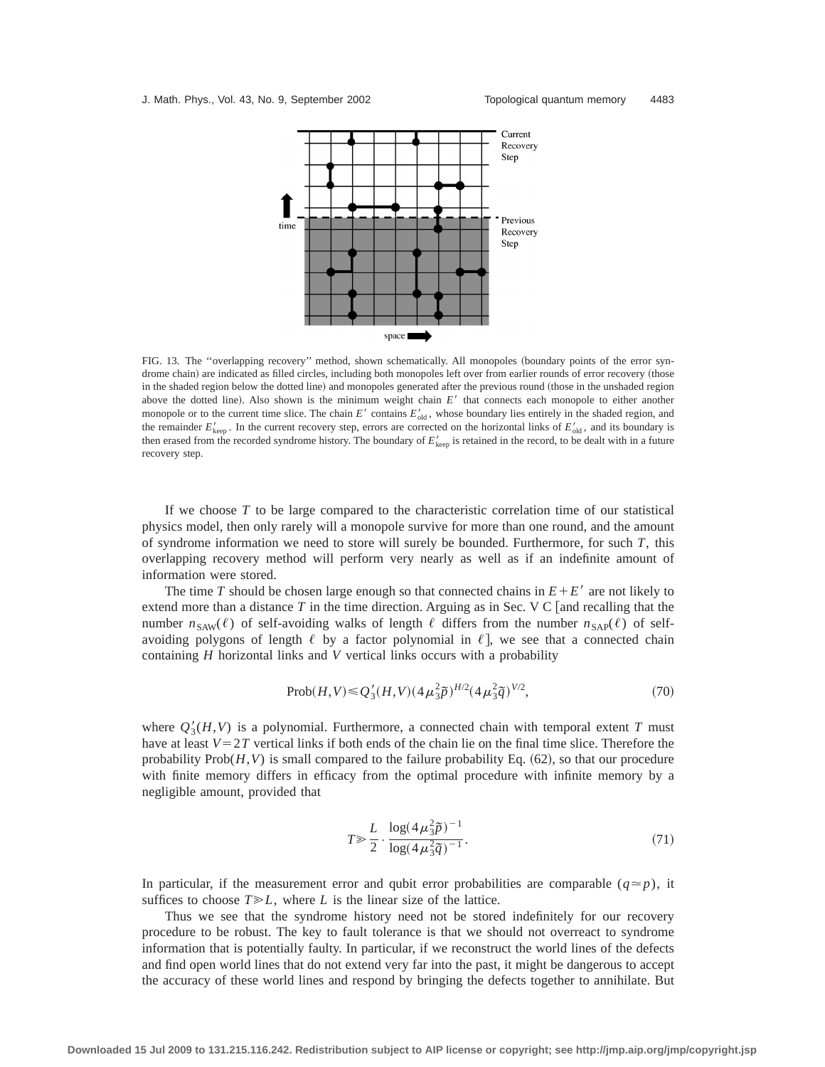FIG. 13. The ''overlapping recovery'' method, shown schematically. All monopoles (boundary points of the error syndrome chain) are indicated as filled circles, including both monopoles left over from earlier rounds of error recovery (those in the shaded region below the dotted line) and monopoles generated after the previous round (those in the unshaded region above the dotted line). Also shown is the minimum weight chain $E'$ that connects each monopole to either another monopole or to the current time slice. The chain $E'$ contains $E'_{\rm old}$, whose boundary lies entirely in the shaded region, and the remainder $E'_{\rm keep}$. In the current recovery step, errors are corrected on the horizontal links of $E'_{\rm old}$, and its boundary is then erased from the recorded syndrome history. The boundary of $E'_{\rm keep}$ is retained in the record, to be dealt with in a future recovery step.

If we choose $T$ to be large compared to the characteristic correlation time of our statistical physics model, then only rarely will a monopole survive for more than one round, and the amount of syndrome information we need to store will surely be bounded. Furthermore, for such $T$, this overlapping recovery method will perform very nearly as well as if an indefinite amount of information were stored.

The time $T$ should be chosen large enough so that connected chains in $E+E'$ are not likely to extend more than a distance $T$ in the time direction. Arguing as in Sec. V C [and recalling that the number $n_{\rm SAW}(\ell)$ of self-avoiding walks of length $\ell$ differs from the number $n_{\rm SAP}(\ell)$ of self-avoiding polygons of length $\ell$ by a factor polynomial in $\ell$], we see that a connected chain containing $H$ horizontal links and $V$ vertical links occurs with a probability

$$\text{Prob}(H,V) \le Q'_3(H,V)(4\mu_3^2\tilde{p})^{H/2}(4\mu_3^2\tilde{q})^{V/2}, \tag{70}$$

where $Q'_3(H,V)$ is a polynomial. Furthermore, a connected chain with temporal extent $T$ must have at least $V=2T$ vertical links if both ends of the chain lie on the final time slice. Therefore the probability $\text{Prob}(H,V)$ is small compared to the failure probability Eq. (62), so that our procedure with finite memory differs in efficacy from the optimal procedure with infinite memory by a negligible amount, provided that

$$T \gg \frac{L}{2} \cdot \frac{\log(4\mu_3^2\tilde{p})^{-1}}{\log(4\mu_3^2\tilde{q})^{-1}}. \tag{71}$$

In particular, if the measurement error and qubit error probabilities are comparable ($q \simeq p$), it suffices to choose $T \gg L$, where $L$ is the linear size of the lattice.

Thus we see that the syndrome history need not be stored indefinitely for our recovery procedure to be robust. The key to fault tolerance is that we should not overreact to syndrome information that is potentially faulty. In particular, if we reconstruct the world lines of the defects and find open world lines that do not extend very far into the past, it might be dangerous to accept the accuracy of these world lines and respond by bringing the defects together to annihilate. But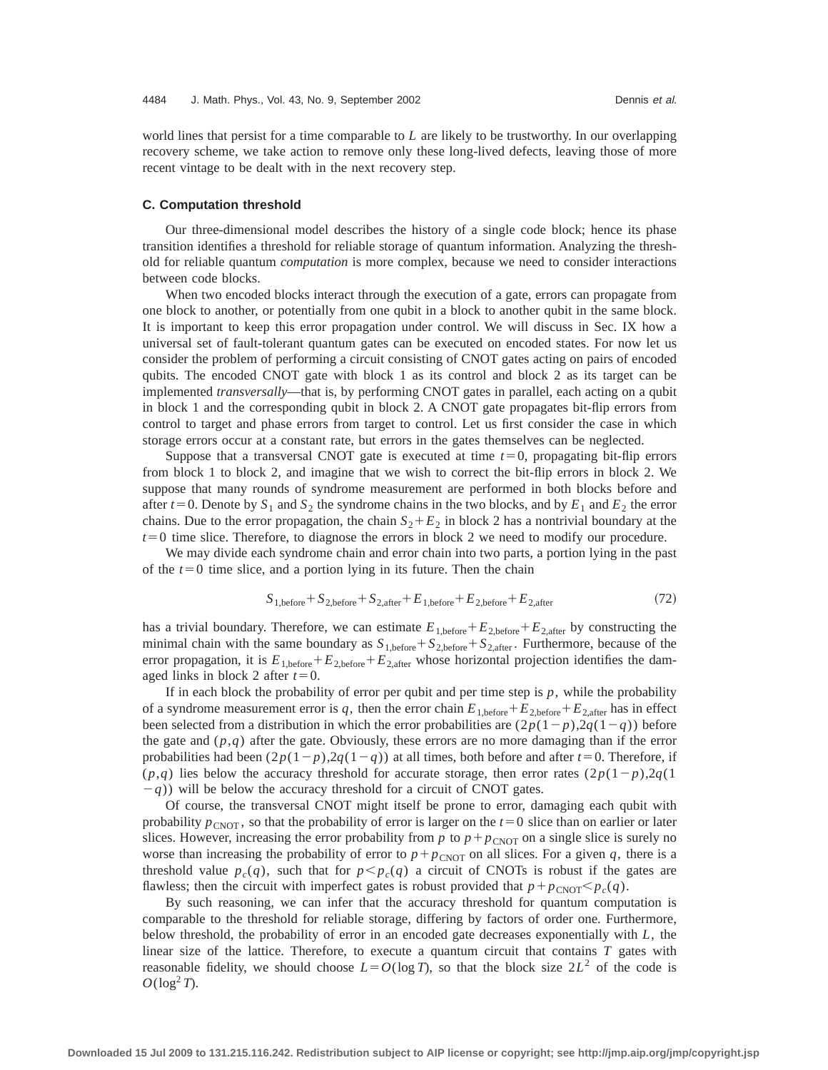world lines that persist for a time comparable to $L$ are likely to be trustworthy. In our overlapping recovery scheme, we take action to remove only these long-lived defects, leaving those of more recent vintage to be dealt with in the next recovery step.

### C. Computation threshold

Our three-dimensional model describes the history of a single code block; hence its phase transition identifies a threshold for reliable storage of quantum information. Analyzing the threshold for reliable quantum *computation* is more complex, because we need to consider interactions between code blocks.

When two encoded blocks interact through the execution of a gate, errors can propagate from one block to another, or potentially from one qubit in a block to another qubit in the same block. It is important to keep this error propagation under control. We will discuss in Sec. IX how a universal set of fault-tolerant quantum gates can be executed on encoded states. For now let us consider the problem of performing a circuit consisting of CNOT gates acting on pairs of encoded qubits. The encoded CNOT gate with block 1 as its control and block 2 as its target can be implemented *transversally*—that is, by performing CNOT gates in parallel, each acting on a qubit in block 1 and the corresponding qubit in block 2. A CNOT gate propagates bit-flip errors from control to target and phase errors from target to control. Let us first consider the case in which storage errors occur at a constant rate, but errors in the gates themselves can be neglected.

Suppose that a transversal CNOT gate is executed at time $t=0$, propagating bit-flip errors from block 1 to block 2, and imagine that we wish to correct the bit-flip errors in block 2. We suppose that many rounds of syndrome measurement are performed in both blocks before and after $t=0$. Denote by $S_1$ and $S_2$ the syndrome chains in the two blocks, and by $E_1$ and $E_2$ the error chains. Due to the error propagation, the chain $S_2+E_2$ in block 2 has a nontrivial boundary at the $t=0$ time slice. Therefore, to diagnose the errors in block 2 we need to modify our procedure.

We may divide each syndrome chain and error chain into two parts, a portion lying in the past of the $t=0$ time slice, and a portion lying in its future. Then the chain

$$S_{1,\text{before}}+S_{2,\text{before}}+S_{2,\text{after}}+E_{1,\text{before}}+E_{2,\text{before}}+E_{2,\text{after}} \tag{72}$$

has a trivial boundary. Therefore, we can estimate $E_{1,\text{before}}+E_{2,\text{before}}+E_{2,\text{after}}$ by constructing the minimal chain with the same boundary as $S_{1,\text{before}}+S_{2,\text{before}}+S_{2,\text{after}}$. Furthermore, because of the error propagation, it is $E_{1,\text{before}}+E_{2,\text{before}}+E_{2,\text{after}}$ whose horizontal projection identifies the damaged links in block 2 after $t=0$.

If in each block the probability of error per qubit and per time step is $p$, while the probability of a syndrome measurement error is $q$, then the error chain $E_{1,\text{before}}+E_{2,\text{before}}+E_{2,\text{after}}$ has in effect been selected from a distribution in which the error probabilities are $(2p(1-p),2q(1-q))$ before the gate and $(p,q)$ after the gate. Obviously, these errors are no more damaging than if the error probabilities had been $(2p(1-p),2q(1-q))$ at all times, both before and after $t=0$. Therefore, if $(p,q)$ lies below the accuracy threshold for accurate storage, then error rates $(2p(1-p),2q(1-q))$ will be below the accuracy threshold for a circuit of CNOT gates.

Of course, the transversal CNOT might itself be prone to error, damaging each qubit with probability $p_{\text{CNOT}}$, so that the probability of error is larger on the $t=0$ slice than on earlier or later slices. However, increasing the error probability from $p$ to $p+p_{\text{CNOT}}$ on a single slice is surely no worse than increasing the probability of error to $p+p_{\text{CNOT}}$ on all slices. For a given $q$, there is a threshold value $p_c(q)$, such that for $p<p_c(q)$ a circuit of CNOTs is robust if the gates are flawless; then the circuit with imperfect gates is robust provided that $p+p_{\text{CNOT}}<p_c(q)$.

By such reasoning, we can infer that the accuracy threshold for quantum computation is comparable to the threshold for reliable storage, differing by factors of order one. Furthermore, below threshold, the probability of error in an encoded gate decreases exponentially with $L$, the linear size of the lattice. Therefore, to execute a quantum circuit that contains $T$ gates with reasonable fidelity, we should choose $L=O(\log T)$, so that the block size $2L^2$ of the code is $O(\log^2 T)$.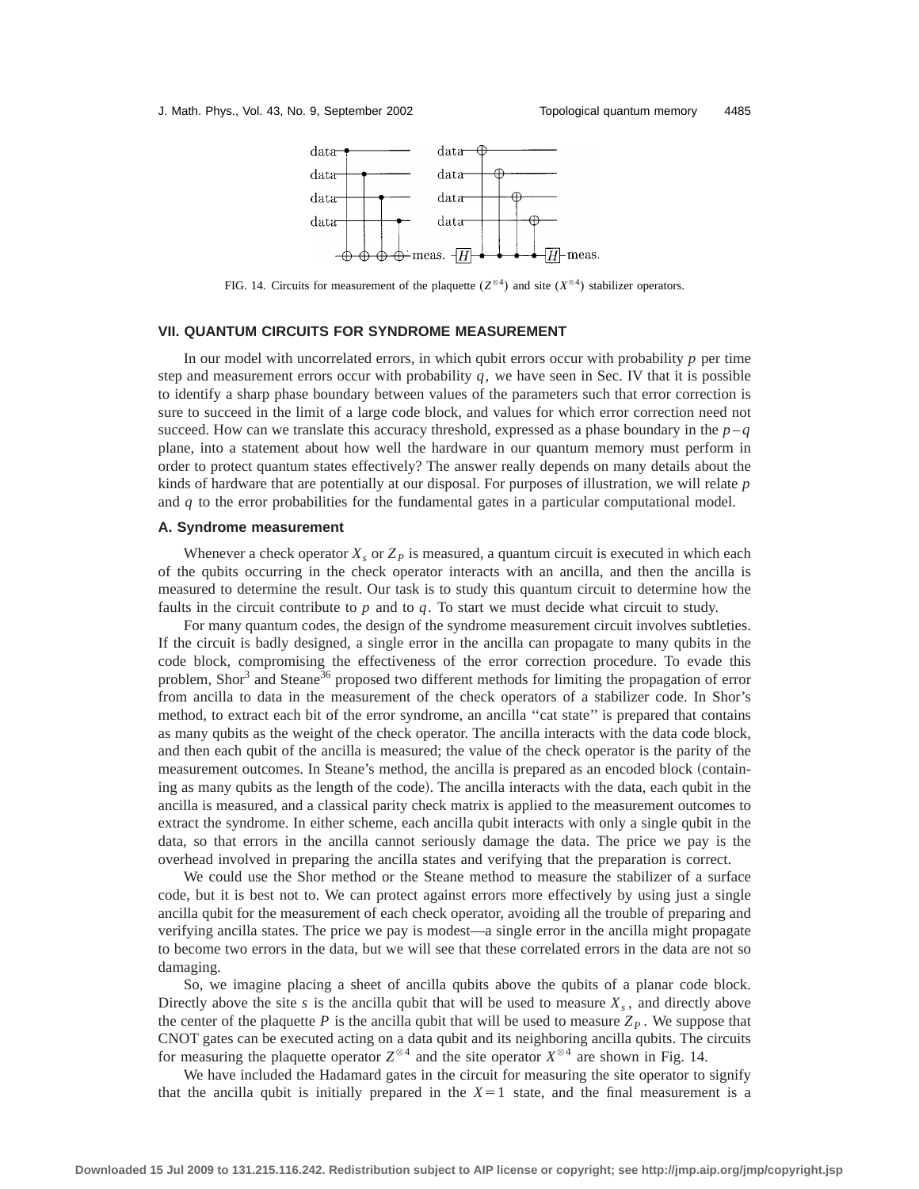FIG. 14. Circuits for measurement of the plaquette ($Z^{\otimes 4}$) and site ($X^{\otimes 4}$) stabilizer operators.

## VII. QUANTUM CIRCUITS FOR SYNDROME MEASUREMENT

In our model with uncorrelated errors, in which qubit errors occur with probability $p$ per time step and measurement errors occur with probability $q$, we have seen in Sec. IV that it is possible to identify a sharp phase boundary between values of the parameters such that error correction is sure to succeed in the limit of a large code block, and values for which error correction need not succeed. How can we translate this accuracy threshold, expressed as a phase boundary in the $p-q$ plane, into a statement about how well the hardware in our quantum memory must perform in order to protect quantum states effectively? The answer really depends on many details about the kinds of hardware that are potentially at our disposal. For purposes of illustration, we will relate $p$ and $q$ to the error probabilities for the fundamental gates in a particular computational model.

### A. Syndrome measurement

Whenever a check operator $X_s$ or $Z_P$ is measured, a quantum circuit is executed in which each of the qubits occurring in the check operator interacts with an ancilla, and then the ancilla is measured to determine the result. Our task is to study this quantum circuit to determine how the faults in the circuit contribute to $p$ and to $q$. To start we must decide what circuit to study.

For many quantum codes, the design of the syndrome measurement circuit involves subtleties. If the circuit is badly designed, a single error in the ancilla can propagate to many qubits in the code block, compromising the effectiveness of the error correction procedure. To evade this problem, Shor[3] and Steane[36] proposed two different methods for limiting the propagation of error from ancilla to data in the measurement of the check operators of a stabilizer code. In Shor's method, to extract each bit of the error syndrome, an ancilla "cat state" is prepared that contains as many qubits as the weight of the check operator. The ancilla interacts with the data code block, and then each qubit of the ancilla is measured; the value of the check operator is the parity of the measurement outcomes. In Steane's method, the ancilla is prepared as an encoded block (containing as many qubits as the length of the code). The ancilla interacts with the data, each qubit in the ancilla is measured, and a classical parity check matrix is applied to the measurement outcomes to extract the syndrome. In either scheme, each ancilla qubit interacts with only a single qubit in the data, so that errors in the ancilla cannot seriously damage the data. The price we pay is the overhead involved in preparing the ancilla states and verifying that the preparation is correct.

We could use the Shor method or the Steane method to measure the stabilizer of a surface code, but it is best not to. We can protect against errors more effectively by using just a single ancilla qubit for the measurement of each check operator, avoiding all the trouble of preparing and verifying ancilla states. The price we pay is modest—a single error in the ancilla might propagate to become two errors in the data, but we will see that these correlated errors in the data are not so damaging.

So, we imagine placing a sheet of ancilla qubits above the qubits of a planar code block. Directly above the site $s$ is the ancilla qubit that will be used to measure $X_s$, and directly above the center of the plaquette $P$ is the ancilla qubit that will be used to measure $Z_P$. We suppose that CNOT gates can be executed acting on a data qubit and its neighboring ancilla qubits. The circuits for measuring the plaquette operator $Z^{\otimes 4}$ and the site operator $X^{\otimes 4}$ are shown in Fig. 14.

We have included the Hadamard gates in the circuit for measuring the site operator to signify that the ancilla qubit is initially prepared in the $X=1$ state, and the final measurement is a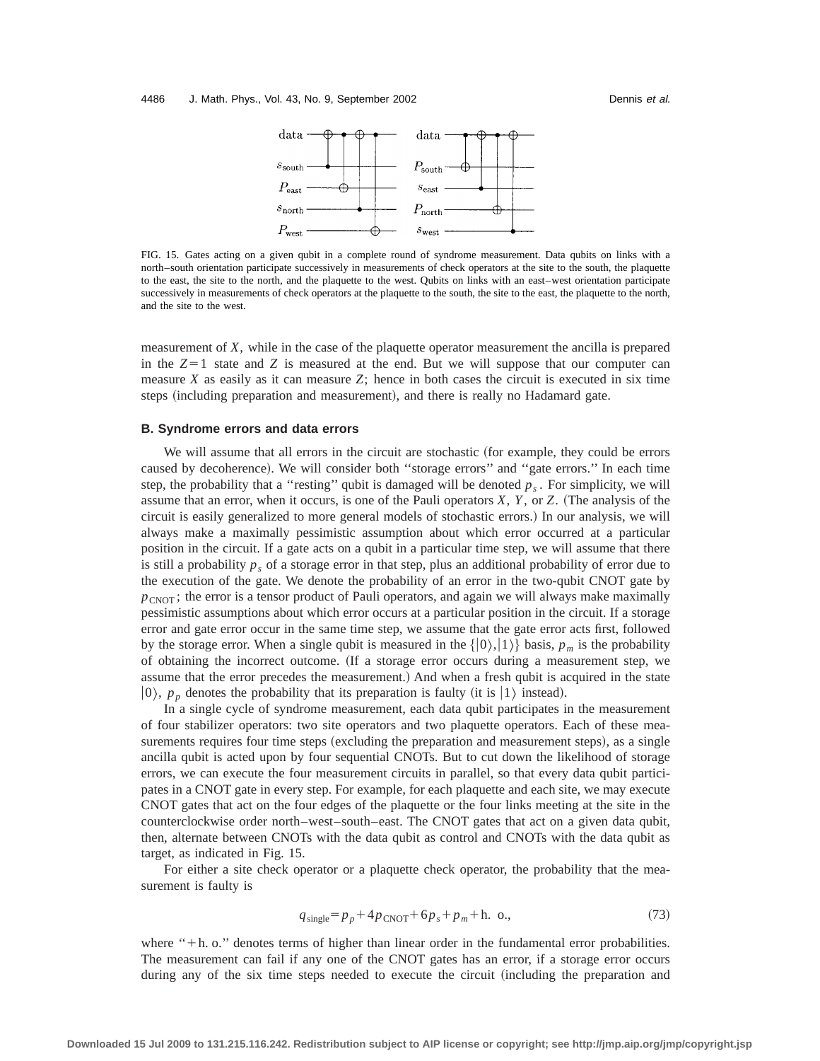FIG. 15. Gates acting on a given qubit in a complete round of syndrome measurement. Data qubits on links with a north–south orientation participate successively in measurements of check operators at the site to the south, the plaquette to the east, the site to the north, and the plaquette to the west. Qubits on links with an east–west orientation participate successively in measurements of check operators at the plaquette to the south, the site to the east, the plaquette to the north, and the site to the west.

measurement of $X$, while in the case of the plaquette operator measurement the ancilla is prepared in the $Z=1$ state and $Z$ is measured at the end. But we will suppose that our computer can measure $X$ as easily as it can measure $Z$; hence in both cases the circuit is executed in six time steps (including preparation and measurement), and there is really no Hadamard gate.

### B. Syndrome errors and data errors

We will assume that all errors in the circuit are stochastic (for example, they could be errors caused by decoherence). We will consider both ''storage errors'' and ''gate errors.'' In each time step, the probability that a ''resting'' qubit is damaged will be denoted $p_s$. For simplicity, we will assume that an error, when it occurs, is one of the Pauli operators $X$, $Y$, or $Z$. (The analysis of the circuit is easily generalized to more general models of stochastic errors.) In our analysis, we will always make a maximally pessimistic assumption about which error occurred at a particular position in the circuit. If a gate acts on a qubit in a particular time step, we will assume that there is still a probability $p_s$ of a storage error in that step, plus an additional probability of error due to the execution of the gate. We denote the probability of an error in the two-qubit CNOT gate by $p_{\mathrm{CNOT}}$; the error is a tensor product of Pauli operators, and again we will always make maximally pessimistic assumptions about which error occurs at a particular position in the circuit. If a storage error and gate error occur in the same time step, we assume that the gate error acts first, followed by the storage error. When a single qubit is measured in the $\{|0\rangle,|1\rangle\}$ basis, $p_m$ is the probability of obtaining the incorrect outcome. (If a storage error occurs during a measurement step, we assume that the error precedes the measurement.) And when a fresh qubit is acquired in the state $|0\rangle$, $p_p$ denotes the probability that its preparation is faulty (it is $|1\rangle$ instead).

In a single cycle of syndrome measurement, each data qubit participates in the measurement of four stabilizer operators: two site operators and two plaquette operators. Each of these measurements requires four time steps (excluding the preparation and measurement steps), as a single ancilla qubit is acted upon by four sequential CNOTs. But to cut down the likelihood of storage errors, we can execute the four measurement circuits in parallel, so that every data qubit participates in a CNOT gate in every step. For example, for each plaquette and each site, we may execute CNOT gates that act on the four edges of the plaquette or the four links meeting at the site in the counterclockwise order north–west–south–east. The CNOT gates that act on a given data qubit, then, alternate between CNOTs with the data qubit as control and CNOTs with the data qubit as target, as indicated in Fig. 15.

For either a site check operator or a plaquette check operator, the probability that the measurement is faulty is

$$q_{\mathrm{single}}=p_p+4p_{\mathrm{CNOT}}+6p_s+p_m+\mathrm{h.\ o.}, \tag{73}$$

where ''+h. o.'' denotes terms of higher than linear order in the fundamental error probabilities. The measurement can fail if any one of the CNOT gates has an error, if a storage error occurs during any of the six time steps needed to execute the circuit (including the preparation and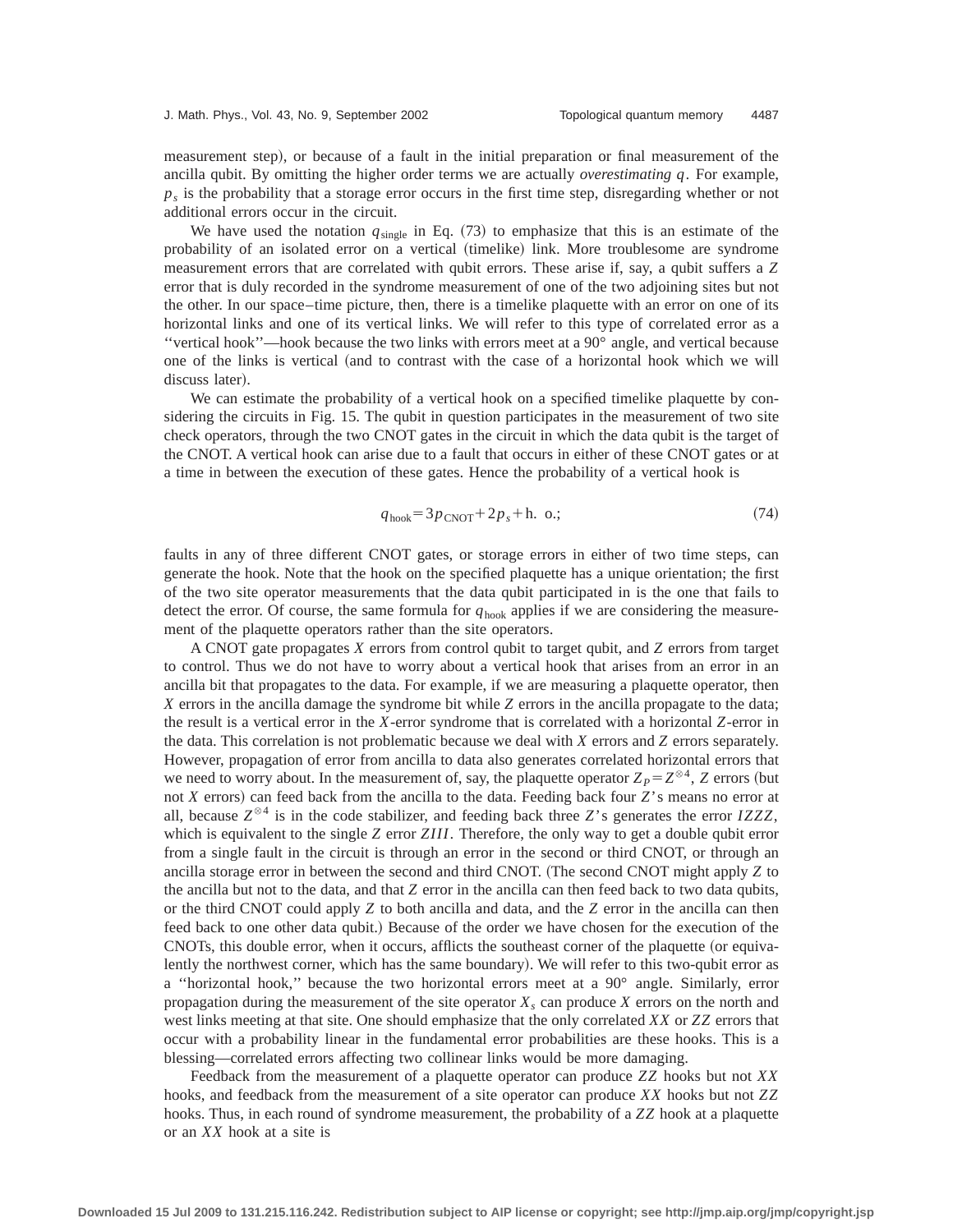measurement step), or because of a fault in the initial preparation or final measurement of the ancilla qubit. By omitting the higher order terms we are actually *overestimating* $q$. For example, $p_s$ is the probability that a storage error occurs in the first time step, disregarding whether or not additional errors occur in the circuit.

We have used the notation $q_{\text{single}}$ in Eq. (73) to emphasize that this is an estimate of the probability of an isolated error on a vertical (timelike) link. More troublesome are syndrome measurement errors that are correlated with qubit errors. These arise if, say, a qubit suffers a $Z$ error that is duly recorded in the syndrome measurement of one of the two adjoining sites but not the other. In our space–time picture, then, there is a timelike plaquette with an error on one of its horizontal links and one of its vertical links. We will refer to this type of correlated error as a "vertical hook"—hook because the two links with errors meet at a 90° angle, and vertical because one of the links is vertical (and to contrast with the case of a horizontal hook which we will discuss later).

We can estimate the probability of a vertical hook on a specified timelike plaquette by considering the circuits in Fig. 15. The qubit in question participates in the measurement of two site check operators, through the two CNOT gates in the circuit in which the data qubit is the target of the CNOT. A vertical hook can arise due to a fault that occurs in either of these CNOT gates or at a time in between the execution of these gates. Hence the probability of a vertical hook is

$$q_{\text{hook}} = 3p_{\text{CNOT}} + 2p_s + \text{h. o.}; \tag{74}$$

faults in any of three different CNOT gates, or storage errors in either of two time steps, can generate the hook. Note that the hook on the specified plaquette has a unique orientation; the first of the two site operator measurements that the data qubit participated in is the one that fails to detect the error. Of course, the same formula for $q_{\text{hook}}$ applies if we are considering the measurement of the plaquette operators rather than the site operators.

A CNOT gate propagates $X$ errors from control qubit to target qubit, and $Z$ errors from target to control. Thus we do not have to worry about a vertical hook that arises from an error in an ancilla bit that propagates to the data. For example, if we are measuring a plaquette operator, then $X$ errors in the ancilla damage the syndrome bit while $Z$ errors in the ancilla propagate to the data; the result is a vertical error in the $X$-error syndrome that is correlated with a horizontal $Z$-error in the data. This correlation is not problematic because we deal with $X$ errors and $Z$ errors separately. However, propagation of error from ancilla to data also generates correlated horizontal errors that we need to worry about. In the measurement of, say, the plaquette operator $Z_P = Z^{\otimes 4}$, $Z$ errors (but not $X$ errors) can feed back from the ancilla to the data. Feeding back four $Z$'s means no error at all, because $Z^{\otimes 4}$ is in the code stabilizer, and feeding back three $Z$'s generates the error $IZZZ$, which is equivalent to the single $Z$ error $ZIII$. Therefore, the only way to get a double qubit error from a single fault in the circuit is through an error in the second or third CNOT, or through an ancilla storage error in between the second and third CNOT. (The second CNOT might apply $Z$ to the ancilla but not to the data, and that $Z$ error in the ancilla can then feed back to two data qubits, or the third CNOT could apply $Z$ to both ancilla and data, and the $Z$ error in the ancilla can then feed back to one other data qubit.) Because of the order we have chosen for the execution of the CNOTs, this double error, when it occurs, afflicts the southeast corner of the plaquette (or equivalently the northwest corner, which has the same boundary). We will refer to this two-qubit error as a "horizontal hook," because the two horizontal errors meet at a 90° angle. Similarly, error propagation during the measurement of the site operator $X_s$ can produce $X$ errors on the north and west links meeting at that site. One should emphasize that the only correlated $XX$ or $ZZ$ errors that occur with a probability linear in the fundamental error probabilities are these hooks. This is a blessing—correlated errors affecting two collinear links would be more damaging.

Feedback from the measurement of a plaquette operator can produce $ZZ$ hooks but not $XX$ hooks, and feedback from the measurement of a site operator can produce $XX$ hooks but not $ZZ$ hooks. Thus, in each round of syndrome measurement, the probability of a $ZZ$ hook at a plaquette or an $XX$ hook at a site is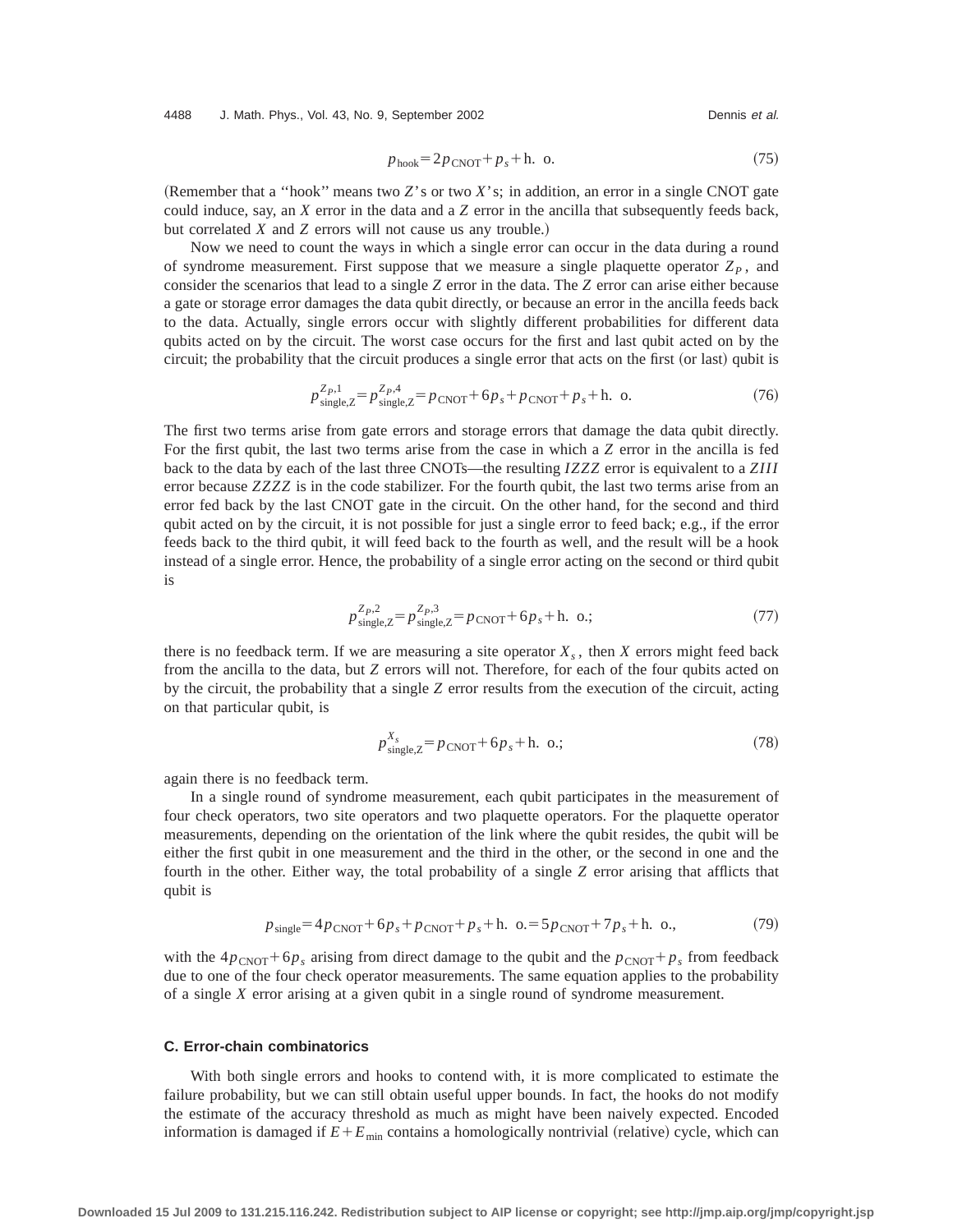$$p_{\text{hook}} = 2p_{\text{CNOT}} + p_s + \text{h. o.} \tag{75}$$

(Remember that a "hook" means two $Z$'s or two $X$'s; in addition, an error in a single CNOT gate could induce, say, an $X$ error in the data and a $Z$ error in the ancilla that subsequently feeds back, but correlated $X$ and $Z$ errors will not cause us any trouble.)

Now we need to count the ways in which a single error can occur in the data during a round of syndrome measurement. First suppose that we measure a single plaquette operator $Z_P$, and consider the scenarios that lead to a single $Z$ error in the data. The $Z$ error can arise either because a gate or storage error damages the data qubit directly, or because an error in the ancilla feeds back to the data. Actually, single errors occur with slightly different probabilities for different data qubits acted on by the circuit. The worst case occurs for the first and last qubit acted on by the circuit; the probability that the circuit produces a single error that acts on the first (or last) qubit is

$$p^{Z_P,1}_{\text{single,Z}} = p^{Z_P,4}_{\text{single,Z}} = p_{\text{CNOT}} + 6p_s + p_{\text{CNOT}} + p_s + \text{h. o.} \tag{76}$$

The first two terms arise from gate errors and storage errors that damage the data qubit directly. For the first qubit, the last two terms arise from the case in which a $Z$ error in the ancilla is fed back to the data by each of the last three CNOTs—the resulting $IZZZ$ error is equivalent to a $ZIII$ error because $ZZZZ$ is in the code stabilizer. For the fourth qubit, the last two terms arise from an error fed back by the last CNOT gate in the circuit. On the other hand, for the second and third qubit acted on by the circuit, it is not possible for just a single error to feed back; e.g., if the error feeds back to the third qubit, it will feed back to the fourth as well, and the result will be a hook instead of a single error. Hence, the probability of a single error acting on the second or third qubit is

$$p^{Z_P,2}_{\text{single,Z}} = p^{Z_P,3}_{\text{single,Z}} = p_{\text{CNOT}} + 6p_s + \text{h. o.}; \tag{77}$$

there is no feedback term. If we are measuring a site operator $X_s$, then $X$ errors might feed back from the ancilla to the data, but $Z$ errors will not. Therefore, for each of the four qubits acted on by the circuit, the probability that a single $Z$ error results from the execution of the circuit, acting on that particular qubit, is

$$p^{X_s}_{\text{single,Z}} = p_{\text{CNOT}} + 6p_s + \text{h. o.}; \tag{78}$$

again there is no feedback term.

In a single round of syndrome measurement, each qubit participates in the measurement of four check operators, two site operators and two plaquette operators. For the plaquette operator measurements, depending on the orientation of the link where the qubit resides, the qubit will be either the first qubit in one measurement and the third in the other, or the second in one and the fourth in the other. Either way, the total probability of a single $Z$ error arising that afflicts that qubit is

$$p_{\text{single}} = 4p_{\text{CNOT}} + 6p_s + p_{\text{CNOT}} + p_s + \text{h. o.} = 5p_{\text{CNOT}} + 7p_s + \text{h. o.}, \tag{79}$$

with the $4p_{\text{CNOT}} + 6p_s$ arising from direct damage to the qubit and the $p_{\text{CNOT}} + p_s$ from feedback due to one of the four check operator measurements. The same equation applies to the probability of a single $X$ error arising at a given qubit in a single round of syndrome measurement.

### C. Error-chain combinatorics

With both single errors and hooks to contend with, it is more complicated to estimate the failure probability, but we can still obtain useful upper bounds. In fact, the hooks do not modify the estimate of the accuracy threshold as much as might have been naively expected. Encoded information is damaged if $E + E_{\text{min}}$ contains a homologically nontrivial (relative) cycle, which can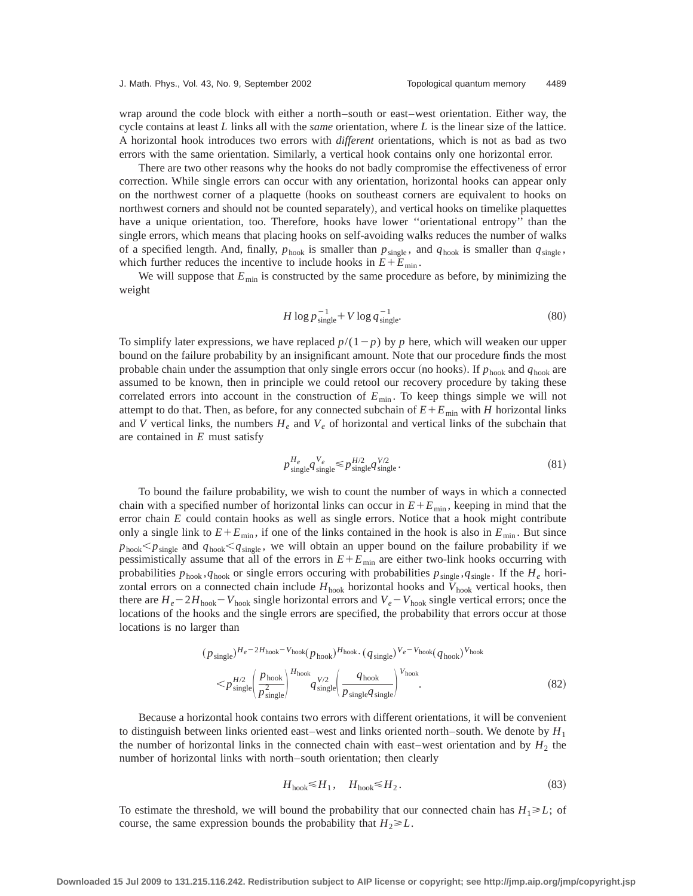wrap around the code block with either a north–south or east–west orientation. Either way, the cycle contains at least $L$ links all with the *same* orientation, where $L$ is the linear size of the lattice. A horizontal hook introduces two errors with *different* orientations, which is not as bad as two errors with the same orientation. Similarly, a vertical hook contains only one horizontal error.

There are two other reasons why the hooks do not badly compromise the effectiveness of error correction. While single errors can occur with any orientation, horizontal hooks can appear only on the northwest corner of a plaquette (hooks on southeast corners are equivalent to hooks on northwest corners and should not be counted separately), and vertical hooks on timelike plaquettes have a unique orientation, too. Therefore, hooks have lower ''orientational entropy'' than the single errors, which means that placing hooks on self-avoiding walks reduces the number of walks of a specified length. And, finally, $p_{\rm hook}$ is smaller than $p_{\rm single}$, and $q_{\rm hook}$ is smaller than $q_{\rm single}$, which further reduces the incentive to include hooks in $E+E_{\rm min}$.

We will suppose that $E_{\rm min}$ is constructed by the same procedure as before, by minimizing the weight

$$H \log p_{\rm single}^{-1} + V \log q_{\rm single}^{-1}. \tag{80}$$

To simplify later expressions, we have replaced $p/(1-p)$ by $p$ here, which will weaken our upper bound on the failure probability by an insignificant amount. Note that our procedure finds the most probable chain under the assumption that only single errors occur (no hooks). If $p_{\rm hook}$ and $q_{\rm hook}$ are assumed to be known, then in principle we could retool our recovery procedure by taking these correlated errors into account in the construction of $E_{\rm min}$. To keep things simple we will not attempt to do that. Then, as before, for any connected subchain of $E+E_{\rm min}$ with $H$ horizontal links and $V$ vertical links, the numbers $H_e$ and $V_e$ of horizontal and vertical links of the subchain that are contained in $E$ must satisfy

$$p_{\rm single}^{H_e} q_{\rm single}^{V_e} \le p_{\rm single}^{H/2} q_{\rm single}^{V/2}. \tag{81}$$

To bound the failure probability, we wish to count the number of ways in which a connected chain with a specified number of horizontal links can occur in $E+E_{\rm min}$, keeping in mind that the error chain $E$ could contain hooks as well as single errors. Notice that a hook might contribute only a single link to $E+E_{\rm min}$, if one of the links contained in the hook is also in $E_{\rm min}$. But since $p_{\rm hook} < p_{\rm single}$ and $q_{\rm hook} < q_{\rm single}$, we will obtain an upper bound on the failure probability if we pessimistically assume that all of the errors in $E+E_{\rm min}$ are either two-link hooks occurring with probabilities $p_{\rm hook}, q_{\rm hook}$ or single errors occuring with probabilities $p_{\rm single}, q_{\rm single}$. If the $H_e$ horizontal errors on a connected chain include $H_{\rm hook}$ horizontal hooks and $V_{\rm hook}$ vertical hooks, then there are $H_e - 2H_{\rm hook} - V_{\rm hook}$ single horizontal errors and $V_e - V_{\rm hook}$ single vertical errors; once the locations of the hooks and the single errors are specified, the probability that errors occur at those locations is no larger than

$$\begin{aligned}
&(p_{\rm single})^{H_e - 2H_{\rm hook} - V_{\rm hook}} (p_{\rm hook})^{H_{\rm hook}} \cdot (q_{\rm single})^{V_e - V_{\rm hook}} (q_{\rm hook})^{V_{\rm hook}} \\
&< p_{\rm single}^{H/2} \left( \frac{p_{\rm hook}}{p_{\rm single}^2} \right)^{H_{\rm hook}} q_{\rm single}^{V/2} \left( \frac{q_{\rm hook}}{p_{\rm single} q_{\rm single}} \right)^{V_{\rm hook}}.
\end{aligned} \tag{82}$$

Because a horizontal hook contains two errors with different orientations, it will be convenient to distinguish between links oriented east–west and links oriented north–south. We denote by $H_1$ the number of horizontal links in the connected chain with east–west orientation and by $H_2$ the number of horizontal links with north–south orientation; then clearly

$$H_{\rm hook} \le H_1, \quad H_{\rm hook} \le H_2. \tag{83}$$

To estimate the threshold, we will bound the probability that our connected chain has $H_1 \ge L$; of course, the same expression bounds the probability that $H_2 \ge L$.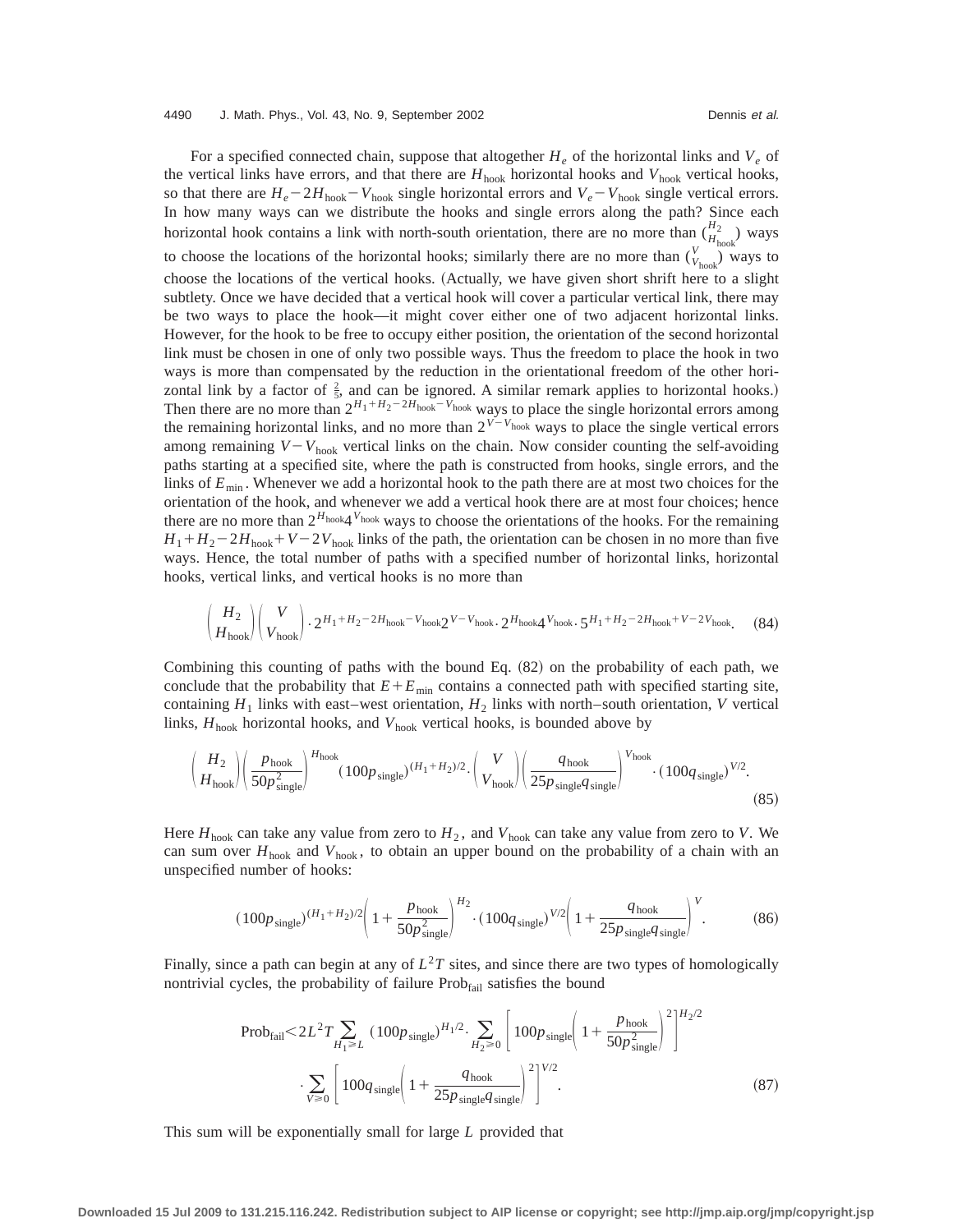For a specified connected chain, suppose that altogether $H_e$ of the horizontal links and $V_e$ of the vertical links have errors, and that there are $H_{\rm hook}$ horizontal hooks and $V_{\rm hook}$ vertical hooks, so that there are $H_e - 2H_{\rm hook} - V_{\rm hook}$ single horizontal errors and $V_e - V_{\rm hook}$ single vertical errors. In how many ways can we distribute the hooks and single errors along the path? Since each horizontal hook contains a link with north-south orientation, there are no more than $\binom{H_2}{H_{\rm hook}}$ ways to choose the locations of the horizontal hooks; similarly there are no more than $\binom{V}{V_{\rm hook}}$ ways to choose the locations of the vertical hooks. (Actually, we have given short shrift here to a slight subtlety. Once we have decided that a vertical hook will cover a particular vertical link, there may be two ways to place the hook—it might cover either one of two adjacent horizontal links. However, for the hook to be free to occupy either position, the orientation of the second horizontal link must be chosen in one of only two possible ways. Thus the freedom to place the hook in two ways is more than compensated by the reduction in the orientational freedom of the other horizontal link by a factor of $\frac{2}{5}$, and can be ignored. A similar remark applies to horizontal hooks.) Then there are no more than $2^{H_1+H_2-2H_{\rm hook}-V_{\rm hook}}$ ways to place the single horizontal errors among the remaining horizontal links, and no more than $2^{V-V_{\rm hook}}$ ways to place the single vertical errors among remaining $V-V_{\rm hook}$ vertical links on the chain. Now consider counting the self-avoiding paths starting at a specified site, where the path is constructed from hooks, single errors, and the links of $E_{\rm min}$. Whenever we add a horizontal hook to the path there are at most two choices for the orientation of the hook, and whenever we add a vertical hook there are at most four choices; hence there are no more than $2^{H_{\rm hook}}4^{V_{\rm hook}}$ ways to choose the orientations of the hooks. For the remaining $H_1+H_2-2H_{\rm hook}+V-2V_{\rm hook}$ links of the path, the orientation can be chosen in no more than five ways. Hence, the total number of paths with a specified number of horizontal links, horizontal hooks, vertical links, and vertical hooks is no more than

$$\binom{H_2}{H_{\rm hook}}\binom{V}{V_{\rm hook}}\cdot 2^{H_1+H_2-2H_{\rm hook}-V_{\rm hook}}2^{V-V_{\rm hook}}\cdot 2^{H_{\rm hook}}4^{V_{\rm hook}}\cdot 5^{H_1+H_2-2H_{\rm hook}+V-2V_{\rm hook}}. \tag{84}$$

Combining this counting of paths with the bound Eq. (82) on the probability of each path, we conclude that the probability that $E+E_{\rm min}$ contains a connected path with specified starting site, containing $H_1$ links with east–west orientation, $H_2$ links with north–south orientation, $V$ vertical links, $H_{\rm hook}$ horizontal hooks, and $V_{\rm hook}$ vertical hooks, is bounded above by

$$\binom{H_2}{H_{\rm hook}}\left(\frac{p_{\rm hook}}{50p_{\rm single}^2}\right)^{H_{\rm hook}}(100p_{\rm single})^{(H_1+H_2)/2}\cdot\binom{V}{V_{\rm hook}}\left(\frac{q_{\rm hook}}{25p_{\rm single}q_{\rm single}}\right)^{V_{\rm hook}}\cdot(100q_{\rm single})^{V/2}. \tag{85}$$

Here $H_{\rm hook}$ can take any value from zero to $H_2$, and $V_{\rm hook}$ can take any value from zero to $V$. We can sum over $H_{\rm hook}$ and $V_{\rm hook}$, to obtain an upper bound on the probability of a chain with an unspecified number of hooks:

$$(100p_{\rm single})^{(H_1+H_2)/2}\left(1+\frac{p_{\rm hook}}{50p_{\rm single}^2}\right)^{H_2}\cdot(100q_{\rm single})^{V/2}\left(1+\frac{q_{\rm hook}}{25p_{\rm single}q_{\rm single}}\right)^{V}. \tag{86}$$

Finally, since a path can begin at any of $L^2T$ sites, and since there are two types of homologically nontrivial cycles, the probability of failure $\mathrm{Prob}_{\rm fail}$ satisfies the bound

$$\mathrm{Prob}_{\rm fail}<2L^2T\sum_{H_1\geq L}(100p_{\rm single})^{H_1/2}\cdot\sum_{H_2\geq 0}\left[100p_{\rm single}\left(1+\frac{p_{\rm hook}}{50p_{\rm single}^2}\right)^2\right]^{H_2/2}\cdot\sum_{V\geq 0}\left[100q_{\rm single}\left(1+\frac{q_{\rm hook}}{25p_{\rm single}q_{\rm single}}\right)^2\right]^{V/2}. \tag{87}$$

This sum will be exponentially small for large $L$ provided that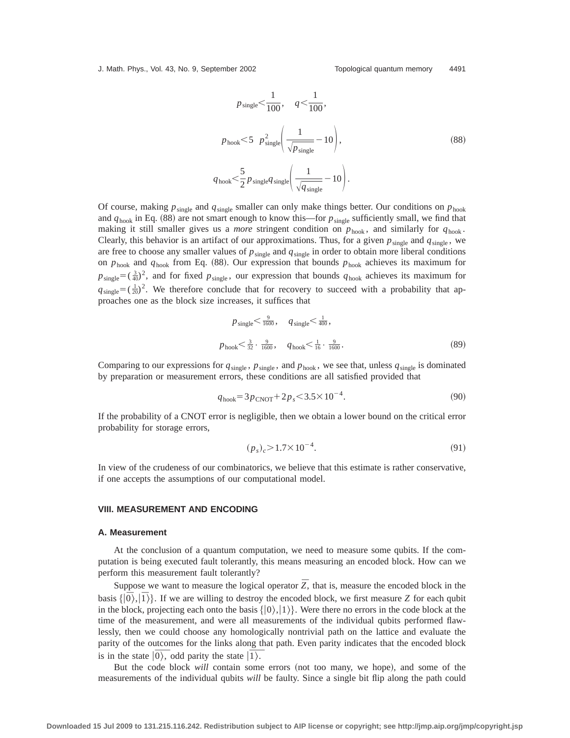$$p_{\text{single}} < \frac{1}{100}, \quad q < \frac{1}{100},$$

$$p_{\text{hook}} < 5 \;\; p_{\text{single}}^2 \left( \frac{1}{\sqrt{p_{\text{single}}}} - 10 \right), \tag{88}$$

$$q_{\text{hook}} < \frac{5}{2} p_{\text{single}} q_{\text{single}} \left( \frac{1}{\sqrt{q_{\text{single}}}} - 10 \right).$$

Of course, making $p_{\text{single}}$ and $q_{\text{single}}$ smaller can only make things better. Our conditions on $p_{\text{hook}}$ and $q_{\text{hook}}$ in Eq. (88) are not smart enough to know this—for $p_{\text{single}}$ sufficiently small, we find that making it still smaller gives us a *more* stringent condition on $p_{\text{hook}}$, and similarly for $q_{\text{hook}}$. Clearly, this behavior is an artifact of our approximations. Thus, for a given $p_{\text{single}}$ and $q_{\text{single}}$, we are free to choose any smaller values of $p_{\text{single}}$ and $q_{\text{single}}$ in order to obtain more liberal conditions on $p_{\text{hook}}$ and $q_{\text{hook}}$ from Eq. (88). Our expression that bounds $p_{\text{hook}}$ achieves its maximum for $p_{\text{single}} = (\frac{3}{40})^2$, and for fixed $p_{\text{single}}$, our expression that bounds $q_{\text{hook}}$ achieves its maximum for $q_{\text{single}} = (\frac{1}{20})^2$. We therefore conclude that for recovery to succeed with a probability that approaches one as the block size increases, it suffices that

$$p_{\text{single}} < \tfrac{9}{1600}, \quad q_{\text{single}} < \tfrac{1}{400},$$

$$p_{\text{hook}} < \tfrac{3}{32} \cdot \tfrac{9}{1600}, \quad q_{\text{hook}} < \tfrac{1}{16} \cdot \tfrac{9}{1600}. \tag{89}$$

Comparing to our expressions for $q_{\text{single}}$, $p_{\text{single}}$, and $p_{\text{hook}}$, we see that, unless $q_{\text{single}}$ is dominated by preparation or measurement errors, these conditions are all satisfied provided that

$$q_{\text{hook}} = 3 p_{\text{CNOT}} + 2 p_s < 3.5 \times 10^{-4}. \tag{90}$$

If the probability of a CNOT error is negligible, then we obtain a lower bound on the critical error probability for storage errors,

$$(p_s)_c > 1.7 \times 10^{-4}. \tag{91}$$

In view of the crudeness of our combinatorics, we believe that this estimate is rather conservative, if one accepts the assumptions of our computational model.

## VIII. MEASUREMENT AND ENCODING

### A. Measurement

At the conclusion of a quantum computation, we need to measure some qubits. If the computation is being executed fault tolerantly, this means measuring an encoded block. How can we perform this measurement fault tolerantly?

Suppose we want to measure the logical operator $\bar{Z}$, that is, measure the encoded block in the basis $\{|\bar{0}\rangle, |\bar{1}\rangle\}$. If we are willing to destroy the encoded block, we first measure $Z$ for each qubit in the block, projecting each onto the basis $\{|0\rangle, |1\rangle\}$. Were there no errors in the code block at the time of the measurement, and were all measurements of the individual qubits performed flawlessly, then we could choose any homologically nontrivial path on the lattice and evaluate the parity of the outcomes for the links along that path. Even parity indicates that the encoded block is in the state $|\bar{0}\rangle$, odd parity the state $|\bar{1}\rangle$.

But the code block *will* contain some errors (not too many, we hope), and some of the measurements of the individual qubits *will* be faulty. Since a single bit flip along the path could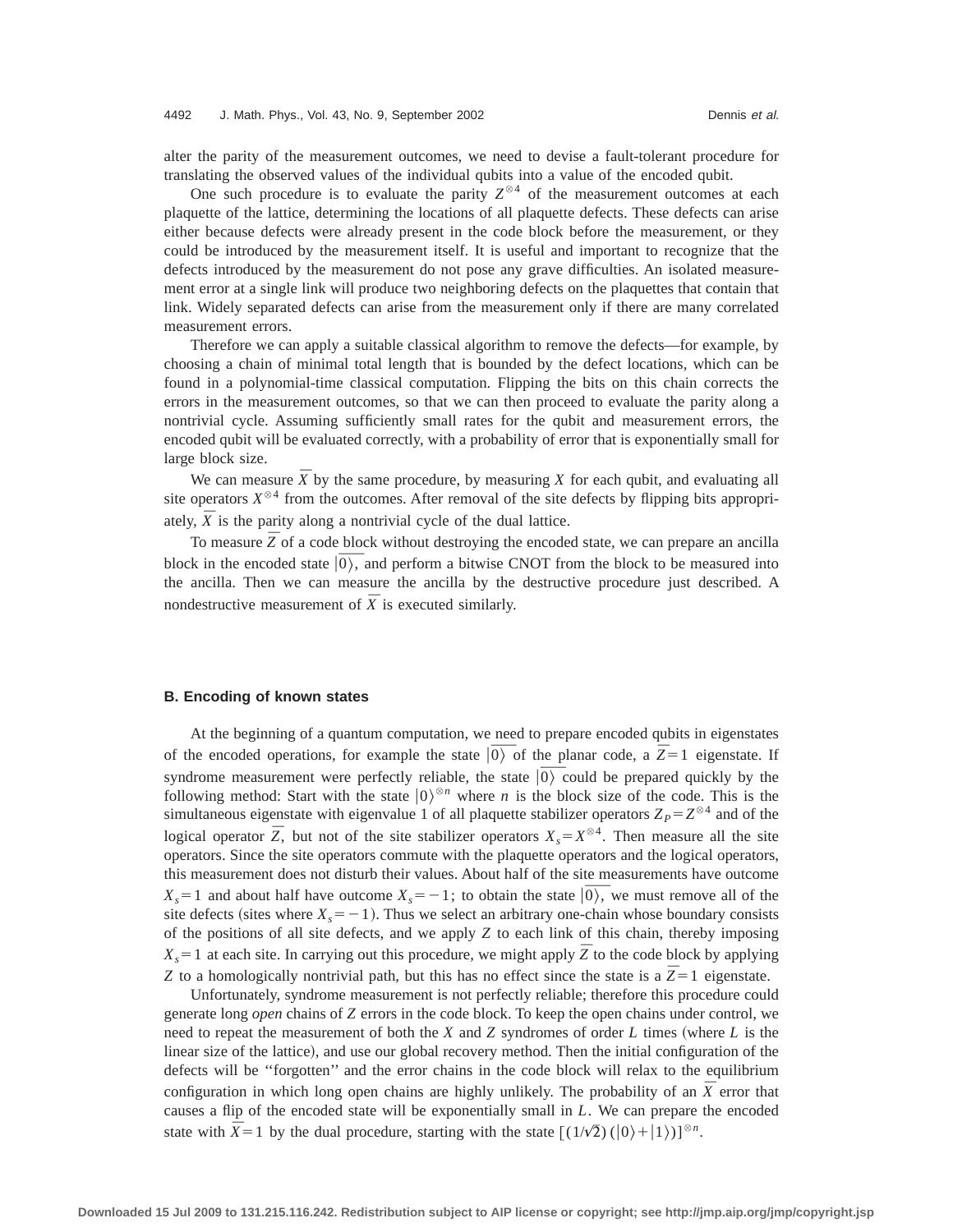alter the parity of the measurement outcomes, we need to devise a fault-tolerant procedure for translating the observed values of the individual qubits into a value of the encoded qubit.

One such procedure is to evaluate the parity $Z^{\otimes 4}$ of the measurement outcomes at each plaquette of the lattice, determining the locations of all plaquette defects. These defects can arise either because defects were already present in the code block before the measurement, or they could be introduced by the measurement itself. It is useful and important to recognize that the defects introduced by the measurement do not pose any grave difficulties. An isolated measurement error at a single link will produce two neighboring defects on the plaquettes that contain that link. Widely separated defects can arise from the measurement only if there are many correlated measurement errors.

Therefore we can apply a suitable classical algorithm to remove the defects—for example, by choosing a chain of minimal total length that is bounded by the defect locations, which can be found in a polynomial-time classical computation. Flipping the bits on this chain corrects the errors in the measurement outcomes, so that we can then proceed to evaluate the parity along a nontrivial cycle. Assuming sufficiently small rates for the qubit and measurement errors, the encoded qubit will be evaluated correctly, with a probability of error that is exponentially small for large block size.

We can measure $\bar{X}$ by the same procedure, by measuring $X$ for each qubit, and evaluating all site operators $X^{\otimes 4}$ from the outcomes. After removal of the site defects by flipping bits appropriately, $\bar{X}$ is the parity along a nontrivial cycle of the dual lattice.

To measure $\bar{Z}$ of a code block without destroying the encoded state, we can prepare an ancilla block in the encoded state $\overline{|0\rangle}$, and perform a bitwise CNOT from the block to be measured into the ancilla. Then we can measure the ancilla by the destructive procedure just described. A nondestructive measurement of $\bar{X}$ is executed similarly.

### B. Encoding of known states

At the beginning of a quantum computation, we need to prepare encoded qubits in eigenstates of the encoded operations, for example the state $\overline{|0\rangle}$ of the planar code, a $\bar{Z}=1$ eigenstate. If syndrome measurement were perfectly reliable, the state $\overline{|0\rangle}$ could be prepared quickly by the following method: Start with the state $|0\rangle^{\otimes n}$ where $n$ is the block size of the code. This is the simultaneous eigenstate with eigenvalue 1 of all plaquette stabilizer operators $Z_P = Z^{\otimes 4}$ and of the logical operator $\bar{Z}$, but not of the site stabilizer operators $X_s = X^{\otimes 4}$. Then measure all the site operators. Since the site operators commute with the plaquette operators and the logical operators, this measurement does not disturb their values. About half of the site measurements have outcome $X_s=1$ and about half have outcome $X_s=-1$; to obtain the state $\overline{|0\rangle}$, we must remove all of the site defects (sites where $X_s=-1$). Thus we select an arbitrary one-chain whose boundary consists of the positions of all site defects, and we apply $Z$ to each link of this chain, thereby imposing $X_s=1$ at each site. In carrying out this procedure, we might apply $\bar{Z}$ to the code block by applying $Z$ to a homologically nontrivial path, but this has no effect since the state is a $\bar{Z}=1$ eigenstate.

Unfortunately, syndrome measurement is not perfectly reliable; therefore this procedure could generate long *open* chains of $Z$ errors in the code block. To keep the open chains under control, we need to repeat the measurement of both the $X$ and $Z$ syndromes of order $L$ times (where $L$ is the linear size of the lattice), and use our global recovery method. Then the initial configuration of the defects will be "forgotten" and the error chains in the code block will relax to the equilibrium configuration in which long open chains are highly unlikely. The probability of an $\bar{X}$ error that causes a flip of the encoded state will be exponentially small in $L$. We can prepare the encoded state with $\bar{X}=1$ by the dual procedure, starting with the state $[(1/\sqrt{2})(|0\rangle+|1\rangle)]^{\otimes n}$.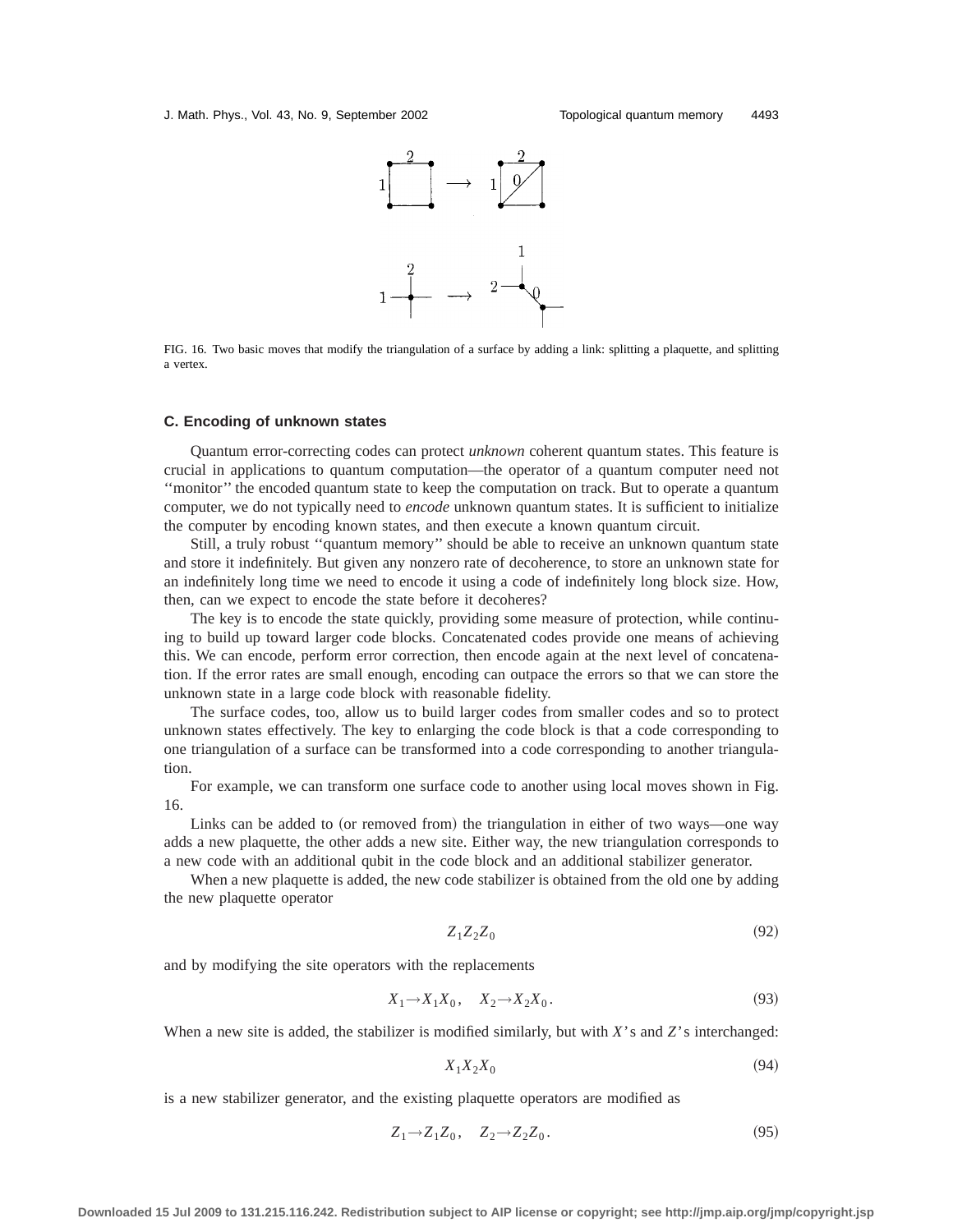FIG. 16. Two basic moves that modify the triangulation of a surface by adding a link: splitting a plaquette, and splitting a vertex.

### C. Encoding of unknown states

Quantum error-correcting codes can protect *unknown* coherent quantum states. This feature is crucial in applications to quantum computation—the operator of a quantum computer need not ''monitor'' the encoded quantum state to keep the computation on track. But to operate a quantum computer, we do not typically need to *encode* unknown quantum states. It is sufficient to initialize the computer by encoding known states, and then execute a known quantum circuit.

Still, a truly robust ''quantum memory'' should be able to receive an unknown quantum state and store it indefinitely. But given any nonzero rate of decoherence, to store an unknown state for an indefinitely long time we need to encode it using a code of indefinitely long block size. How, then, can we expect to encode the state before it decoheres?

The key is to encode the state quickly, providing some measure of protection, while continuing to build up toward larger code blocks. Concatenated codes provide one means of achieving this. We can encode, perform error correction, then encode again at the next level of concatenation. If the error rates are small enough, encoding can outpace the errors so that we can store the unknown state in a large code block with reasonable fidelity.

The surface codes, too, allow us to build larger codes from smaller codes and so to protect unknown states effectively. The key to enlarging the code block is that a code corresponding to one triangulation of a surface can be transformed into a code corresponding to another triangulation.

For example, we can transform one surface code to another using local moves shown in Fig. 16.

Links can be added to (or removed from) the triangulation in either of two ways—one way adds a new plaquette, the other adds a new site. Either way, the new triangulation corresponds to a new code with an additional qubit in the code block and an additional stabilizer generator.

When a new plaquette is added, the new code stabilizer is obtained from the old one by adding the new plaquette operator

$$Z_1 Z_2 Z_0 \tag{92}$$

and by modifying the site operators with the replacements

$$X_1 \to X_1 X_0, \quad X_2 \to X_2 X_0. \tag{93}$$

When a new site is added, the stabilizer is modified similarly, but with $X$'s and $Z$'s interchanged:

$$X_1 X_2 X_0 \tag{94}$$

is a new stabilizer generator, and the existing plaquette operators are modified as

$$Z_1 \to Z_1 Z_0, \quad Z_2 \to Z_2 Z_0. \tag{95}$$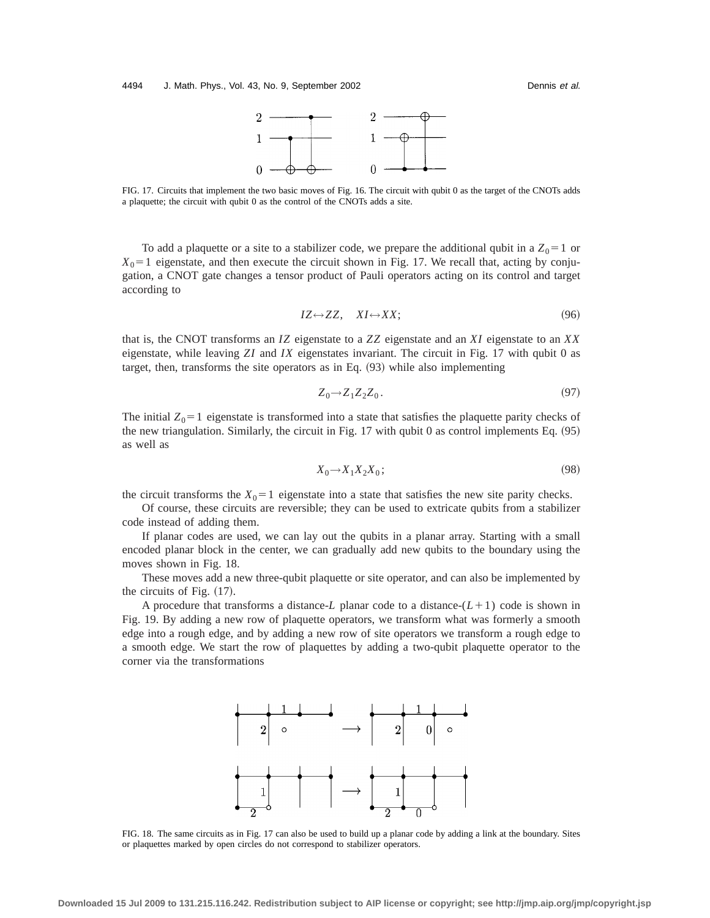FIG. 17. Circuits that implement the two basic moves of Fig. 16. The circuit with qubit 0 as the target of the CNOTs adds a plaquette; the circuit with qubit 0 as the control of the CNOTs adds a site.

To add a plaquette or a site to a stabilizer code, we prepare the additional qubit in a $Z_0 = 1$ or $X_0 = 1$ eigenstate, and then execute the circuit shown in Fig. 17. We recall that, acting by conjugation, a CNOT gate changes a tensor product of Pauli operators acting on its control and target according to

$$IZ \leftrightarrow ZZ, \quad XI \leftrightarrow XX; \tag{96}$$

that is, the CNOT transforms an $IZ$ eigenstate to a $ZZ$ eigenstate and an $XI$ eigenstate to an $XX$ eigenstate, while leaving $ZI$ and $IX$ eigenstates invariant. The circuit in Fig. 17 with qubit 0 as target, then, transforms the site operators as in Eq. (93) while also implementing

$$Z_0 \to Z_1 Z_2 Z_0 . \tag{97}$$

The initial $Z_0 = 1$ eigenstate is transformed into a state that satisfies the plaquette parity checks of the new triangulation. Similarly, the circuit in Fig. 17 with qubit 0 as control implements Eq. (95) as well as

$$X_0 \to X_1 X_2 X_0 ; \tag{98}$$

the circuit transforms the $X_0 = 1$ eigenstate into a state that satisfies the new site parity checks.

Of course, these circuits are reversible; they can be used to extricate qubits from a stabilizer code instead of adding them.

If planar codes are used, we can lay out the qubits in a planar array. Starting with a small encoded planar block in the center, we can gradually add new qubits to the boundary using the moves shown in Fig. 18.

These moves add a new three-qubit plaquette or site operator, and can also be implemented by the circuits of Fig. (17).

A procedure that transforms a distance-$L$ planar code to a distance-$(L+1)$ code is shown in Fig. 19. By adding a new row of plaquette operators, we transform what was formerly a smooth edge into a rough edge, and by adding a new row of site operators we transform a rough edge to a smooth edge. We start the row of plaquettes by adding a two-qubit plaquette operator to the corner via the transformations

FIG. 18. The same circuits as in Fig. 17 can also be used to build up a planar code by adding a link at the boundary. Sites or plaquettes marked by open circles do not correspond to stabilizer operators.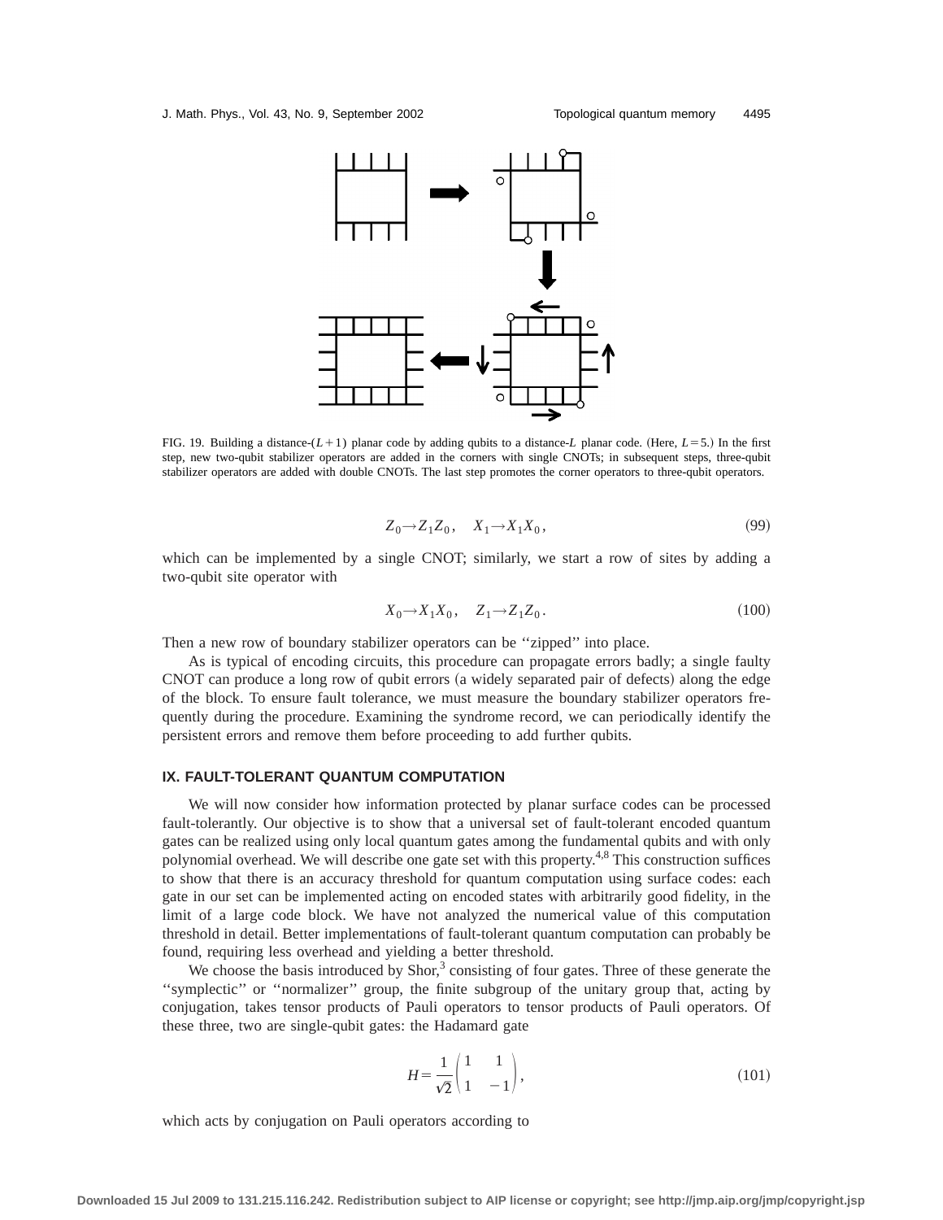FIG. 19. Building a distance-$(L+1)$ planar code by adding qubits to a distance-$L$ planar code. (Here, $L=5$.) In the first step, new two-qubit stabilizer operators are added in the corners with single CNOTs; in subsequent steps, three-qubit stabilizer operators are added with double CNOTs. The last step promotes the corner operators to three-qubit operators.

$$Z_0 \to Z_1 Z_0, \quad X_1 \to X_1 X_0, \tag{99}$$

which can be implemented by a single CNOT; similarly, we start a row of sites by adding a two-qubit site operator with

$$X_0 \to X_1 X_0, \quad Z_1 \to Z_1 Z_0. \tag{100}$$

Then a new row of boundary stabilizer operators can be ''zipped'' into place.

As is typical of encoding circuits, this procedure can propagate errors badly; a single faulty CNOT can produce a long row of qubit errors (a widely separated pair of defects) along the edge of the block. To ensure fault tolerance, we must measure the boundary stabilizer operators frequently during the procedure. Examining the syndrome record, we can periodically identify the persistent errors and remove them before proceeding to add further qubits.

## IX. FAULT-TOLERANT QUANTUM COMPUTATION

We will now consider how information protected by planar surface codes can be processed fault-tolerantly. Our objective is to show that a universal set of fault-tolerant encoded quantum gates can be realized using only local quantum gates among the fundamental qubits and with only polynomial overhead. We will describe one gate set with this property.[4,8] This construction suffices to show that there is an accuracy threshold for quantum computation using surface codes: each gate in our set can be implemented acting on encoded states with arbitrarily good fidelity, in the limit of a large code block. We have not analyzed the numerical value of this computation threshold in detail. Better implementations of fault-tolerant quantum computation can probably be found, requiring less overhead and yielding a better threshold.

We choose the basis introduced by Shor,[3] consisting of four gates. Three of these generate the ''symplectic'' or ''normalizer'' group, the finite subgroup of the unitary group that, acting by conjugation, takes tensor products of Pauli operators to tensor products of Pauli operators. Of these three, two are single-qubit gates: the Hadamard gate

$$H = \frac{1}{\sqrt{2}} \begin{pmatrix} 1 & 1 \\ 1 & -1 \end{pmatrix}, \tag{101}$$

which acts by conjugation on Pauli operators according to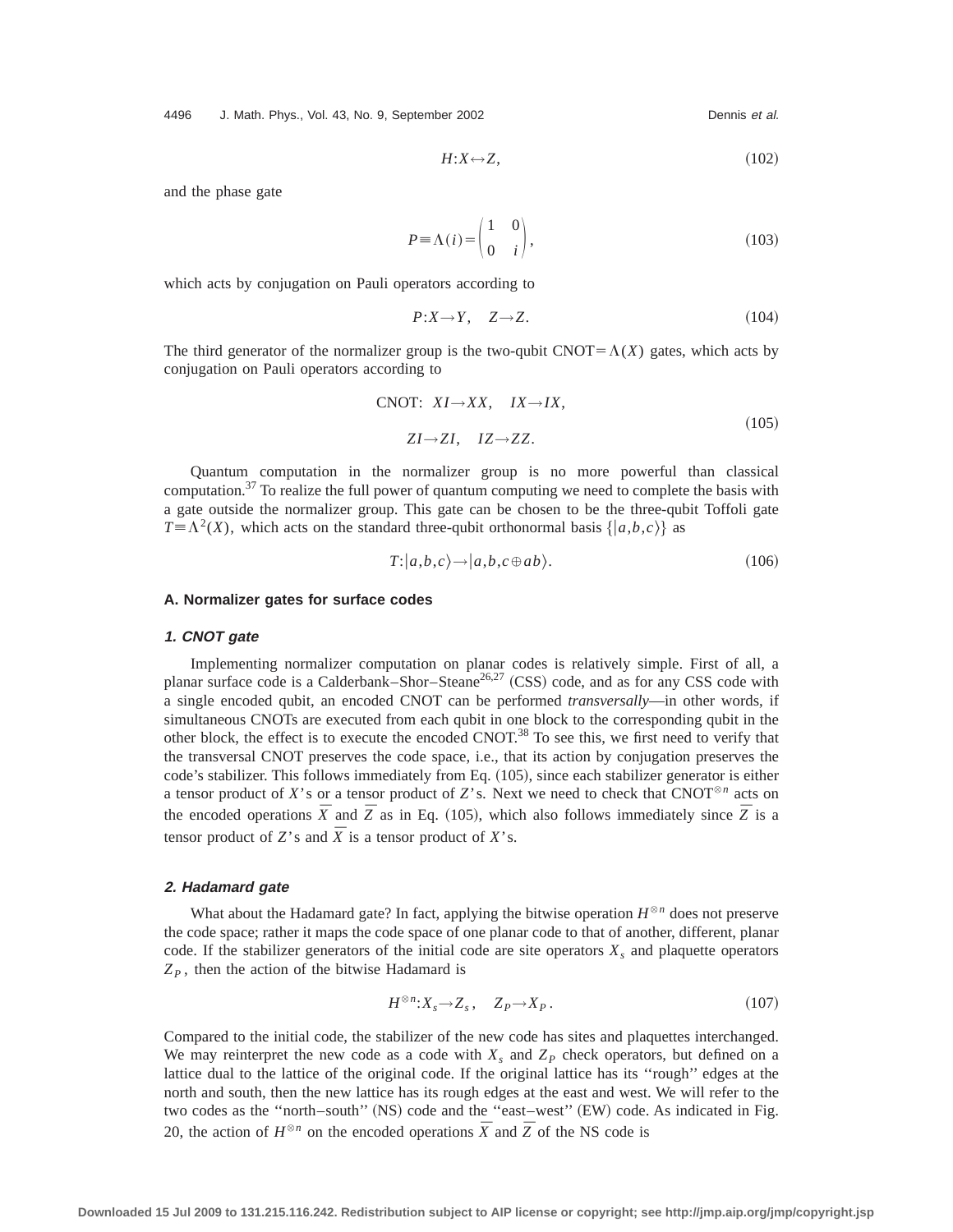$$H:X\leftrightarrow Z, \tag{102}$$

and the phase gate

$$P\equiv\Lambda(i)=\begin{pmatrix}1 & 0\\ 0 & i\end{pmatrix}, \tag{103}$$

which acts by conjugation on Pauli operators according to

$$P:X\rightarrow Y, \quad Z\rightarrow Z. \tag{104}$$

The third generator of the normalizer group is the two-qubit CNOT$=\Lambda(X)$ gates, which acts by conjugation on Pauli operators according to

$$\begin{aligned}\text{CNOT:}\quad & XI\rightarrow XX, \quad IX\rightarrow IX,\\ & ZI\rightarrow ZI, \quad IZ\rightarrow ZZ.\end{aligned} \tag{105}$$

Quantum computation in the normalizer group is no more powerful than classical computation.[37] To realize the full power of quantum computing we need to complete the basis with a gate outside the normalizer group. This gate can be chosen to be the three-qubit Toffoli gate $T\equiv\Lambda^2(X)$, which acts on the standard three-qubit orthonormal basis $\{|a,b,c\rangle\}$ as

$$T:|a,b,c\rangle\rightarrow|a,b,c\oplus ab\rangle. \tag{106}$$

### A. Normalizer gates for surface codes

#### *1. CNOT gate*

Implementing normalizer computation on planar codes is relatively simple. First of all, a planar surface code is a Calderbank–Shor–Steane[26,27] (CSS) code, and as for any CSS code with a single encoded qubit, an encoded CNOT can be performed *transversally*—in other words, if simultaneous CNOTs are executed from each qubit in one block to the corresponding qubit in the other block, the effect is to execute the encoded CNOT.[38] To see this, we first need to verify that the transversal CNOT preserves the code space, i.e., that its action by conjugation preserves the code's stabilizer. This follows immediately from Eq. (105), since each stabilizer generator is either a tensor product of $X$'s or a tensor product of $Z$'s. Next we need to check that CNOT$^{\otimes n}$ acts on the encoded operations $\bar{X}$ and $\bar{Z}$ as in Eq. (105), which also follows immediately since $\bar{Z}$ is a tensor product of $Z$'s and $\bar{X}$ is a tensor product of $X$'s.

#### *2. Hadamard gate*

What about the Hadamard gate? In fact, applying the bitwise operation $H^{\otimes n}$ does not preserve the code space; rather it maps the code space of one planar code to that of another, different, planar code. If the stabilizer generators of the initial code are site operators $X_s$ and plaquette operators $Z_P$, then the action of the bitwise Hadamard is

$$H^{\otimes n}:X_s\rightarrow Z_s, \quad Z_P\rightarrow X_P. \tag{107}$$

Compared to the initial code, the stabilizer of the new code has sites and plaquettes interchanged. We may reinterpret the new code as a code with $X_s$ and $Z_P$ check operators, but defined on a lattice dual to the lattice of the original code. If the original lattice has its ''rough'' edges at the north and south, then the new lattice has its rough edges at the east and west. We will refer to the two codes as the ''north–south'' (NS) code and the ''east–west'' (EW) code. As indicated in Fig. 20, the action of $H^{\otimes n}$ on the encoded operations $\bar{X}$ and $\bar{Z}$ of the NS code is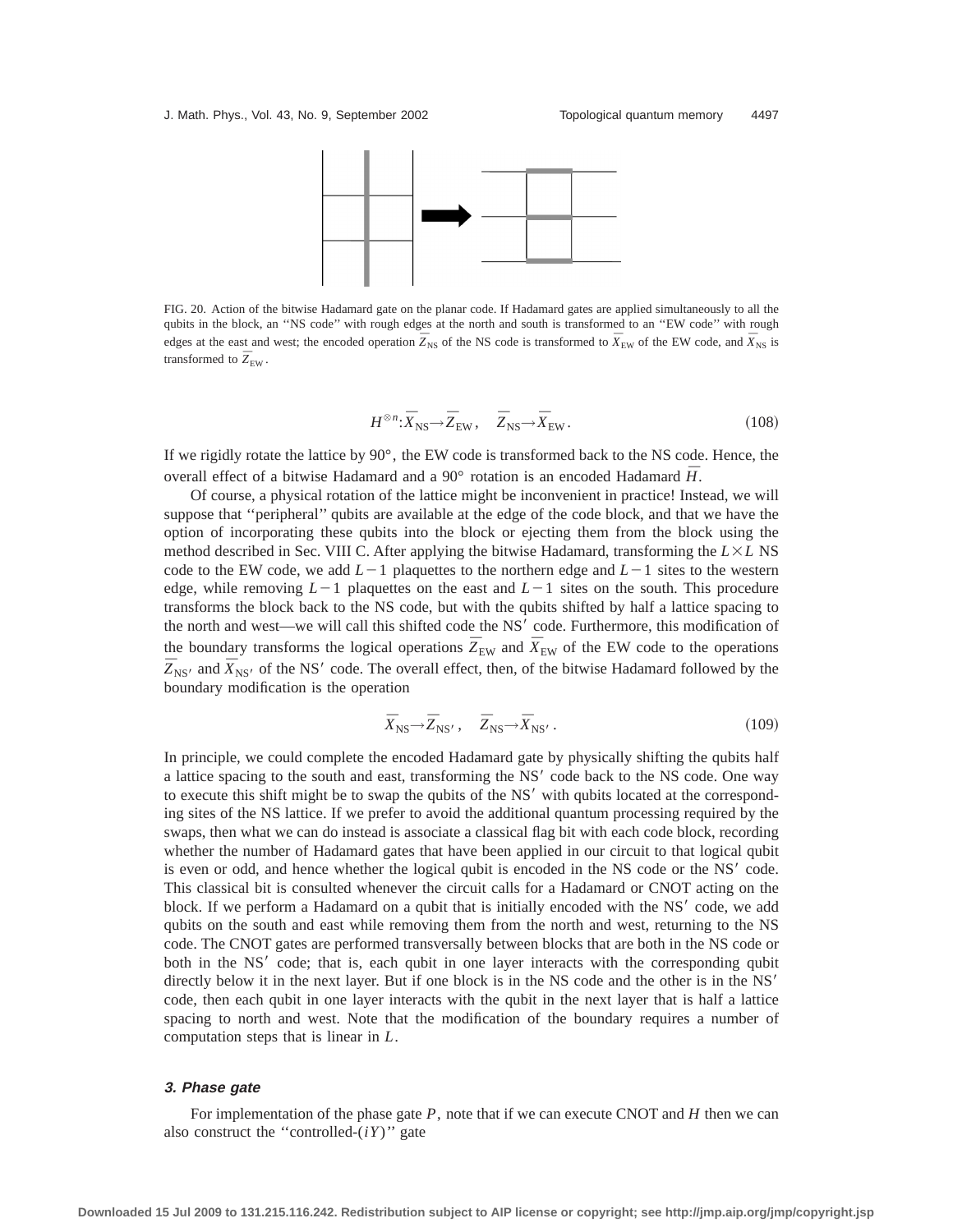FIG. 20. Action of the bitwise Hadamard gate on the planar code. If Hadamard gates are applied simultaneously to all the qubits in the block, an ''NS code'' with rough edges at the north and south is transformed to an ''EW code'' with rough edges at the east and west; the encoded operation $\bar{Z}_{\rm NS}$ of the NS code is transformed to $\bar{X}_{\rm EW}$ of the EW code, and $\bar{X}_{\rm NS}$ is transformed to $\bar{Z}_{\rm EW}$.

$$H^{\otimes n}: \bar{X}_{\rm NS} \rightarrow \bar{Z}_{\rm EW}, \quad \bar{Z}_{\rm NS} \rightarrow \bar{X}_{\rm EW}. \tag{108}$$

If we rigidly rotate the lattice by 90°, the EW code is transformed back to the NS code. Hence, the overall effect of a bitwise Hadamard and a 90° rotation is an encoded Hadamard $\bar{H}$.

Of course, a physical rotation of the lattice might be inconvenient in practice! Instead, we will suppose that ''peripheral'' qubits are available at the edge of the code block, and that we have the option of incorporating these qubits into the block or ejecting them from the block using the method described in Sec. VIII C. After applying the bitwise Hadamard, transforming the $L \times L$ NS code to the EW code, we add $L-1$ plaquettes to the northern edge and $L-1$ sites to the western edge, while removing $L-1$ plaquettes on the east and $L-1$ sites on the south. This procedure transforms the block back to the NS code, but with the qubits shifted by half a lattice spacing to the north and west—we will call this shifted code the NS′ code. Furthermore, this modification of the boundary transforms the logical operations $\bar{Z}_{\rm EW}$ and $\bar{X}_{\rm EW}$ of the EW code to the operations $\bar{Z}_{\rm NS'}$ and $\bar{X}_{\rm NS'}$ of the NS′ code. The overall effect, then, of the bitwise Hadamard followed by the boundary modification is the operation

$$\bar{X}_{\rm NS} \rightarrow \bar{Z}_{\rm NS'}, \quad \bar{Z}_{\rm NS} \rightarrow \bar{X}_{\rm NS'}. \tag{109}$$

In principle, we could complete the encoded Hadamard gate by physically shifting the qubits half a lattice spacing to the south and east, transforming the NS′ code back to the NS code. One way to execute this shift might be to swap the qubits of the NS′ with qubits located at the corresponding sites of the NS lattice. If we prefer to avoid the additional quantum processing required by the swaps, then what we can do instead is associate a classical flag bit with each code block, recording whether the number of Hadamard gates that have been applied in our circuit to that logical qubit is even or odd, and hence whether the logical qubit is encoded in the NS code or the NS′ code. This classical bit is consulted whenever the circuit calls for a Hadamard or CNOT acting on the block. If we perform a Hadamard on a qubit that is initially encoded with the NS′ code, we add qubits on the south and east while removing them from the north and west, returning to the NS code. The CNOT gates are performed transversally between blocks that are both in the NS code or both in the NS′ code; that is, each qubit in one layer interacts with the corresponding qubit directly below it in the next layer. But if one block is in the NS code and the other is in the NS′ code, then each qubit in one layer interacts with the qubit in the next layer that is half a lattice spacing to north and west. Note that the modification of the boundary requires a number of computation steps that is linear in $L$.

### 3. Phase gate

For implementation of the phase gate $P$, note that if we can execute CNOT and $H$ then we can also construct the ''controlled-$(iY)$'' gate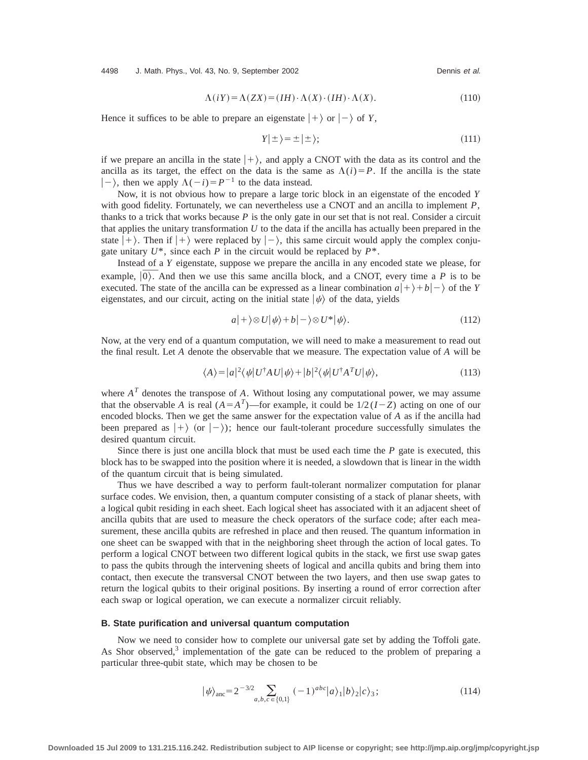$$\Lambda(iY)=\Lambda(ZX)=(IH)\cdot\Lambda(X)\cdot(IH)\cdot\Lambda(X). \tag{110}$$

Hence it suffices to be able to prepare an eigenstate $|+\rangle$ or $|-\rangle$ of $Y$,

$$Y|\pm\rangle=\pm|\pm\rangle; \tag{111}$$

if we prepare an ancilla in the state $|+\rangle$, and apply a CNOT with the data as its control and the ancilla as its target, the effect on the data is the same as $\Lambda(i)=P$. If the ancilla is the state $|-\rangle$, then we apply $\Lambda(-i)=P^{-1}$ to the data instead.

Now, it is not obvious how to prepare a large toric block in an eigenstate of the encoded $Y$ with good fidelity. Fortunately, we can nevertheless use a CNOT and an ancilla to implement $P$, thanks to a trick that works because $P$ is the only gate in our set that is not real. Consider a circuit that applies the unitary transformation $U$ to the data if the ancilla has actually been prepared in the state $|+\rangle$. Then if $|+\rangle$ were replaced by $|-\rangle$, this same circuit would apply the complex conjugate unitary $U^*$, since each $P$ in the circuit would be replaced by $P^*$.

Instead of a $Y$ eigenstate, suppose we prepare the ancilla in any encoded state we please, for example, $\overline{|0\rangle}$. And then we use this same ancilla block, and a CNOT, every time a $P$ is to be executed. The state of the ancilla can be expressed as a linear combination $a|+\rangle+b|-\rangle$ of the $Y$ eigenstates, and our circuit, acting on the initial state $|\psi\rangle$ of the data, yields

$$a|+\rangle\otimes U|\psi\rangle+b|-\rangle\otimes U^*|\psi\rangle. \tag{112}$$

Now, at the very end of a quantum computation, we will need to make a measurement to read out the final result. Let $A$ denote the observable that we measure. The expectation value of $A$ will be

$$\langle A\rangle=|a|^2\langle\psi|U^\dagger AU|\psi\rangle+|b|^2\langle\psi|U^\dagger A^TU|\psi\rangle, \tag{113}$$

where $A^T$ denotes the transpose of $A$. Without losing any computational power, we may assume that the observable $A$ is real ($A=A^T$)—for example, it could be $1/2(I-Z)$ acting on one of our encoded blocks. Then we get the same answer for the expectation value of $A$ as if the ancilla had been prepared as $|+\rangle$ (or $|-\rangle$); hence our fault-tolerant procedure successfully simulates the desired quantum circuit.

Since there is just one ancilla block that must be used each time the $P$ gate is executed, this block has to be swapped into the position where it is needed, a slowdown that is linear in the width of the quantum circuit that is being simulated.

Thus we have described a way to perform fault-tolerant normalizer computation for planar surface codes. We envision, then, a quantum computer consisting of a stack of planar sheets, with a logical qubit residing in each sheet. Each logical sheet has associated with it an adjacent sheet of ancilla qubits that are used to measure the check operators of the surface code; after each measurement, these ancilla qubits are refreshed in place and then reused. The quantum information in one sheet can be swapped with that in the neighboring sheet through the action of local gates. To perform a logical CNOT between two different logical qubits in the stack, we first use swap gates to pass the qubits through the intervening sheets of logical and ancilla qubits and bring them into contact, then execute the transversal CNOT between the two layers, and then use swap gates to return the logical qubits to their original positions. By inserting a round of error correction after each swap or logical operation, we can execute a normalizer circuit reliably.

### B. State purification and universal quantum computation

Now we need to consider how to complete our universal gate set by adding the Toffoli gate. As Shor observed,[3] implementation of the gate can be reduced to the problem of preparing a particular three-qubit state, which may be chosen to be

$$|\psi\rangle_{\text{anc}}=2^{-3/2}\sum_{a,b,c\in\{0,1\}}(-1)^{abc}|a\rangle_1|b\rangle_2|c\rangle_3; \tag{114}$$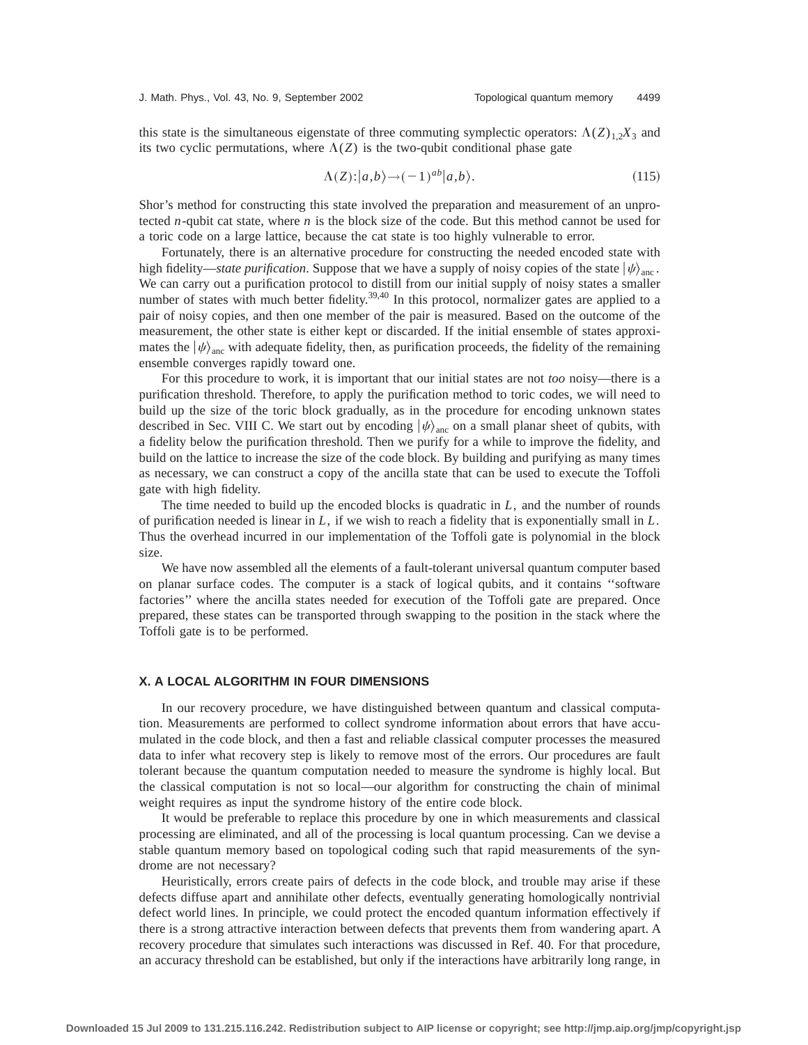this state is the simultaneous eigenstate of three commuting symplectic operators: $\Lambda(Z)_{1,2}X_3$ and its two cyclic permutations, where $\Lambda(Z)$ is the two-qubit conditional phase gate

$$\Lambda(Z):|a,b\rangle \rightarrow (-1)^{ab}|a,b\rangle. \tag{115}$$

Shor's method for constructing this state involved the preparation and measurement of an unprotected $n$-qubit cat state, where $n$ is the block size of the code. But this method cannot be used for a toric code on a large lattice, because the cat state is too highly vulnerable to error.

Fortunately, there is an alternative procedure for constructing the needed encoded state with high fidelity—*state purification*. Suppose that we have a supply of noisy copies of the state $|\psi\rangle_{\rm anc}$. We can carry out a purification protocol to distill from our initial supply of noisy states a smaller number of states with much better fidelity.[39,40] In this protocol, normalizer gates are applied to a pair of noisy copies, and then one member of the pair is measured. Based on the outcome of the measurement, the other state is either kept or discarded. If the initial ensemble of states approximates the $|\psi\rangle_{\rm anc}$ with adequate fidelity, then, as purification proceeds, the fidelity of the remaining ensemble converges rapidly toward one.

For this procedure to work, it is important that our initial states are not *too* noisy—there is a purification threshold. Therefore, to apply the purification method to toric codes, we will need to build up the size of the toric block gradually, as in the procedure for encoding unknown states described in Sec. VIII C. We start out by encoding $|\psi\rangle_{\rm anc}$ on a small planar sheet of qubits, with a fidelity below the purification threshold. Then we purify for a while to improve the fidelity, and build on the lattice to increase the size of the code block. By building and purifying as many times as necessary, we can construct a copy of the ancilla state that can be used to execute the Toffoli gate with high fidelity.

The time needed to build up the encoded blocks is quadratic in $L$, and the number of rounds of purification needed is linear in $L$, if we wish to reach a fidelity that is exponentially small in $L$. Thus the overhead incurred in our implementation of the Toffoli gate is polynomial in the block size.

We have now assembled all the elements of a fault-tolerant universal quantum computer based on planar surface codes. The computer is a stack of logical qubits, and it contains ''software factories'' where the ancilla states needed for execution of the Toffoli gate are prepared. Once prepared, these states can be transported through swapping to the position in the stack where the Toffoli gate is to be performed.

## X. A LOCAL ALGORITHM IN FOUR DIMENSIONS

In our recovery procedure, we have distinguished between quantum and classical computation. Measurements are performed to collect syndrome information about errors that have accumulated in the code block, and then a fast and reliable classical computer processes the measured data to infer what recovery step is likely to remove most of the errors. Our procedures are fault tolerant because the quantum computation needed to measure the syndrome is highly local. But the classical computation is not so local—our algorithm for constructing the chain of minimal weight requires as input the syndrome history of the entire code block.

It would be preferable to replace this procedure by one in which measurements and classical processing are eliminated, and all of the processing is local quantum processing. Can we devise a stable quantum memory based on topological coding such that rapid measurements of the syndrome are not necessary?

Heuristically, errors create pairs of defects in the code block, and trouble may arise if these defects diffuse apart and annihilate other defects, eventually generating homologically nontrivial defect world lines. In principle, we could protect the encoded quantum information effectively if there is a strong attractive interaction between defects that prevents them from wandering apart. A recovery procedure that simulates such interactions was discussed in Ref. 40. For that procedure, an accuracy threshold can be established, but only if the interactions have arbitrarily long range, in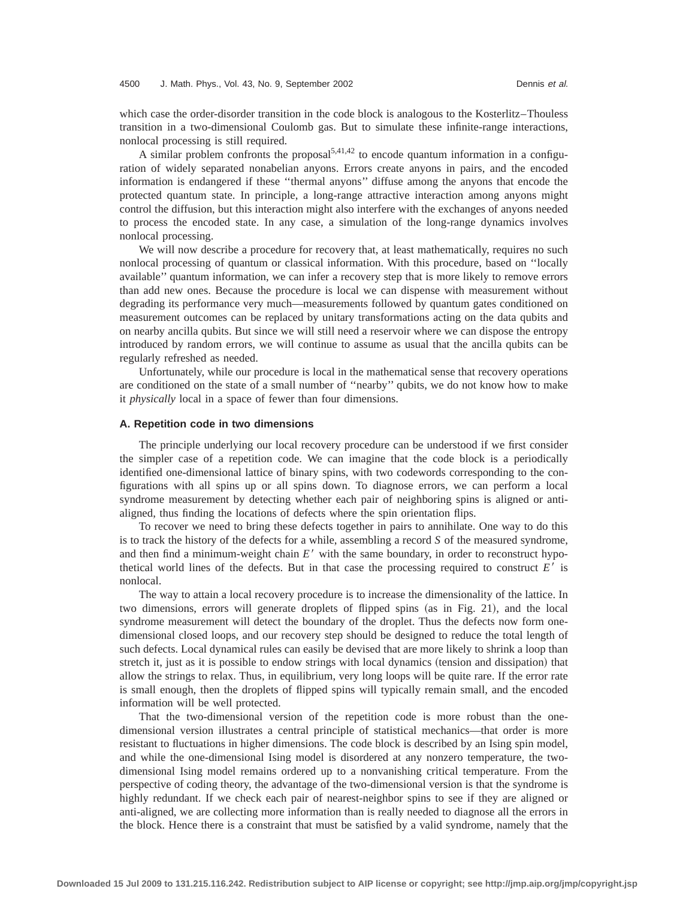which case the order-disorder transition in the code block is analogous to the Kosterlitz–Thouless transition in a two-dimensional Coulomb gas. But to simulate these infinite-range interactions, nonlocal processing is still required.

A similar problem confronts the proposal[5,41,42] to encode quantum information in a configuration of widely separated nonabelian anyons. Errors create anyons in pairs, and the encoded information is endangered if these "thermal anyons" diffuse among the anyons that encode the protected quantum state. In principle, a long-range attractive interaction among anyons might control the diffusion, but this interaction might also interfere with the exchanges of anyons needed to process the encoded state. In any case, a simulation of the long-range dynamics involves nonlocal processing.

We will now describe a procedure for recovery that, at least mathematically, requires no such nonlocal processing of quantum or classical information. With this procedure, based on "locally available" quantum information, we can infer a recovery step that is more likely to remove errors than add new ones. Because the procedure is local we can dispense with measurement without degrading its performance very much—measurements followed by quantum gates conditioned on measurement outcomes can be replaced by unitary transformations acting on the data qubits and on nearby ancilla qubits. But since we will still need a reservoir where we can dispose the entropy introduced by random errors, we will continue to assume as usual that the ancilla qubits can be regularly refreshed as needed.

Unfortunately, while our procedure is local in the mathematical sense that recovery operations are conditioned on the state of a small number of "nearby" qubits, we do not know how to make it *physically* local in a space of fewer than four dimensions.

### A. Repetition code in two dimensions

The principle underlying our local recovery procedure can be understood if we first consider the simpler case of a repetition code. We can imagine that the code block is a periodically identified one-dimensional lattice of binary spins, with two codewords corresponding to the configurations with all spins up or all spins down. To diagnose errors, we can perform a local syndrome measurement by detecting whether each pair of neighboring spins is aligned or anti-aligned, thus finding the locations of defects where the spin orientation flips.

To recover we need to bring these defects together in pairs to annihilate. One way to do this is to track the history of the defects for a while, assembling a record $S$ of the measured syndrome, and then find a minimum-weight chain $E'$ with the same boundary, in order to reconstruct hypothetical world lines of the defects. But in that case the processing required to construct $E'$ is nonlocal.

The way to attain a local recovery procedure is to increase the dimensionality of the lattice. In two dimensions, errors will generate droplets of flipped spins (as in Fig. 21), and the local syndrome measurement will detect the boundary of the droplet. Thus the defects now form one-dimensional closed loops, and our recovery step should be designed to reduce the total length of such defects. Local dynamical rules can easily be devised that are more likely to shrink a loop than stretch it, just as it is possible to endow strings with local dynamics (tension and dissipation) that allow the strings to relax. Thus, in equilibrium, very long loops will be quite rare. If the error rate is small enough, then the droplets of flipped spins will typically remain small, and the encoded information will be well protected.

That the two-dimensional version of the repetition code is more robust than the one-dimensional version illustrates a central principle of statistical mechanics—that order is more resistant to fluctuations in higher dimensions. The code block is described by an Ising spin model, and while the one-dimensional Ising model is disordered at any nonzero temperature, the two-dimensional Ising model remains ordered up to a nonvanishing critical temperature. From the perspective of coding theory, the advantage of the two-dimensional version is that the syndrome is highly redundant. If we check each pair of nearest-neighbor spins to see if they are aligned or anti-aligned, we are collecting more information than is really needed to diagnose all the errors in the block. Hence there is a constraint that must be satisfied by a valid syndrome, namely that the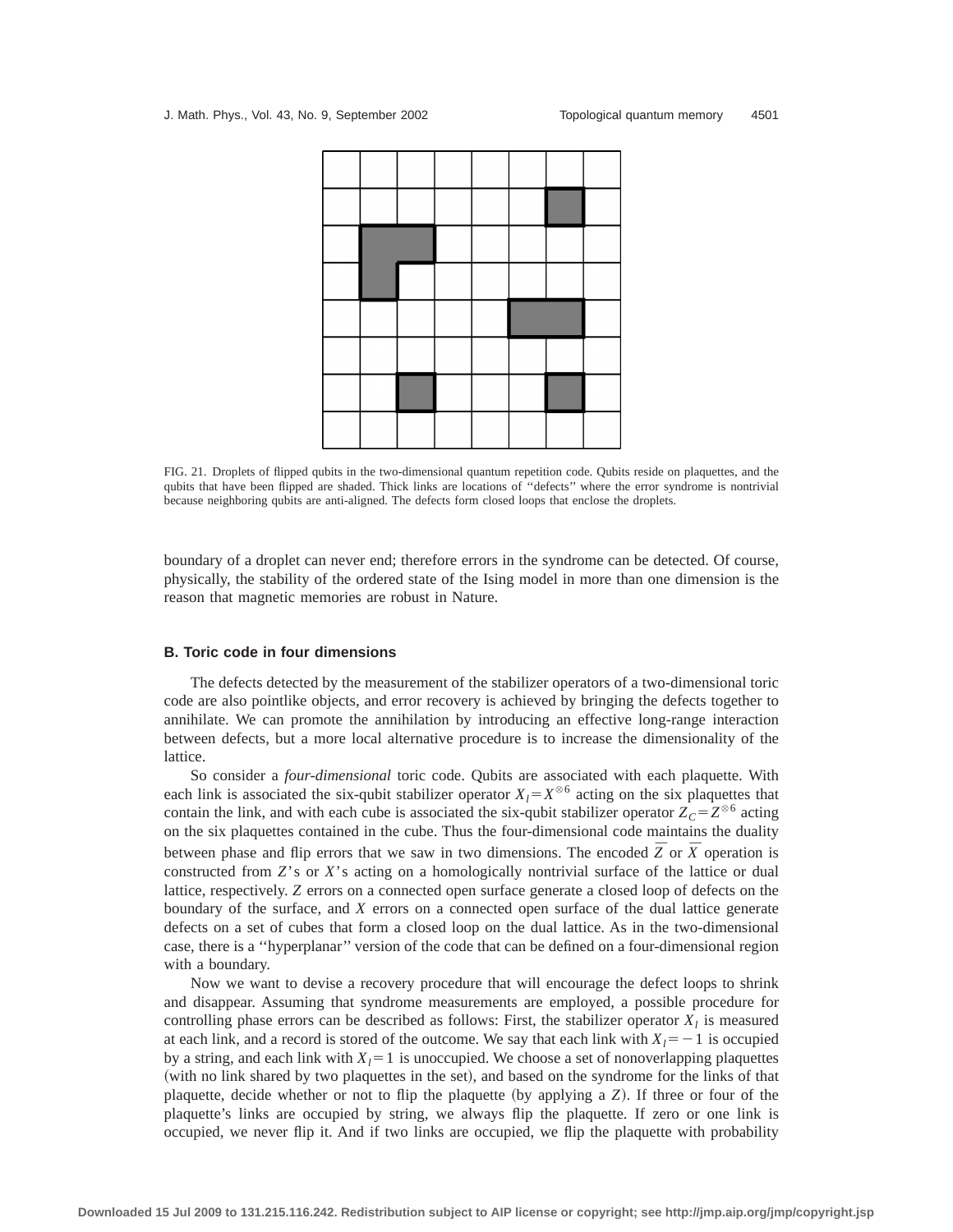FIG. 21. Droplets of flipped qubits in the two-dimensional quantum repetition code. Qubits reside on plaquettes, and the qubits that have been flipped are shaded. Thick links are locations of ''defects'' where the error syndrome is nontrivial because neighboring qubits are anti-aligned. The defects form closed loops that enclose the droplets.

boundary of a droplet can never end; therefore errors in the syndrome can be detected. Of course, physically, the stability of the ordered state of the Ising model in more than one dimension is the reason that magnetic memories are robust in Nature.

### B. Toric code in four dimensions

The defects detected by the measurement of the stabilizer operators of a two-dimensional toric code are also pointlike objects, and error recovery is achieved by bringing the defects together to annihilate. We can promote the annihilation by introducing an effective long-range interaction between defects, but a more local alternative procedure is to increase the dimensionality of the lattice.

So consider a *four-dimensional* toric code. Qubits are associated with each plaquette. With each link is associated the six-qubit stabilizer operator $X_l = X^{\otimes 6}$ acting on the six plaquettes that contain the link, and with each cube is associated the six-qubit stabilizer operator $Z_C = Z^{\otimes 6}$ acting on the six plaquettes contained in the cube. Thus the four-dimensional code maintains the duality between phase and flip errors that we saw in two dimensions. The encoded $\bar{Z}$ or $\bar{X}$ operation is constructed from $Z$'s or $X$'s acting on a homologically nontrivial surface of the lattice or dual lattice, respectively. $Z$ errors on a connected open surface generate a closed loop of defects on the boundary of the surface, and $X$ errors on a connected open surface of the dual lattice generate defects on a set of cubes that form a closed loop on the dual lattice. As in the two-dimensional case, there is a ''hyperplanar'' version of the code that can be defined on a four-dimensional region with a boundary.

Now we want to devise a recovery procedure that will encourage the defect loops to shrink and disappear. Assuming that syndrome measurements are employed, a possible procedure for controlling phase errors can be described as follows: First, the stabilizer operator $X_l$ is measured at each link, and a record is stored of the outcome. We say that each link with $X_l = -1$ is occupied by a string, and each link with $X_l = 1$ is unoccupied. We choose a set of nonoverlapping plaquettes (with no link shared by two plaquettes in the set), and based on the syndrome for the links of that plaquette, decide whether or not to flip the plaquette (by applying a $Z$). If three or four of the plaquette's links are occupied by string, we always flip the plaquette. If zero or one link is occupied, we never flip it. And if two links are occupied, we flip the plaquette with probability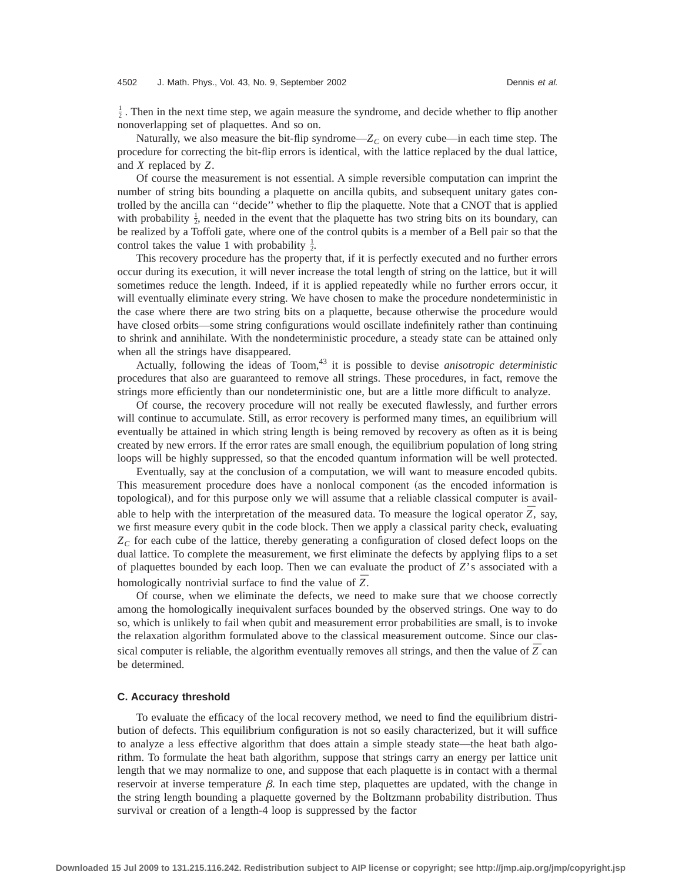$\frac{1}{2}$. Then in the next time step, we again measure the syndrome, and decide whether to flip another nonoverlapping set of plaquettes. And so on.

Naturally, we also measure the bit-flip syndrome—$Z_C$ on every cube—in each time step. The procedure for correcting the bit-flip errors is identical, with the lattice replaced by the dual lattice, and $X$ replaced by $Z$.

Of course the measurement is not essential. A simple reversible computation can imprint the number of string bits bounding a plaquette on ancilla qubits, and subsequent unitary gates controlled by the ancilla can ''decide'' whether to flip the plaquette. Note that a CNOT that is applied with probability $\frac{1}{2}$, needed in the event that the plaquette has two string bits on its boundary, can be realized by a Toffoli gate, where one of the control qubits is a member of a Bell pair so that the control takes the value 1 with probability $\frac{1}{2}$.

This recovery procedure has the property that, if it is perfectly executed and no further errors occur during its execution, it will never increase the total length of string on the lattice, but it will sometimes reduce the length. Indeed, if it is applied repeatedly while no further errors occur, it will eventually eliminate every string. We have chosen to make the procedure nondeterministic in the case where there are two string bits on a plaquette, because otherwise the procedure would have closed orbits—some string configurations would oscillate indefinitely rather than continuing to shrink and annihilate. With the nondeterministic procedure, a steady state can be attained only when all the strings have disappeared.

Actually, following the ideas of Toom,[43] it is possible to devise *anisotropic deterministic* procedures that also are guaranteed to remove all strings. These procedures, in fact, remove the strings more efficiently than our nondeterministic one, but are a little more difficult to analyze.

Of course, the recovery procedure will not really be executed flawlessly, and further errors will continue to accumulate. Still, as error recovery is performed many times, an equilibrium will eventually be attained in which string length is being removed by recovery as often as it is being created by new errors. If the error rates are small enough, the equilibrium population of long string loops will be highly suppressed, so that the encoded quantum information will be well protected.

Eventually, say at the conclusion of a computation, we will want to measure encoded qubits. This measurement procedure does have a nonlocal component (as the encoded information is topological), and for this purpose only we will assume that a reliable classical computer is available to help with the interpretation of the measured data. To measure the logical operator $\bar{Z}$, say, we first measure every qubit in the code block. Then we apply a classical parity check, evaluating $Z_C$ for each cube of the lattice, thereby generating a configuration of closed defect loops on the dual lattice. To complete the measurement, we first eliminate the defects by applying flips to a set of plaquettes bounded by each loop. Then we can evaluate the product of $Z$'s associated with a homologically nontrivial surface to find the value of $\bar{Z}$.

Of course, when we eliminate the defects, we need to make sure that we choose correctly among the homologically inequivalent surfaces bounded by the observed strings. One way to do so, which is unlikely to fail when qubit and measurement error probabilities are small, is to invoke the relaxation algorithm formulated above to the classical measurement outcome. Since our classical computer is reliable, the algorithm eventually removes all strings, and then the value of $\bar{Z}$ can be determined.

### C. Accuracy threshold

To evaluate the efficacy of the local recovery method, we need to find the equilibrium distribution of defects. This equilibrium configuration is not so easily characterized, but it will suffice to analyze a less effective algorithm that does attain a simple steady state—the heat bath algorithm. To formulate the heat bath algorithm, suppose that strings carry an energy per lattice unit length that we may normalize to one, and suppose that each plaquette is in contact with a thermal reservoir at inverse temperature $\beta$. In each time step, plaquettes are updated, with the change in the string length bounding a plaquette governed by the Boltzmann probability distribution. Thus survival or creation of a length-4 loop is suppressed by the factor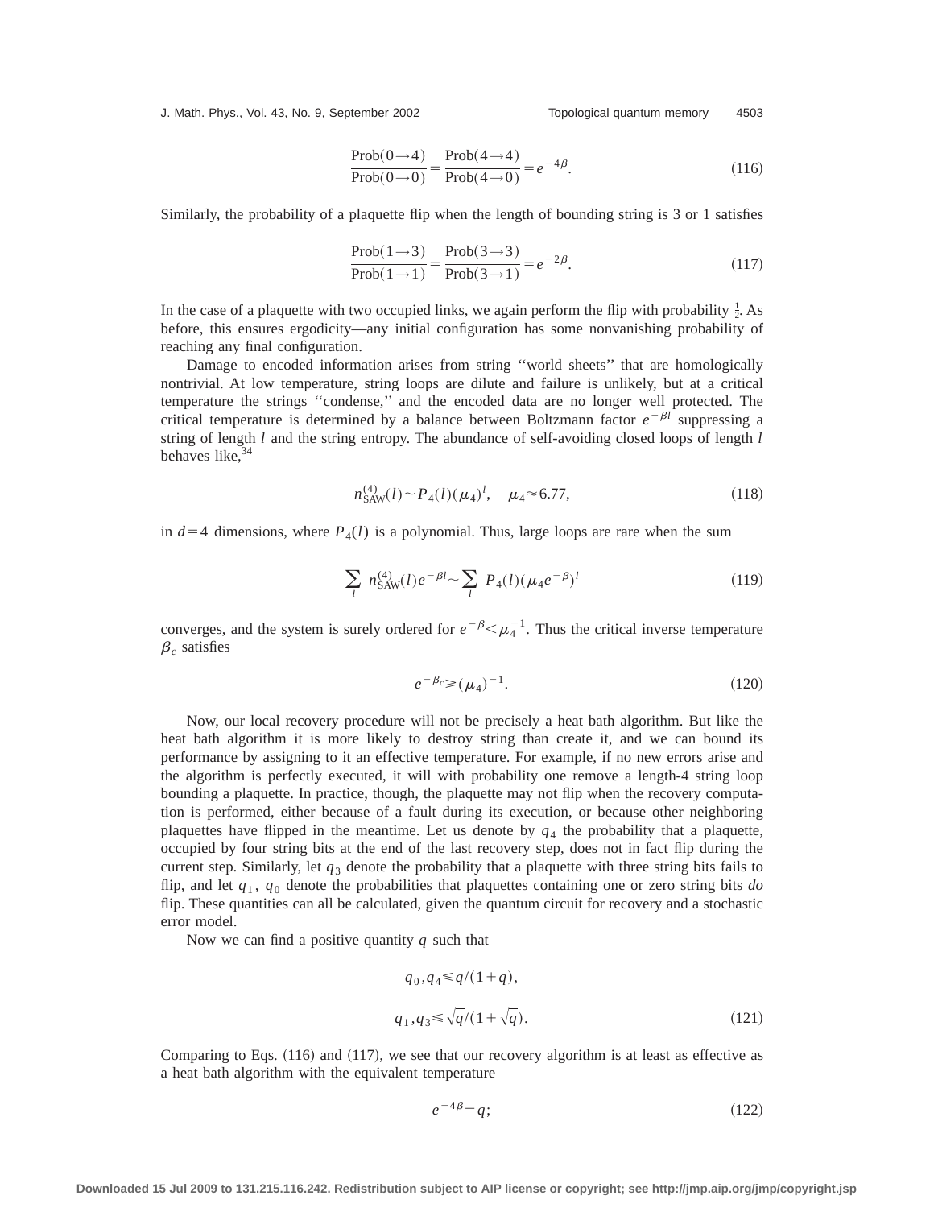$$\frac{\text{Prob}(0\to 4)}{\text{Prob}(0\to 0)} = \frac{\text{Prob}(4\to 4)}{\text{Prob}(4\to 0)} = e^{-4\beta}. \tag{116}$$

Similarly, the probability of a plaquette flip when the length of bounding string is 3 or 1 satisfies

$$\frac{\text{Prob}(1\to 3)}{\text{Prob}(1\to 1)} = \frac{\text{Prob}(3\to 3)}{\text{Prob}(3\to 1)} = e^{-2\beta}. \tag{117}$$

In the case of a plaquette with two occupied links, we again perform the flip with probability $\frac{1}{2}$. As before, this ensures ergodicity—any initial configuration has some nonvanishing probability of reaching any final configuration.

Damage to encoded information arises from string "world sheets" that are homologically nontrivial. At low temperature, string loops are dilute and failure is unlikely, but at a critical temperature the strings "condense," and the encoded data are no longer well protected. The critical temperature is determined by a balance between Boltzmann factor $e^{-\beta l}$ suppressing a string of length $l$ and the string entropy. The abundance of self-avoiding closed loops of length $l$ behaves like,[34]

$$n_{\text{SAW}}^{(4)}(l) \sim P_4(l)(\mu_4)^l, \quad \mu_4 \approx 6.77, \tag{118}$$

in $d=4$ dimensions, where $P_4(l)$ is a polynomial. Thus, large loops are rare when the sum

$$\sum_l n_{\text{SAW}}^{(4)}(l) e^{-\beta l} \sim \sum_l P_4(l)(\mu_4 e^{-\beta})^l \tag{119}$$

converges, and the system is surely ordered for $e^{-\beta} < \mu_4^{-1}$. Thus the critical inverse temperature $\beta_c$ satisfies

$$e^{-\beta_c} \geqslant (\mu_4)^{-1}. \tag{120}$$

Now, our local recovery procedure will not be precisely a heat bath algorithm. But like the heat bath algorithm it is more likely to destroy string than create it, and we can bound its performance by assigning to it an effective temperature. For example, if no new errors arise and the algorithm is perfectly executed, it will with probability one remove a length-4 string loop bounding a plaquette. In practice, though, the plaquette may not flip when the recovery computation is performed, either because of a fault during its execution, or because other neighboring plaquettes have flipped in the meantime. Let us denote by $q_4$ the probability that a plaquette, occupied by four string bits at the end of the last recovery step, does not in fact flip during the current step. Similarly, let $q_3$ denote the probability that a plaquette with three string bits fails to flip, and let $q_1$, $q_0$ denote the probabilities that plaquettes containing one or zero string bits *do* flip. These quantities can all be calculated, given the quantum circuit for recovery and a stochastic error model.

Now we can find a positive quantity $q$ such that

$$\begin{aligned} &q_0, q_4 \leqslant q/(1+q), \\ &q_1, q_3 \leqslant \sqrt{q}/(1+\sqrt{q}). \end{aligned} \tag{121}$$

Comparing to Eqs. (116) and (117), we see that our recovery algorithm is at least as effective as a heat bath algorithm with the equivalent temperature

$$e^{-4\beta} = q; \tag{122}$$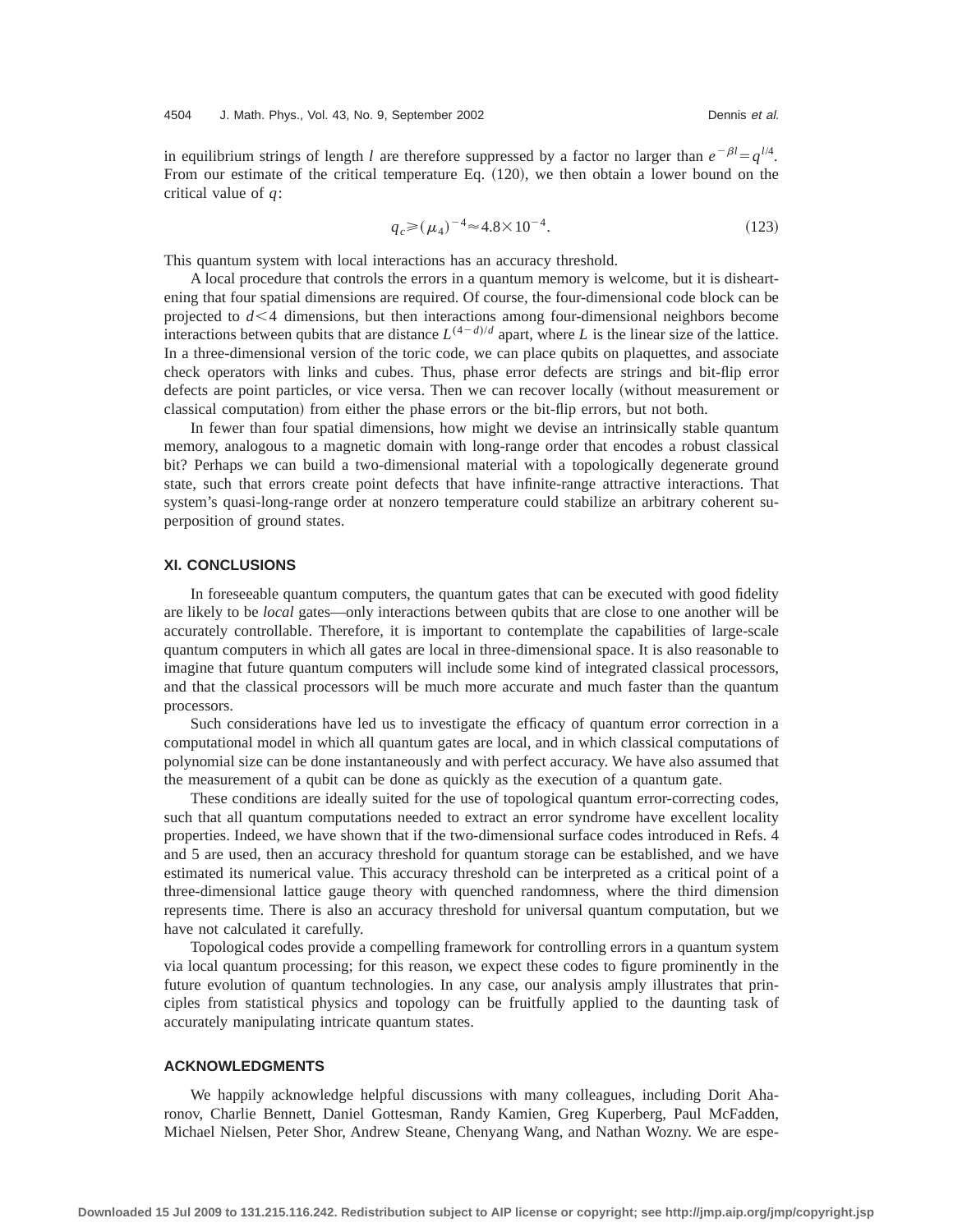in equilibrium strings of length $l$ are therefore suppressed by a factor no larger than $e^{-\beta l}=q^{l/4}$. From our estimate of the critical temperature Eq. (120), we then obtain a lower bound on the critical value of $q$:

$$q_c \geqslant (\mu_4)^{-4} \approx 4.8\times 10^{-4}. \tag{123}$$

This quantum system with local interactions has an accuracy threshold.

A local procedure that controls the errors in a quantum memory is welcome, but it is disheartening that four spatial dimensions are required. Of course, the four-dimensional code block can be projected to $d<4$ dimensions, but then interactions among four-dimensional neighbors become interactions between qubits that are distance $L^{(4-d)/d}$ apart, where $L$ is the linear size of the lattice. In a three-dimensional version of the toric code, we can place qubits on plaquettes, and associate check operators with links and cubes. Thus, phase error defects are strings and bit-flip error defects are point particles, or vice versa. Then we can recover locally (without measurement or classical computation) from either the phase errors or the bit-flip errors, but not both.

In fewer than four spatial dimensions, how might we devise an intrinsically stable quantum memory, analogous to a magnetic domain with long-range order that encodes a robust classical bit? Perhaps we can build a two-dimensional material with a topologically degenerate ground state, such that errors create point defects that have infinite-range attractive interactions. That system's quasi-long-range order at nonzero temperature could stabilize an arbitrary coherent superposition of ground states.

## XI. CONCLUSIONS

In foreseeable quantum computers, the quantum gates that can be executed with good fidelity are likely to be *local* gates—only interactions between qubits that are close to one another will be accurately controllable. Therefore, it is important to contemplate the capabilities of large-scale quantum computers in which all gates are local in three-dimensional space. It is also reasonable to imagine that future quantum computers will include some kind of integrated classical processors, and that the classical processors will be much more accurate and much faster than the quantum processors.

Such considerations have led us to investigate the efficacy of quantum error correction in a computational model in which all quantum gates are local, and in which classical computations of polynomial size can be done instantaneously and with perfect accuracy. We have also assumed that the measurement of a qubit can be done as quickly as the execution of a quantum gate.

These conditions are ideally suited for the use of topological quantum error-correcting codes, such that all quantum computations needed to extract an error syndrome have excellent locality properties. Indeed, we have shown that if the two-dimensional surface codes introduced in Refs. 4 and 5 are used, then an accuracy threshold for quantum storage can be established, and we have estimated its numerical value. This accuracy threshold can be interpreted as a critical point of a three-dimensional lattice gauge theory with quenched randomness, where the third dimension represents time. There is also an accuracy threshold for universal quantum computation, but we have not calculated it carefully.

Topological codes provide a compelling framework for controlling errors in a quantum system via local quantum processing; for this reason, we expect these codes to figure prominently in the future evolution of quantum technologies. In any case, our analysis amply illustrates that principles from statistical physics and topology can be fruitfully applied to the daunting task of accurately manipulating intricate quantum states.

## ACKNOWLEDGMENTS

We happily acknowledge helpful discussions with many colleagues, including Dorit Aharonov, Charlie Bennett, Daniel Gottesman, Randy Kamien, Greg Kuperberg, Paul McFadden, Michael Nielsen, Peter Shor, Andrew Steane, Chenyang Wang, and Nathan Wozny. We are espe-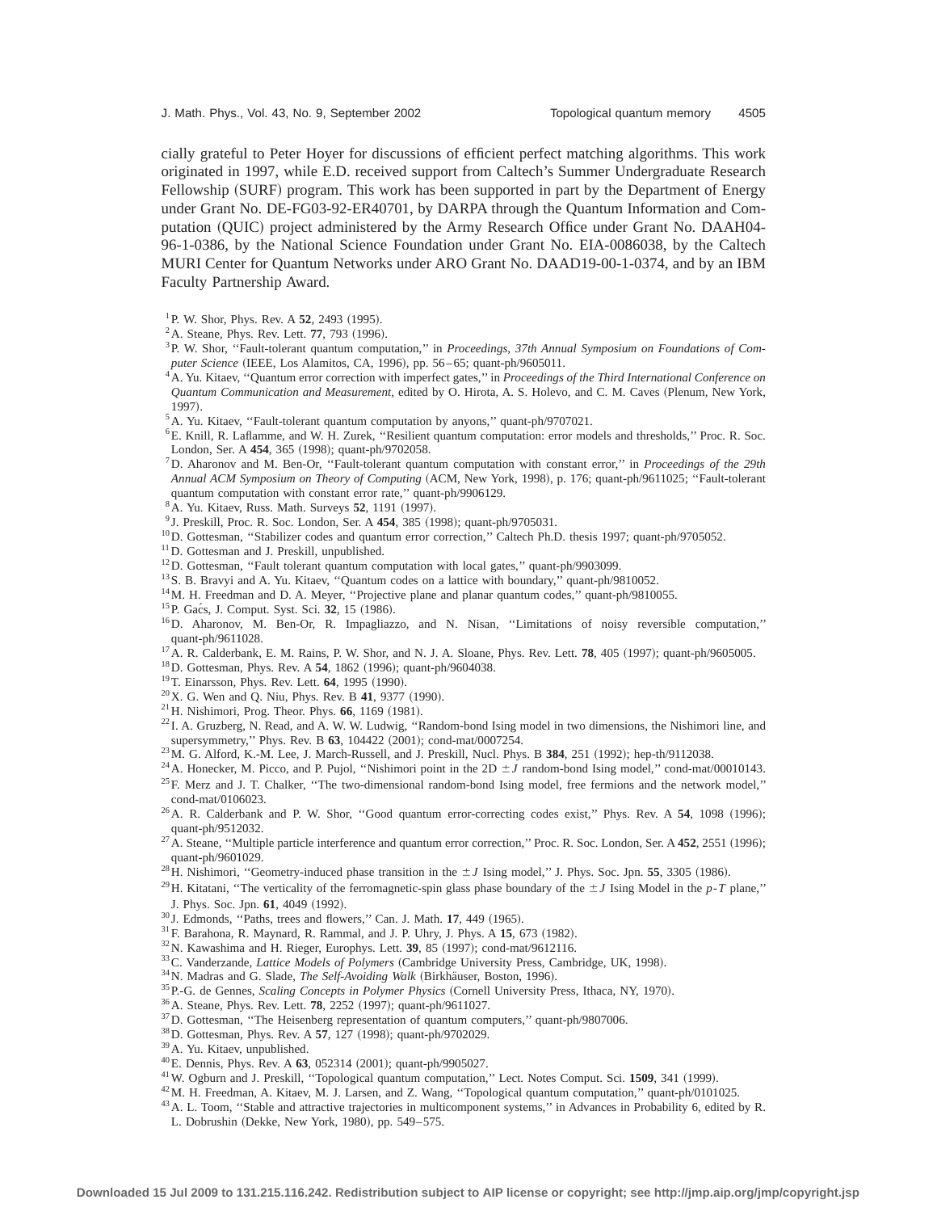cially grateful to Peter Hoyer for discussions of efficient perfect matching algorithms. This work originated in 1997, while E.D. received support from Caltech's Summer Undergraduate Research Fellowship (SURF) program. This work has been supported in part by the Department of Energy under Grant No. DE-FG03-92-ER40701, by DARPA through the Quantum Information and Computation (QUIC) project administered by the Army Research Office under Grant No. DAAH04-96-1-0386, by the National Science Foundation under Grant No. EIA-0086038, by the Caltech MURI Center for Quantum Networks under ARO Grant No. DAAD19-00-1-0374, and by an IBM Faculty Partnership Award.

[1] P. W. Shor, Phys. Rev. A **52**, 2493 (1995).
[2] A. Steane, Phys. Rev. Lett. **77**, 793 (1996).
[3] P. W. Shor, ''Fault-tolerant quantum computation,'' in *Proceedings, 37th Annual Symposium on Foundations of Computer Science* (IEEE, Los Alamitos, CA, 1996), pp. 56–65; quant-ph/9605011.
[4] A. Yu. Kitaev, ''Quantum error correction with imperfect gates,'' in *Proceedings of the Third International Conference on Quantum Communication and Measurement*, edited by O. Hirota, A. S. Holevo, and C. M. Caves (Plenum, New York, 1997).
[5] A. Yu. Kitaev, ''Fault-tolerant quantum computation by anyons,'' quant-ph/9707021.
[6] E. Knill, R. Laflamme, and W. H. Zurek, ''Resilient quantum computation: error models and thresholds,'' Proc. R. Soc. London, Ser. A **454**, 365 (1998); quant-ph/9702058.
[7] D. Aharonov and M. Ben-Or, ''Fault-tolerant quantum computation with constant error,'' in *Proceedings of the 29th Annual ACM Symposium on Theory of Computing* (ACM, New York, 1998), p. 176; quant-ph/9611025; ''Fault-tolerant quantum computation with constant error rate,'' quant-ph/9906129.
[8] A. Yu. Kitaev, Russ. Math. Surveys **52**, 1191 (1997).
[9] J. Preskill, Proc. R. Soc. London, Ser. A **454**, 385 (1998); quant-ph/9705031.
[10] D. Gottesman, ''Stabilizer codes and quantum error correction,'' Caltech Ph.D. thesis 1997; quant-ph/9705052.
[11] D. Gottesman and J. Preskill, unpublished.
[12] D. Gottesman, ''Fault tolerant quantum computation with local gates,'' quant-ph/9903099.
[13] S. B. Bravyi and A. Yu. Kitaev, ''Quantum codes on a lattice with boundary,'' quant-ph/9810052.
[14] M. H. Freedman and D. A. Meyer, ''Projective plane and planar quantum codes,'' quant-ph/9810055.
[15] P. Gaćs, J. Comput. Syst. Sci. **32**, 15 (1986).
[16] D. Aharonov, M. Ben-Or, R. Impagliazzo, and N. Nisan, ''Limitations of noisy reversible computation,'' quant-ph/9611028.
[17] A. R. Calderbank, E. M. Rains, P. W. Shor, and N. J. A. Sloane, Phys. Rev. Lett. **78**, 405 (1997); quant-ph/9605005.
[18] D. Gottesman, Phys. Rev. A **54**, 1862 (1996); quant-ph/9604038.
[19] T. Einarsson, Phys. Rev. Lett. **64**, 1995 (1990).
[20] X. G. Wen and Q. Niu, Phys. Rev. B **41**, 9377 (1990).
[21] H. Nishimori, Prog. Theor. Phys. **66**, 1169 (1981).
[22] I. A. Gruzberg, N. Read, and A. W. W. Ludwig, ''Random-bond Ising model in two dimensions, the Nishimori line, and supersymmetry,'' Phys. Rev. B **63**, 104422 (2001); cond-mat/0007254.
[23] M. G. Alford, K.-M. Lee, J. March-Russell, and J. Preskill, Nucl. Phys. B **384**, 251 (1992); hep-th/9112038.
[24] A. Honecker, M. Picco, and P. Pujol, ''Nishimori point in the 2D $\pm J$ random-bond Ising model,'' cond-mat/00010143.
[25] F. Merz and J. T. Chalker, ''The two-dimensional random-bond Ising model, free fermions and the network model,'' cond-mat/0106023.
[26] A. R. Calderbank and P. W. Shor, ''Good quantum error-correcting codes exist,'' Phys. Rev. A **54**, 1098 (1996); quant-ph/9512032.
[27] A. Steane, ''Multiple particle interference and quantum error correction,'' Proc. R. Soc. London, Ser. A **452**, 2551 (1996); quant-ph/9601029.
[28] H. Nishimori, ''Geometry-induced phase transition in the $\pm J$ Ising model,'' J. Phys. Soc. Jpn. **55**, 3305 (1986).
[29] H. Kitatani, ''The verticality of the ferromagnetic-spin glass phase boundary of the $\pm J$ Ising Model in the $p$-$T$ plane,'' J. Phys. Soc. Jpn. **61**, 4049 (1992).
[30] J. Edmonds, ''Paths, trees and flowers,'' Can. J. Math. **17**, 449 (1965).
[31] F. Barahona, R. Maynard, R. Rammal, and J. P. Uhry, J. Phys. A **15**, 673 (1982).
[32] N. Kawashima and H. Rieger, Europhys. Lett. **39**, 85 (1997); cond-mat/9612116.
[33] C. Vanderzande, *Lattice Models of Polymers* (Cambridge University Press, Cambridge, UK, 1998).
[34] N. Madras and G. Slade, *The Self-Avoiding Walk* (Birkhäuser, Boston, 1996).
[35] P.-G. de Gennes, *Scaling Concepts in Polymer Physics* (Cornell University Press, Ithaca, NY, 1970).
[36] A. Steane, Phys. Rev. Lett. **78**, 2252 (1997); quant-ph/9611027.
[37] D. Gottesman, ''The Heisenberg representation of quantum computers,'' quant-ph/9807006.
[38] D. Gottesman, Phys. Rev. A **57**, 127 (1998); quant-ph/9702029.
[39] A. Yu. Kitaev, unpublished.
[40] E. Dennis, Phys. Rev. A **63**, 052314 (2001); quant-ph/9905027.
[41] W. Ogburn and J. Preskill, ''Topological quantum computation,'' Lect. Notes Comput. Sci. **1509**, 341 (1999).
[42] M. H. Freedman, A. Kitaev, M. J. Larsen, and Z. Wang, ''Topological quantum computation,'' quant-ph/0101025.
[43] A. L. Toom, ''Stable and attractive trajectories in multicomponent systems,'' in Advances in Probability 6, edited by R. L. Dobrushin (Dekke, New York, 1980), pp. 549–575.